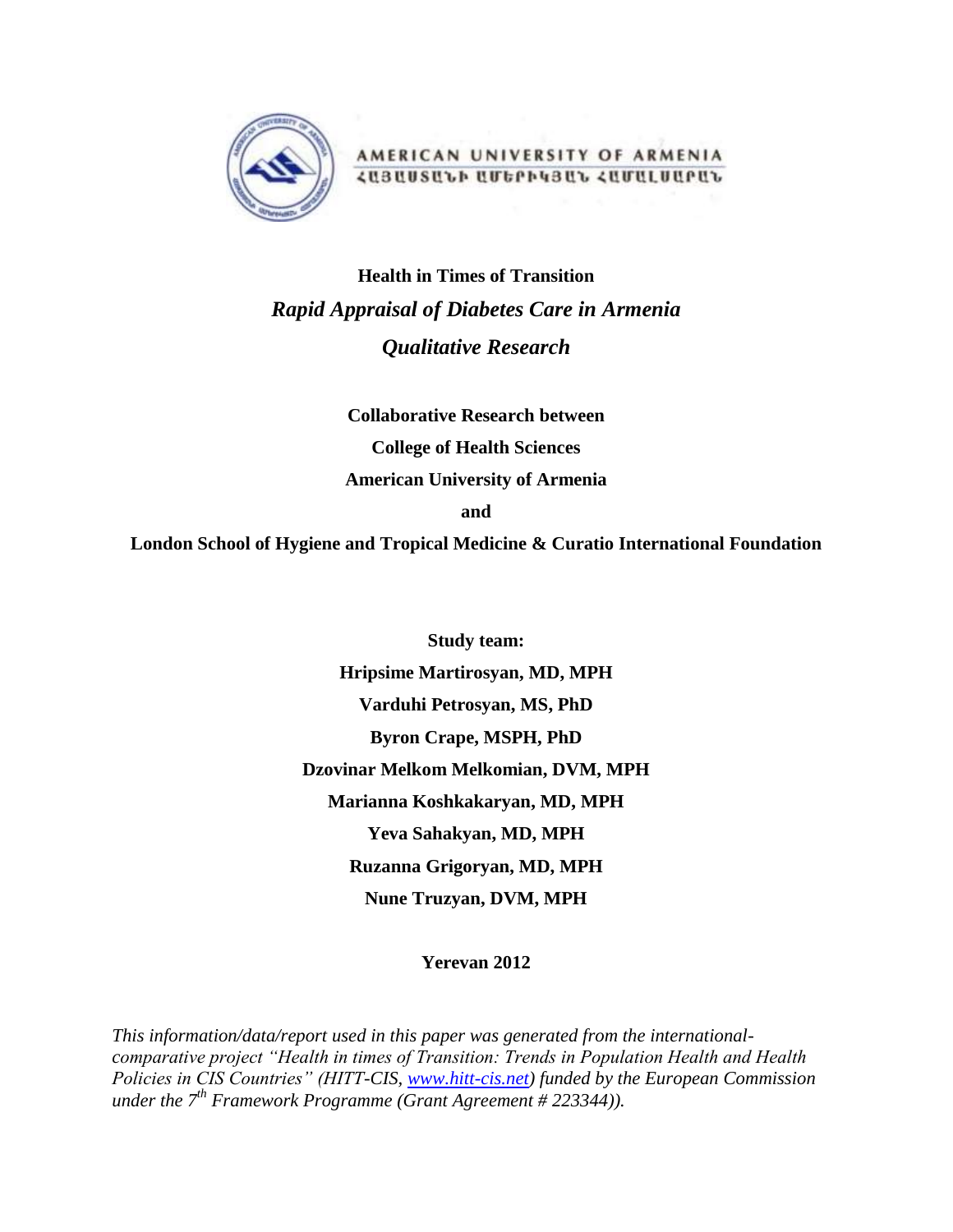AMERICAN UNIVERSITY OF ARMENIA

ՀԱՅԱՍՏԱՆԻ ԱՄԵՐԻԿՅԱՆ ՀԱՄԱԼՍԱՐԱՆ

# Health in Times of Transition

## *Rapid Appraisal of Diabetes Care in Armenia*

## *Qualitative Research*

**Collaborative Research between**

**College of Health Sciences**

**American University of Armenia**

**and**

**London School of Hygiene and Tropical Medicine & Curatio International Foundation**

**Study team:**

**Hripsime Martirosyan, MD, MPH**

**Varduhi Petrosyan, MS, PhD**

**Byron Crape, MSPH, PhD**

**Dzovinar Melkom Melkomian, DVM, MPH**

**Marianna Koshkakaryan, MD, MPH**

**Yeva Sahakyan, MD, MPH**

**Ruzanna Grigoryan, MD, MPH**

**Nune Truzyan, DVM, MPH**

**Yerevan 2012**

*This information/data/report used in this paper was generated from the international-comparative project "Health in times of Transition: Trends in Population Health and Health Policies in CIS Countries" (HITT-CIS, www.hitt-cis.net) funded by the European Commission under the 7th Framework Programme (Grant Agreement # 223344)).*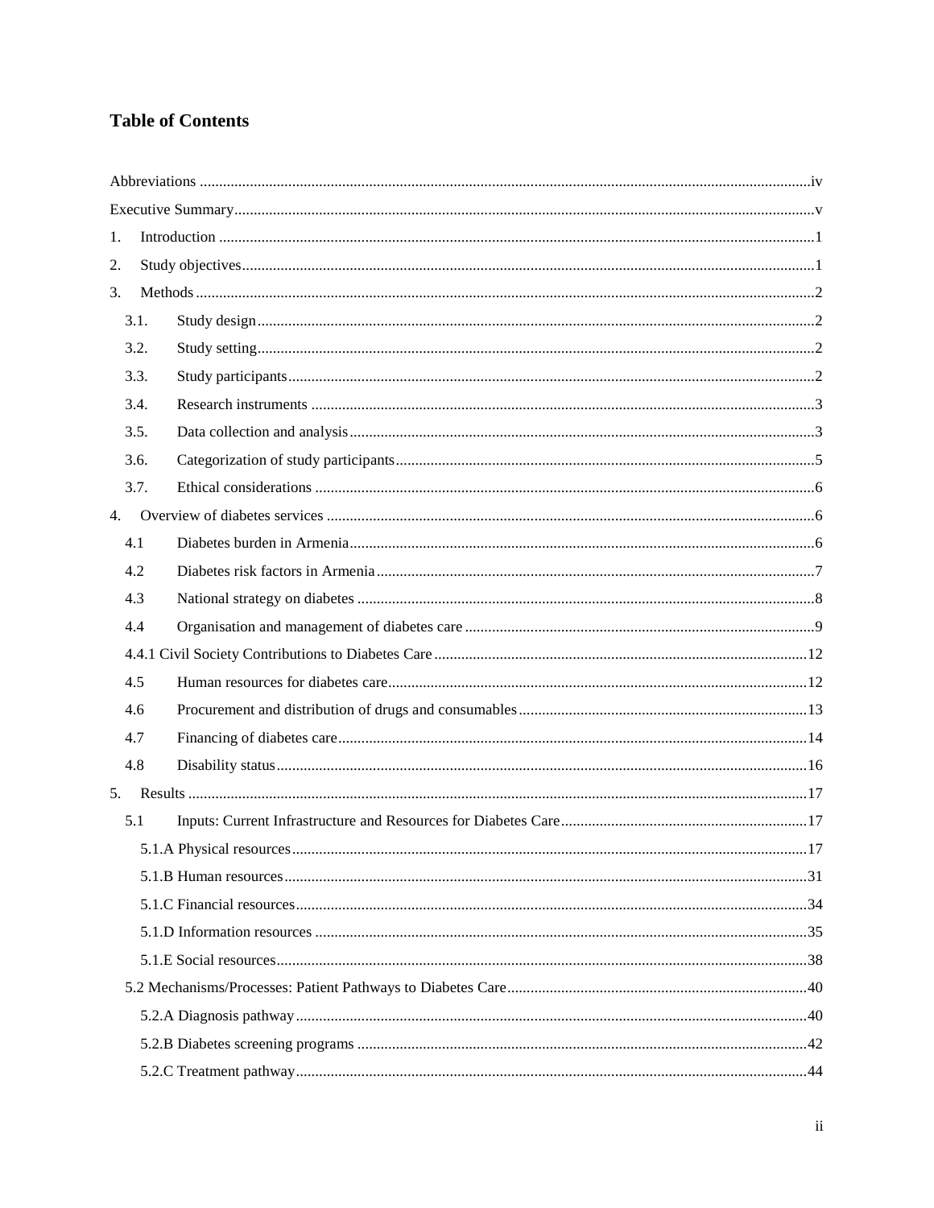## Table of Contents

Abbreviations ....................................................................................................................................iv

Executive Summary.............................................................................................................................v

1. Introduction ......................................................................................................................................1

2. Study objectives...............................................................................................................................1

3. Methods ............................................................................................................................................2

   3.1. Study design ...............................................................................................................................2

   3.2. Study setting ...............................................................................................................................2

   3.3. Study participants .......................................................................................................................2

   3.4. Research instruments .................................................................................................................3

   3.5. Data collection and analysis........................................................................................................3

   3.6. Categorization of study participants............................................................................................5

   3.7. Ethical considerations .................................................................................................................6

4. Overview of diabetes services ...........................................................................................................6

   4.1 Diabetes burden in Armenia.........................................................................................................6

   4.2 Diabetes risk factors in Armenia...................................................................................................7

   4.3 National strategy on diabetes .......................................................................................................8

   4.4 Organisation and management of diabetes care ..........................................................................9

   4.4.1 Civil Society Contributions to Diabetes Care ...........................................................................12

   4.5 Human resources for diabetes care............................................................................................12

   4.6 Procurement and distribution of drugs and consumables...........................................................13

   4.7 Financing of diabetes care..........................................................................................................14

   4.8 Disability status..........................................................................................................................16

5. Results ............................................................................................................................................17

   5.1 Inputs: Current Infrastructure and Resources for Diabetes Care ................................................17

      5.1.A Physical resources.................................................................................................................17

      5.1.B Human resources...................................................................................................................31

      5.1.C Financial resources.................................................................................................................34

      5.1.D Information resources ............................................................................................................35

      5.1.E Social resources......................................................................................................................38

   5.2 Mechanisms/Processes: Patient Pathways to Diabetes Care .......................................................40

      5.2.A Diagnosis pathway..................................................................................................................40

      5.2.B Diabetes screening programs .................................................................................................42

      5.2.C Treatment pathway.................................................................................................................44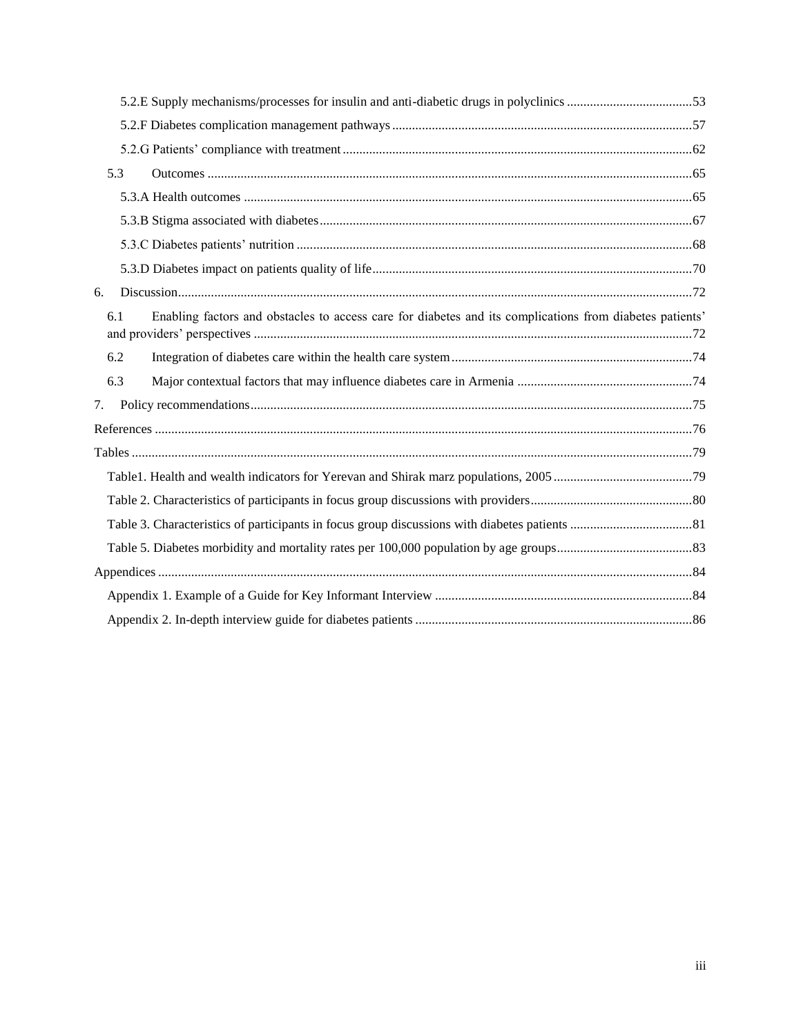5.2.E Supply mechanisms/processes for insulin and anti-diabetic drugs in polyclinics ......................................53

5.2.F Diabetes complication management pathways ..........................................................................................57

5.2.G Patients' compliance with treatment .........................................................................................................62

5.3 Outcomes .................................................................................................................................................65

5.3.A Health outcomes .......................................................................................................................................65

5.3.B Stigma associated with diabetes ................................................................................................................67

5.3.C Diabetes patients' nutrition .......................................................................................................................68

5.3.D Diabetes impact on patients quality of life ................................................................................................70

6. Discussion ...........................................................................................................................................................72

6.1 Enabling factors and obstacles to access care for diabetes and its complications from diabetes patients' and providers' perspectives ....................................................................................................................................72

6.2 Integration of diabetes care within the health care system .........................................................................74

6.3 Major contextual factors that may influence diabetes care in Armenia .....................................................74

7. Policy recommendations .....................................................................................................................................75

References ..................................................................................................................................................................76

Tables .........................................................................................................................................................................79

Table1. Health and wealth indicators for Yerevan and Shirak marz populations, 2005 ..........................................79

Table 2. Characteristics of participants in focus group discussions with providers .................................................80

Table 3. Characteristics of participants in focus group discussions with diabetes patients .....................................81

Table 5. Diabetes morbidity and mortality rates per 100,000 population by age groups .........................................83

Appendices .................................................................................................................................................................84

Appendix 1. Example of a Guide for Key Informant Interview .............................................................................84

Appendix 2. In-depth interview guide for diabetes patients ...................................................................................86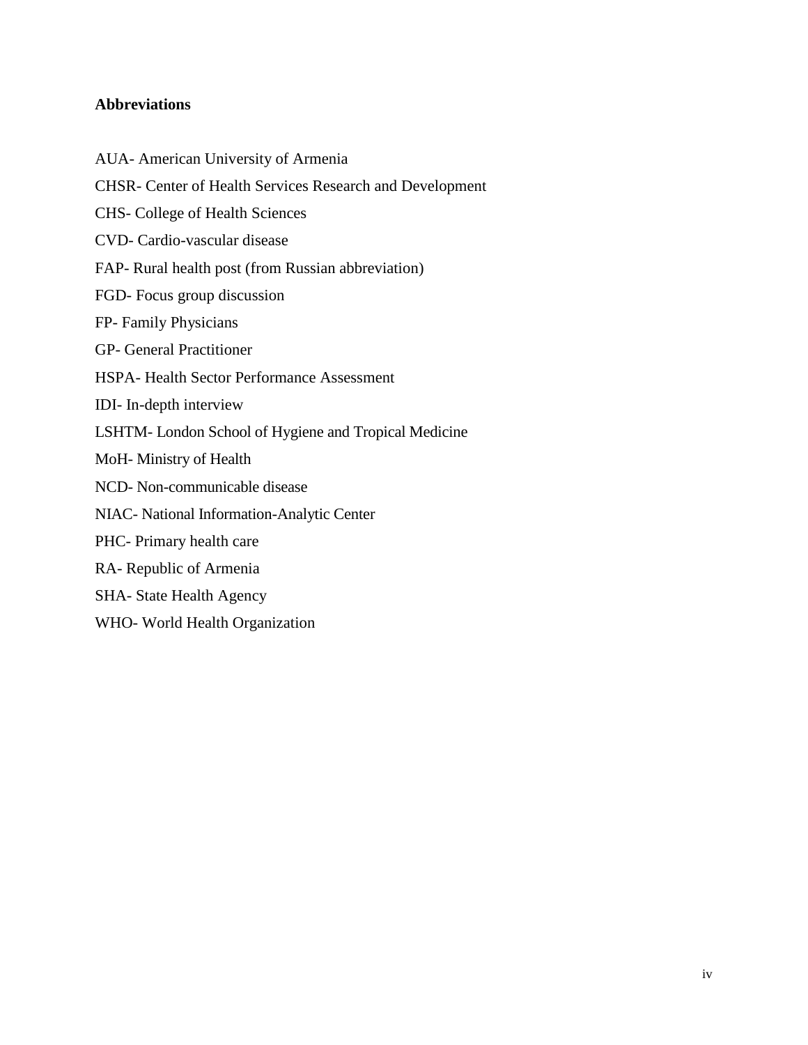**Abbreviations**

AUA- American University of Armenia

CHSR- Center of Health Services Research and Development

CHS- College of Health Sciences

CVD- Cardio-vascular disease

FAP- Rural health post (from Russian abbreviation)

FGD- Focus group discussion

FP- Family Physicians

GP- General Practitioner

HSPA- Health Sector Performance Assessment

IDI- In-depth interview

LSHTM- London School of Hygiene and Tropical Medicine

MoH- Ministry of Health

NCD- Non-communicable disease

NIAC- National Information-Analytic Center

PHC- Primary health care

RA- Republic of Armenia

SHA- State Health Agency

WHO- World Health Organization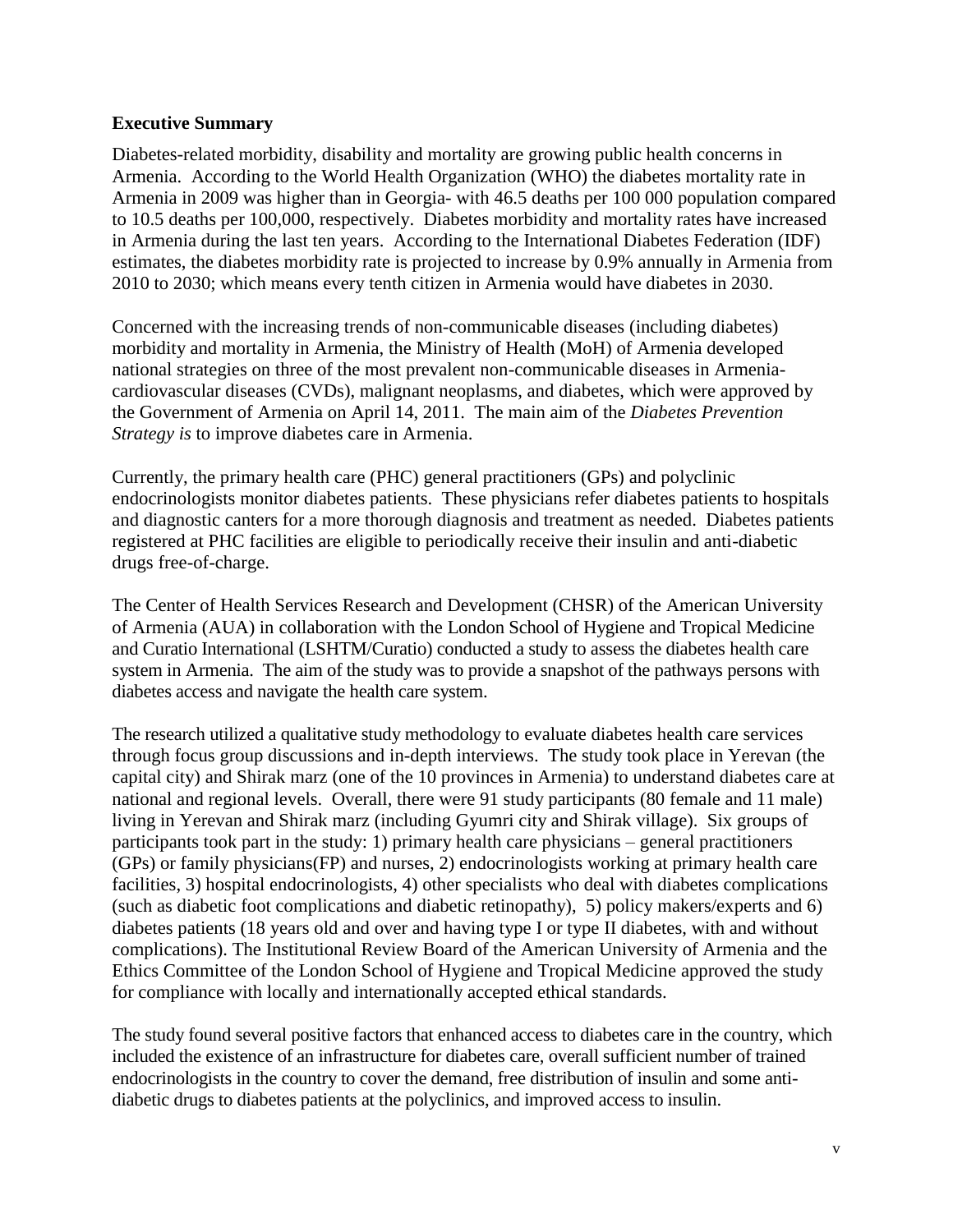**Executive Summary**

Diabetes-related morbidity, disability and mortality are growing public health concerns in Armenia. According to the World Health Organization (WHO) the diabetes mortality rate in Armenia in 2009 was higher than in Georgia- with 46.5 deaths per 100 000 population compared to 10.5 deaths per 100,000, respectively. Diabetes morbidity and mortality rates have increased in Armenia during the last ten years. According to the International Diabetes Federation (IDF) estimates, the diabetes morbidity rate is projected to increase by 0.9% annually in Armenia from 2010 to 2030; which means every tenth citizen in Armenia would have diabetes in 2030.

Concerned with the increasing trends of non-communicable diseases (including diabetes) morbidity and mortality in Armenia, the Ministry of Health (MoH) of Armenia developed national strategies on three of the most prevalent non-communicable diseases in Armenia-cardiovascular diseases (CVDs), malignant neoplasms, and diabetes, which were approved by the Government of Armenia on April 14, 2011. The main aim of the *Diabetes Prevention Strategy is* to improve diabetes care in Armenia.

Currently, the primary health care (PHC) general practitioners (GPs) and polyclinic endocrinologists monitor diabetes patients. These physicians refer diabetes patients to hospitals and diagnostic canters for a more thorough diagnosis and treatment as needed. Diabetes patients registered at PHC facilities are eligible to periodically receive their insulin and anti-diabetic drugs free-of-charge.

The Center of Health Services Research and Development (CHSR) of the American University of Armenia (AUA) in collaboration with the London School of Hygiene and Tropical Medicine and Curatio International (LSHTM/Curatio) conducted a study to assess the diabetes health care system in Armenia. The aim of the study was to provide a snapshot of the pathways persons with diabetes access and navigate the health care system.

The research utilized a qualitative study methodology to evaluate diabetes health care services through focus group discussions and in-depth interviews. The study took place in Yerevan (the capital city) and Shirak marz (one of the 10 provinces in Armenia) to understand diabetes care at national and regional levels. Overall, there were 91 study participants (80 female and 11 male) living in Yerevan and Shirak marz (including Gyumri city and Shirak village). Six groups of participants took part in the study: 1) primary health care physicians – general practitioners (GPs) or family physicians(FP) and nurses, 2) endocrinologists working at primary health care facilities, 3) hospital endocrinologists, 4) other specialists who deal with diabetes complications (such as diabetic foot complications and diabetic retinopathy), 5) policy makers/experts and 6) diabetes patients (18 years old and over and having type I or type II diabetes, with and without complications). The Institutional Review Board of the American University of Armenia and the Ethics Committee of the London School of Hygiene and Tropical Medicine approved the study for compliance with locally and internationally accepted ethical standards.

The study found several positive factors that enhanced access to diabetes care in the country, which included the existence of an infrastructure for diabetes care, overall sufficient number of trained endocrinologists in the country to cover the demand, free distribution of insulin and some anti-diabetic drugs to diabetes patients at the polyclinics, and improved access to insulin.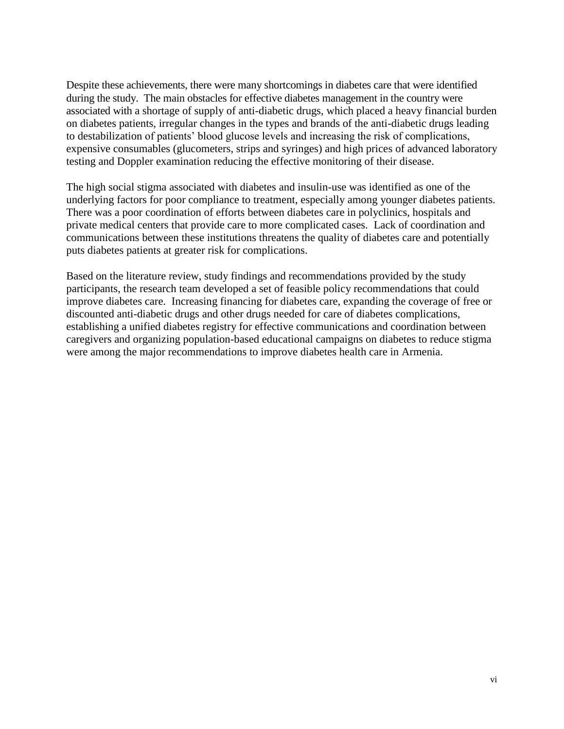Despite these achievements, there were many shortcomings in diabetes care that were identified during the study. The main obstacles for effective diabetes management in the country were associated with a shortage of supply of anti-diabetic drugs, which placed a heavy financial burden on diabetes patients, irregular changes in the types and brands of the anti-diabetic drugs leading to destabilization of patients' blood glucose levels and increasing the risk of complications, expensive consumables (glucometers, strips and syringes) and high prices of advanced laboratory testing and Doppler examination reducing the effective monitoring of their disease.

The high social stigma associated with diabetes and insulin-use was identified as one of the underlying factors for poor compliance to treatment, especially among younger diabetes patients. There was a poor coordination of efforts between diabetes care in polyclinics, hospitals and private medical centers that provide care to more complicated cases. Lack of coordination and communications between these institutions threatens the quality of diabetes care and potentially puts diabetes patients at greater risk for complications.

Based on the literature review, study findings and recommendations provided by the study participants, the research team developed a set of feasible policy recommendations that could improve diabetes care. Increasing financing for diabetes care, expanding the coverage of free or discounted anti-diabetic drugs and other drugs needed for care of diabetes complications, establishing a unified diabetes registry for effective communications and coordination between caregivers and organizing population-based educational campaigns on diabetes to reduce stigma were among the major recommendations to improve diabetes health care in Armenia.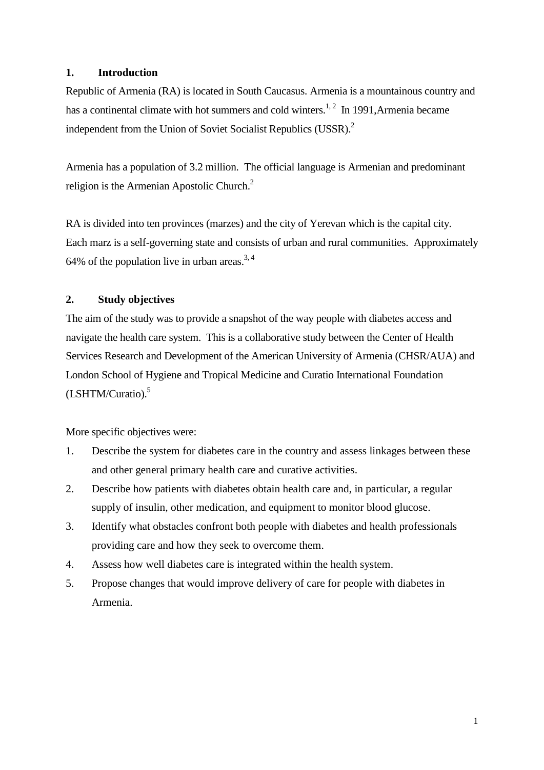## 1. Introduction

Republic of Armenia (RA) is located in South Caucasus. Armenia is a mountainous country and has a continental climate with hot summers and cold winters.[1, 2] In 1991,Armenia became independent from the Union of Soviet Socialist Republics (USSR).[2]

Armenia has a population of 3.2 million. The official language is Armenian and predominant religion is the Armenian Apostolic Church.[2]

RA is divided into ten provinces (marzes) and the city of Yerevan which is the capital city. Each marz is a self-governing state and consists of urban and rural communities. Approximately 64% of the population live in urban areas.[3, 4]

## 2. Study objectives

The aim of the study was to provide a snapshot of the way people with diabetes access and navigate the health care system. This is a collaborative study between the Center of Health Services Research and Development of the American University of Armenia (CHSR/AUA) and London School of Hygiene and Tropical Medicine and Curatio International Foundation (LSHTM/Curatio).[5]

More specific objectives were:

1. Describe the system for diabetes care in the country and assess linkages between these and other general primary health care and curative activities.
2. Describe how patients with diabetes obtain health care and, in particular, a regular supply of insulin, other medication, and equipment to monitor blood glucose.
3. Identify what obstacles confront both people with diabetes and health professionals providing care and how they seek to overcome them.
4. Assess how well diabetes care is integrated within the health system.
5. Propose changes that would improve delivery of care for people with diabetes in Armenia.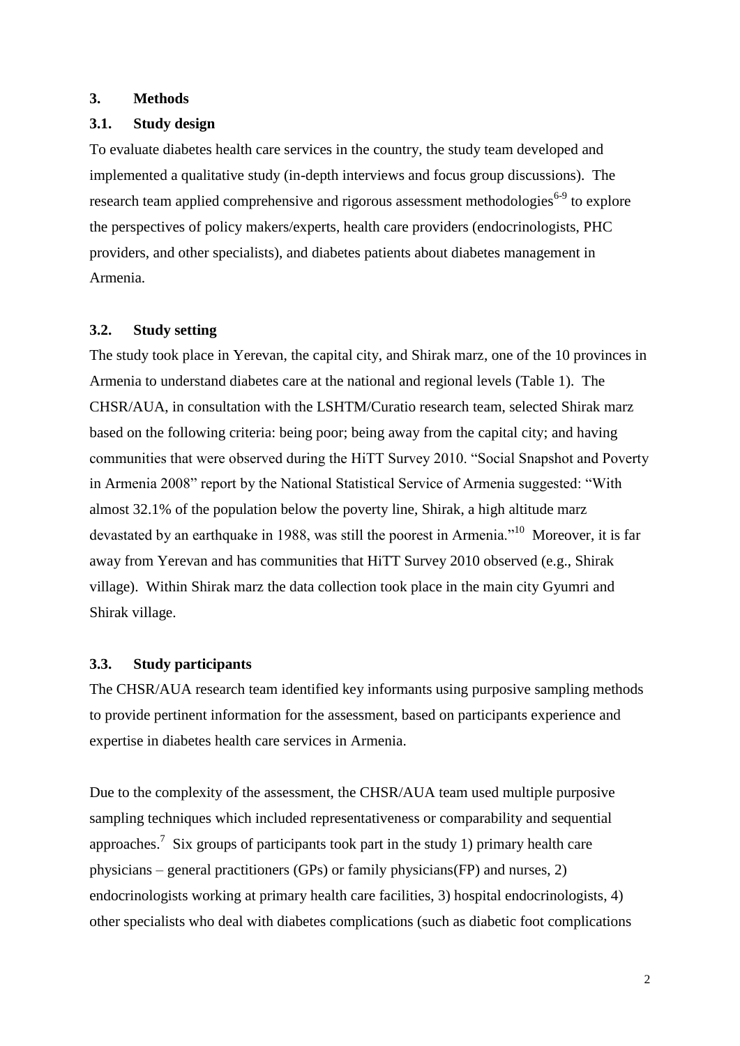## 3. Methods

### 3.1. Study design

To evaluate diabetes health care services in the country, the study team developed and implemented a qualitative study (in-depth interviews and focus group discussions). The research team applied comprehensive and rigorous assessment methodologies[6-9] to explore the perspectives of policy makers/experts, health care providers (endocrinologists, PHC providers, and other specialists), and diabetes patients about diabetes management in Armenia.

### 3.2. Study setting

The study took place in Yerevan, the capital city, and Shirak marz, one of the 10 provinces in Armenia to understand diabetes care at the national and regional levels (Table 1). The CHSR/AUA, in consultation with the LSHTM/Curatio research team, selected Shirak marz based on the following criteria: being poor; being away from the capital city; and having communities that were observed during the HiTT Survey 2010. "Social Snapshot and Poverty in Armenia 2008" report by the National Statistical Service of Armenia suggested: "With almost 32.1% of the population below the poverty line, Shirak, a high altitude marz devastated by an earthquake in 1988, was still the poorest in Armenia."[10] Moreover, it is far away from Yerevan and has communities that HiTT Survey 2010 observed (e.g., Shirak village). Within Shirak marz the data collection took place in the main city Gyumri and Shirak village.

### 3.3. Study participants

The CHSR/AUA research team identified key informants using purposive sampling methods to provide pertinent information for the assessment, based on participants experience and expertise in diabetes health care services in Armenia.

Due to the complexity of the assessment, the CHSR/AUA team used multiple purposive sampling techniques which included representativeness or comparability and sequential approaches.[7] Six groups of participants took part in the study 1) primary health care physicians – general practitioners (GPs) or family physicians(FP) and nurses, 2) endocrinologists working at primary health care facilities, 3) hospital endocrinologists, 4) other specialists who deal with diabetes complications (such as diabetic foot complications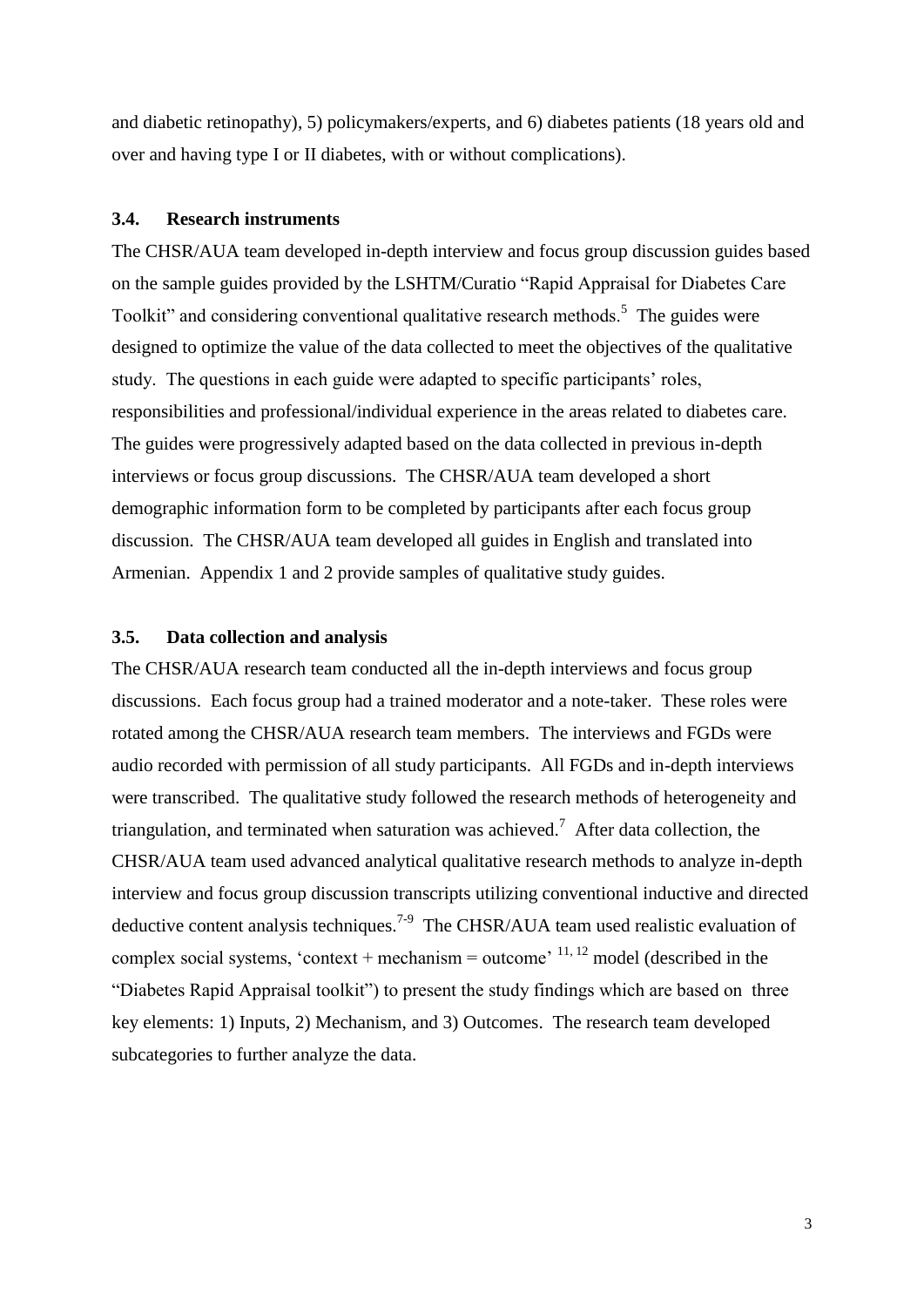and diabetic retinopathy), 5) policymakers/experts, and 6) diabetes patients (18 years old and over and having type I or II diabetes, with or without complications).

### 3.4. Research instruments

The CHSR/AUA team developed in-depth interview and focus group discussion guides based on the sample guides provided by the LSHTM/Curatio "Rapid Appraisal for Diabetes Care Toolkit" and considering conventional qualitative research methods.[5] The guides were designed to optimize the value of the data collected to meet the objectives of the qualitative study. The questions in each guide were adapted to specific participants' roles, responsibilities and professional/individual experience in the areas related to diabetes care. The guides were progressively adapted based on the data collected in previous in-depth interviews or focus group discussions. The CHSR/AUA team developed a short demographic information form to be completed by participants after each focus group discussion. The CHSR/AUA team developed all guides in English and translated into Armenian. Appendix 1 and 2 provide samples of qualitative study guides.

### 3.5. Data collection and analysis

The CHSR/AUA research team conducted all the in-depth interviews and focus group discussions. Each focus group had a trained moderator and a note-taker. These roles were rotated among the CHSR/AUA research team members. The interviews and FGDs were audio recorded with permission of all study participants. All FGDs and in-depth interviews were transcribed. The qualitative study followed the research methods of heterogeneity and triangulation, and terminated when saturation was achieved.[7] After data collection, the CHSR/AUA team used advanced analytical qualitative research methods to analyze in-depth interview and focus group discussion transcripts utilizing conventional inductive and directed deductive content analysis techniques.[7-9] The CHSR/AUA team used realistic evaluation of complex social systems, 'context + mechanism = outcome' [11, 12] model (described in the "Diabetes Rapid Appraisal toolkit") to present the study findings which are based on three key elements: 1) Inputs, 2) Mechanism, and 3) Outcomes. The research team developed subcategories to further analyze the data.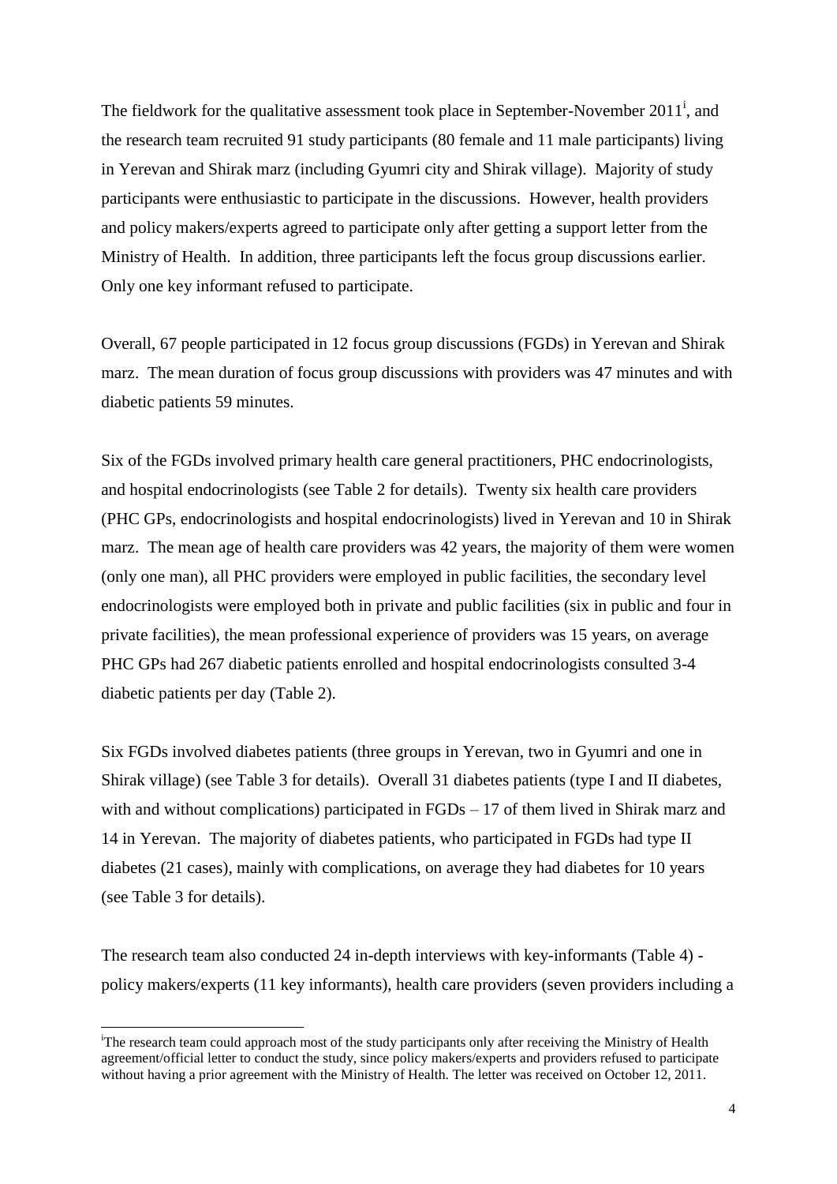The fieldwork for the qualitative assessment took place in September-November 2011[i], and the research team recruited 91 study participants (80 female and 11 male participants) living in Yerevan and Shirak marz (including Gyumri city and Shirak village). Majority of study participants were enthusiastic to participate in the discussions. However, health providers and policy makers/experts agreed to participate only after getting a support letter from the Ministry of Health. In addition, three participants left the focus group discussions earlier. Only one key informant refused to participate.

Overall, 67 people participated in 12 focus group discussions (FGDs) in Yerevan and Shirak marz. The mean duration of focus group discussions with providers was 47 minutes and with diabetic patients 59 minutes.

Six of the FGDs involved primary health care general practitioners, PHC endocrinologists, and hospital endocrinologists (see Table 2 for details). Twenty six health care providers (PHC GPs, endocrinologists and hospital endocrinologists) lived in Yerevan and 10 in Shirak marz. The mean age of health care providers was 42 years, the majority of them were women (only one man), all PHC providers were employed in public facilities, the secondary level endocrinologists were employed both in private and public facilities (six in public and four in private facilities), the mean professional experience of providers was 15 years, on average PHC GPs had 267 diabetic patients enrolled and hospital endocrinologists consulted 3-4 diabetic patients per day (Table 2).

Six FGDs involved diabetes patients (three groups in Yerevan, two in Gyumri and one in Shirak village) (see Table 3 for details). Overall 31 diabetes patients (type I and II diabetes, with and without complications) participated in FGDs – 17 of them lived in Shirak marz and 14 in Yerevan. The majority of diabetes patients, who participated in FGDs had type II diabetes (21 cases), mainly with complications, on average they had diabetes for 10 years (see Table 3 for details).

The research team also conducted 24 in-depth interviews with key-informants (Table 4) - policy makers/experts (11 key informants), health care providers (seven providers including a

[i]The research team could approach most of the study participants only after receiving the Ministry of Health agreement/official letter to conduct the study, since policy makers/experts and providers refused to participate without having a prior agreement with the Ministry of Health. The letter was received on October 12, 2011.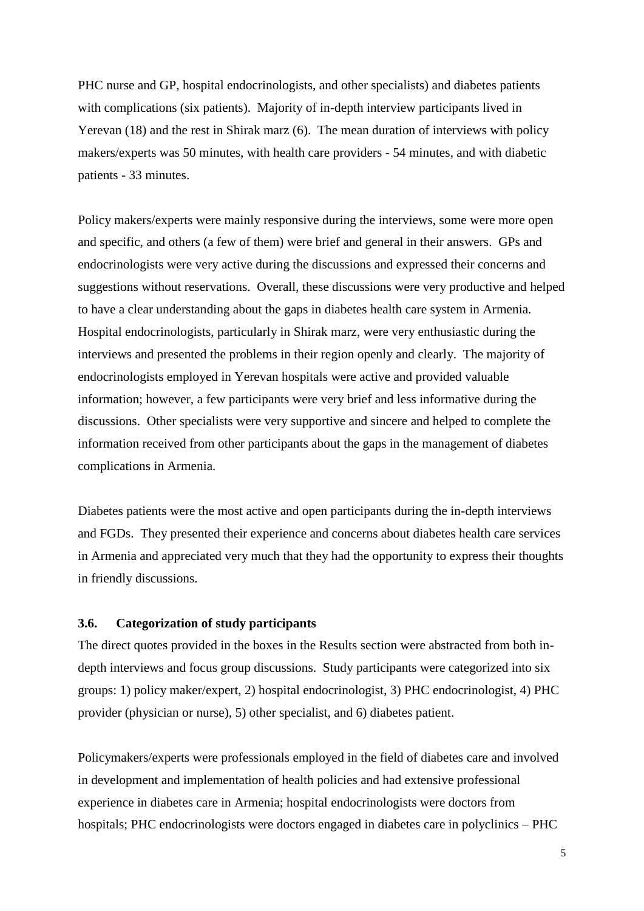PHC nurse and GP, hospital endocrinologists, and other specialists) and diabetes patients with complications (six patients). Majority of in-depth interview participants lived in Yerevan (18) and the rest in Shirak marz (6). The mean duration of interviews with policy makers/experts was 50 minutes, with health care providers - 54 minutes, and with diabetic patients - 33 minutes.

Policy makers/experts were mainly responsive during the interviews, some were more open and specific, and others (a few of them) were brief and general in their answers. GPs and endocrinologists were very active during the discussions and expressed their concerns and suggestions without reservations. Overall, these discussions were very productive and helped to have a clear understanding about the gaps in diabetes health care system in Armenia. Hospital endocrinologists, particularly in Shirak marz, were very enthusiastic during the interviews and presented the problems in their region openly and clearly. The majority of endocrinologists employed in Yerevan hospitals were active and provided valuable information; however, a few participants were very brief and less informative during the discussions. Other specialists were very supportive and sincere and helped to complete the information received from other participants about the gaps in the management of diabetes complications in Armenia.

Diabetes patients were the most active and open participants during the in-depth interviews and FGDs. They presented their experience and concerns about diabetes health care services in Armenia and appreciated very much that they had the opportunity to express their thoughts in friendly discussions.

### 3.6. Categorization of study participants

The direct quotes provided in the boxes in the Results section were abstracted from both in-depth interviews and focus group discussions. Study participants were categorized into six groups: 1) policy maker/expert, 2) hospital endocrinologist, 3) PHC endocrinologist, 4) PHC provider (physician or nurse), 5) other specialist, and 6) diabetes patient.

Policymakers/experts were professionals employed in the field of diabetes care and involved in development and implementation of health policies and had extensive professional experience in diabetes care in Armenia; hospital endocrinologists were doctors from hospitals; PHC endocrinologists were doctors engaged in diabetes care in polyclinics – PHC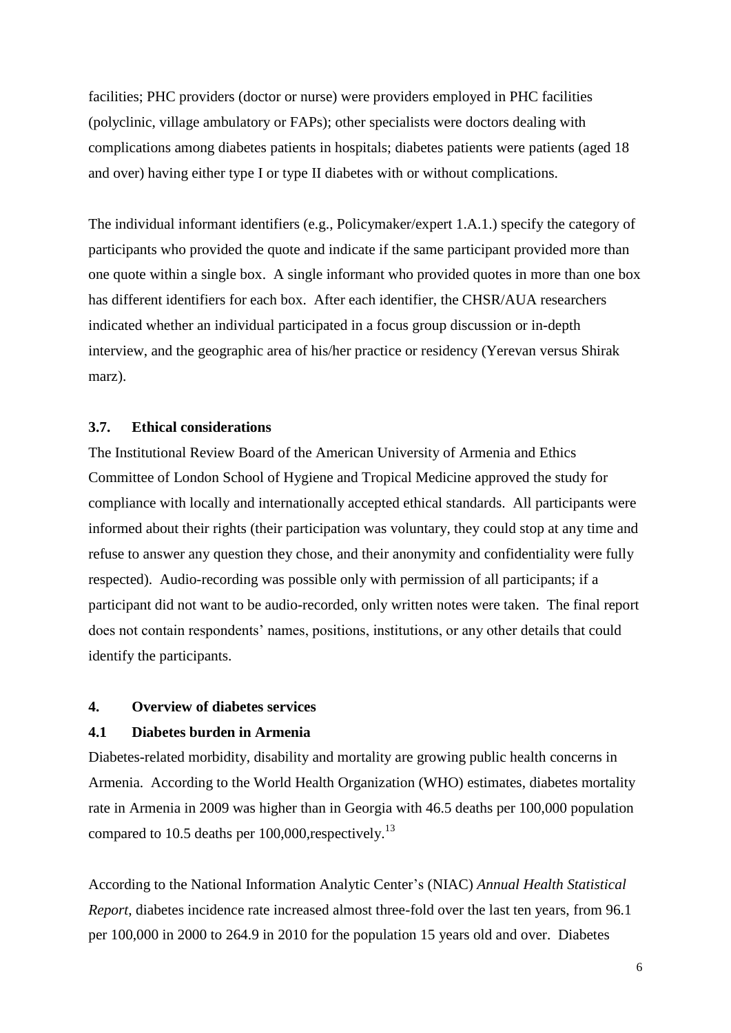facilities; PHC providers (doctor or nurse) were providers employed in PHC facilities (polyclinic, village ambulatory or FAPs); other specialists were doctors dealing with complications among diabetes patients in hospitals; diabetes patients were patients (aged 18 and over) having either type I or type II diabetes with or without complications.

The individual informant identifiers (e.g., Policymaker/expert 1.A.1.) specify the category of participants who provided the quote and indicate if the same participant provided more than one quote within a single box. A single informant who provided quotes in more than one box has different identifiers for each box. After each identifier, the CHSR/AUA researchers indicated whether an individual participated in a focus group discussion or in-depth interview, and the geographic area of his/her practice or residency (Yerevan versus Shirak marz).

### 3.7. Ethical considerations

The Institutional Review Board of the American University of Armenia and Ethics Committee of London School of Hygiene and Tropical Medicine approved the study for compliance with locally and internationally accepted ethical standards. All participants were informed about their rights (their participation was voluntary, they could stop at any time and refuse to answer any question they chose, and their anonymity and confidentiality were fully respected). Audio-recording was possible only with permission of all participants; if a participant did not want to be audio-recorded, only written notes were taken. The final report does not contain respondents' names, positions, institutions, or any other details that could identify the participants.

## 4. Overview of diabetes services

### 4.1 Diabetes burden in Armenia

Diabetes-related morbidity, disability and mortality are growing public health concerns in Armenia. According to the World Health Organization (WHO) estimates, diabetes mortality rate in Armenia in 2009 was higher than in Georgia with 46.5 deaths per 100,000 population compared to 10.5 deaths per 100,000,respectively.[13]

According to the National Information Analytic Center's (NIAC) *Annual Health Statistical Report*, diabetes incidence rate increased almost three-fold over the last ten years, from 96.1 per 100,000 in 2000 to 264.9 in 2010 for the population 15 years old and over. Diabetes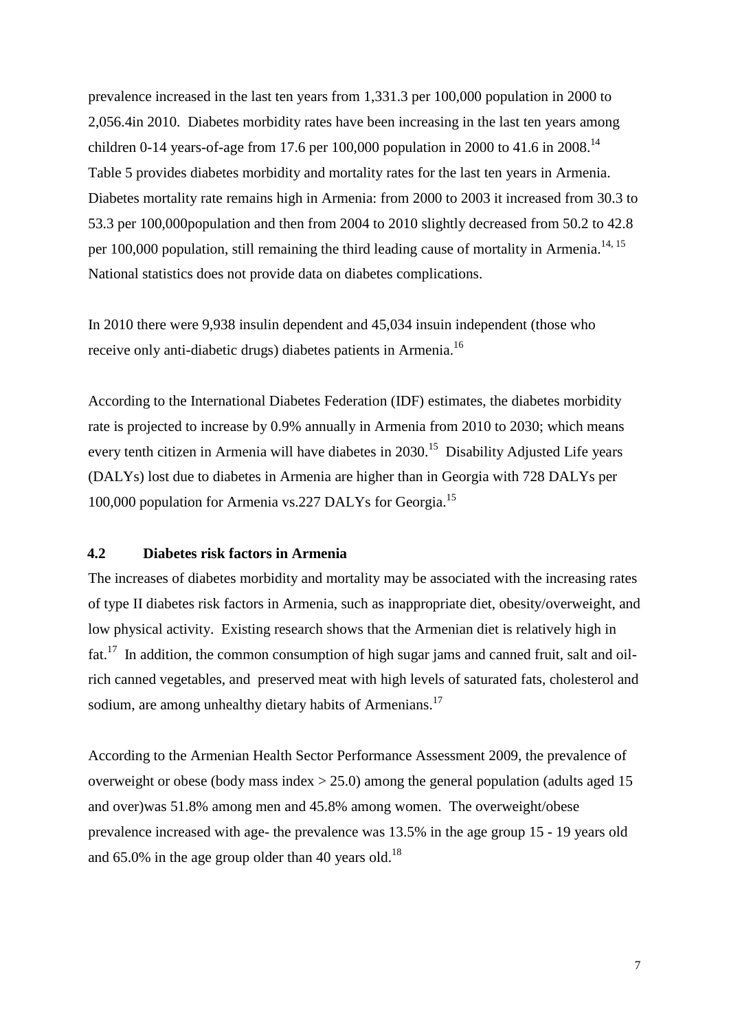prevalence increased in the last ten years from 1,331.3 per 100,000 population in 2000 to 2,056.4in 2010. Diabetes morbidity rates have been increasing in the last ten years among children 0-14 years-of-age from 17.6 per 100,000 population in 2000 to 41.6 in 2008.[14] Table 5 provides diabetes morbidity and mortality rates for the last ten years in Armenia. Diabetes mortality rate remains high in Armenia: from 2000 to 2003 it increased from 30.3 to 53.3 per 100,000population and then from 2004 to 2010 slightly decreased from 50.2 to 42.8 per 100,000 population, still remaining the third leading cause of mortality in Armenia.[14, 15] National statistics does not provide data on diabetes complications.

In 2010 there were 9,938 insulin dependent and 45,034 insuin independent (those who receive only anti-diabetic drugs) diabetes patients in Armenia.[16]

According to the International Diabetes Federation (IDF) estimates, the diabetes morbidity rate is projected to increase by 0.9% annually in Armenia from 2010 to 2030; which means every tenth citizen in Armenia will have diabetes in 2030.[15] Disability Adjusted Life years (DALYs) lost due to diabetes in Armenia are higher than in Georgia with 728 DALYs per 100,000 population for Armenia vs.227 DALYs for Georgia.[15]

### 4.2 Diabetes risk factors in Armenia

The increases of diabetes morbidity and mortality may be associated with the increasing rates of type II diabetes risk factors in Armenia, such as inappropriate diet, obesity/overweight, and low physical activity. Existing research shows that the Armenian diet is relatively high in fat.[17] In addition, the common consumption of high sugar jams and canned fruit, salt and oil-rich canned vegetables, and preserved meat with high levels of saturated fats, cholesterol and sodium, are among unhealthy dietary habits of Armenians.[17]

According to the Armenian Health Sector Performance Assessment 2009, the prevalence of overweight or obese (body mass index > 25.0) among the general population (adults aged 15 and over)was 51.8% among men and 45.8% among women. The overweight/obese prevalence increased with age- the prevalence was 13.5% in the age group 15 - 19 years old and 65.0% in the age group older than 40 years old.[18]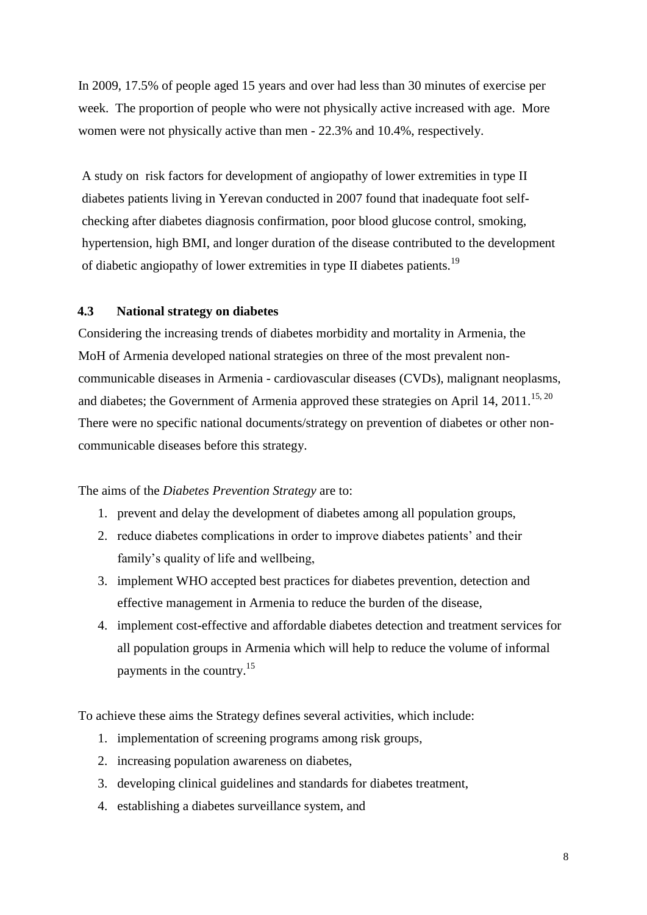In 2009, 17.5% of people aged 15 years and over had less than 30 minutes of exercise per week. The proportion of people who were not physically active increased with age. More women were not physically active than men - 22.3% and 10.4%, respectively.

A study on risk factors for development of angiopathy of lower extremities in type II diabetes patients living in Yerevan conducted in 2007 found that inadequate foot self-checking after diabetes diagnosis confirmation, poor blood glucose control, smoking, hypertension, high BMI, and longer duration of the disease contributed to the development of diabetic angiopathy of lower extremities in type II diabetes patients.[19]

### 4.3 National strategy on diabetes

Considering the increasing trends of diabetes morbidity and mortality in Armenia, the MoH of Armenia developed national strategies on three of the most prevalent non-communicable diseases in Armenia - cardiovascular diseases (CVDs), malignant neoplasms, and diabetes; the Government of Armenia approved these strategies on April 14, 2011.[15, 20] There were no specific national documents/strategy on prevention of diabetes or other non-communicable diseases before this strategy.

The aims of the *Diabetes Prevention Strategy* are to:

1. prevent and delay the development of diabetes among all population groups,
2. reduce diabetes complications in order to improve diabetes patients' and their family's quality of life and wellbeing,
3. implement WHO accepted best practices for diabetes prevention, detection and effective management in Armenia to reduce the burden of the disease,
4. implement cost-effective and affordable diabetes detection and treatment services for all population groups in Armenia which will help to reduce the volume of informal payments in the country.[15]

To achieve these aims the Strategy defines several activities, which include:

1. implementation of screening programs among risk groups,
2. increasing population awareness on diabetes,
3. developing clinical guidelines and standards for diabetes treatment,
4. establishing a diabetes surveillance system, and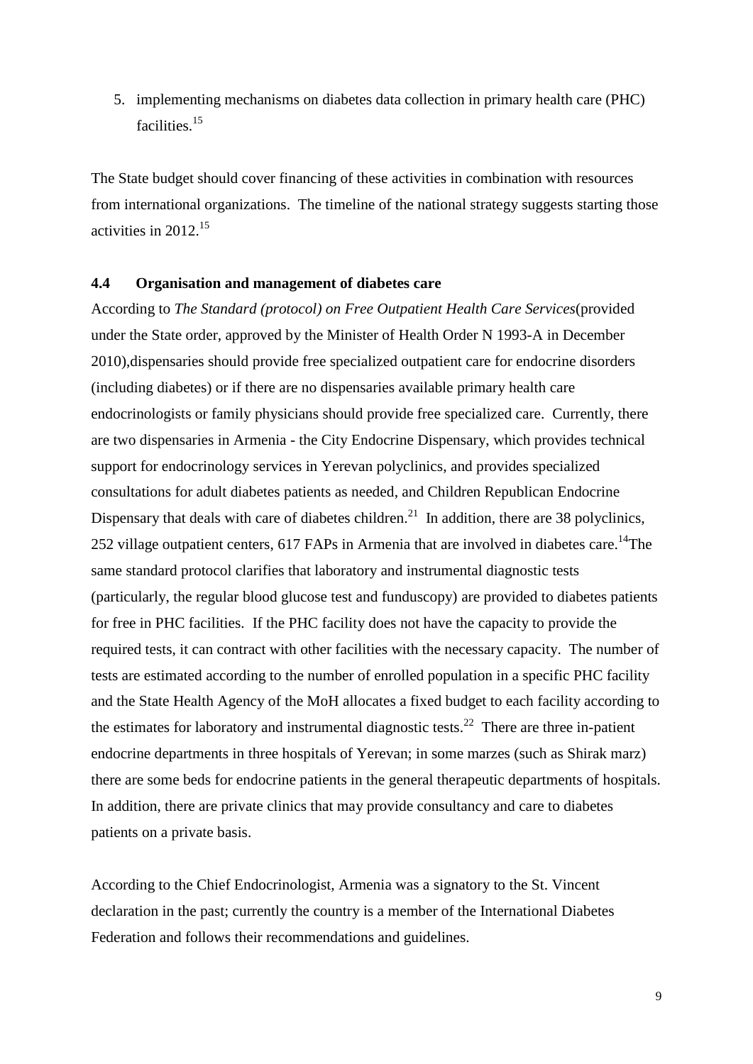5. implementing mechanisms on diabetes data collection in primary health care (PHC) facilities.[15]

The State budget should cover financing of these activities in combination with resources from international organizations. The timeline of the national strategy suggests starting those activities in 2012.[15]

### 4.4 Organisation and management of diabetes care

According to *The Standard (protocol) on Free Outpatient Health Care Services*(provided under the State order, approved by the Minister of Health Order N 1993-A in December 2010),dispensaries should provide free specialized outpatient care for endocrine disorders (including diabetes) or if there are no dispensaries available primary health care endocrinologists or family physicians should provide free specialized care. Currently, there are two dispensaries in Armenia - the City Endocrine Dispensary, which provides technical support for endocrinology services in Yerevan polyclinics, and provides specialized consultations for adult diabetes patients as needed, and Children Republican Endocrine Dispensary that deals with care of diabetes children.[21] In addition, there are 38 polyclinics, 252 village outpatient centers, 617 FAPs in Armenia that are involved in diabetes care.[14]The same standard protocol clarifies that laboratory and instrumental diagnostic tests (particularly, the regular blood glucose test and funduscopy) are provided to diabetes patients for free in PHC facilities. If the PHC facility does not have the capacity to provide the required tests, it can contract with other facilities with the necessary capacity. The number of tests are estimated according to the number of enrolled population in a specific PHC facility and the State Health Agency of the MoH allocates a fixed budget to each facility according to the estimates for laboratory and instrumental diagnostic tests.[22] There are three in-patient endocrine departments in three hospitals of Yerevan; in some marzes (such as Shirak marz) there are some beds for endocrine patients in the general therapeutic departments of hospitals. In addition, there are private clinics that may provide consultancy and care to diabetes patients on a private basis.

According to the Chief Endocrinologist, Armenia was a signatory to the St. Vincent declaration in the past; currently the country is a member of the International Diabetes Federation and follows their recommendations and guidelines.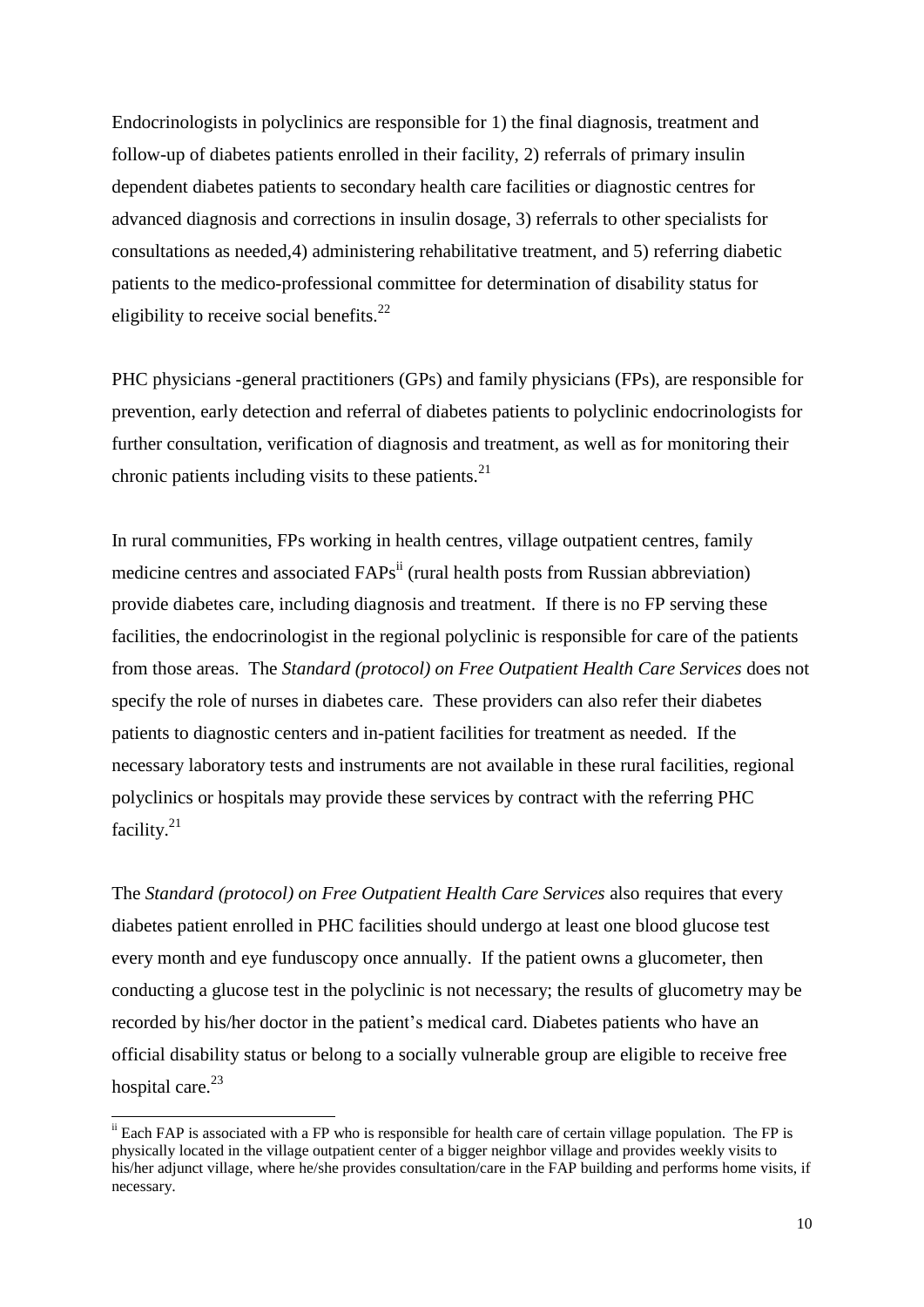Endocrinologists in polyclinics are responsible for 1) the final diagnosis, treatment and follow-up of diabetes patients enrolled in their facility, 2) referrals of primary insulin dependent diabetes patients to secondary health care facilities or diagnostic centres for advanced diagnosis and corrections in insulin dosage, 3) referrals to other specialists for consultations as needed,4) administering rehabilitative treatment, and 5) referring diabetic patients to the medico-professional committee for determination of disability status for eligibility to receive social benefits.[22]

PHC physicians -general practitioners (GPs) and family physicians (FPs), are responsible for prevention, early detection and referral of diabetes patients to polyclinic endocrinologists for further consultation, verification of diagnosis and treatment, as well as for monitoring their chronic patients including visits to these patients.[21]

In rural communities, FPs working in health centres, village outpatient centres, family medicine centres and associated FAPs[ii] (rural health posts from Russian abbreviation) provide diabetes care, including diagnosis and treatment. If there is no FP serving these facilities, the endocrinologist in the regional polyclinic is responsible for care of the patients from those areas. The *Standard (protocol) on Free Outpatient Health Care Services* does not specify the role of nurses in diabetes care. These providers can also refer their diabetes patients to diagnostic centers and in-patient facilities for treatment as needed. If the necessary laboratory tests and instruments are not available in these rural facilities, regional polyclinics or hospitals may provide these services by contract with the referring PHC facility.[21]

The *Standard (protocol) on Free Outpatient Health Care Services* also requires that every diabetes patient enrolled in PHC facilities should undergo at least one blood glucose test every month and eye funduscopy once annually. If the patient owns a glucometer, then conducting a glucose test in the polyclinic is not necessary; the results of glucometry may be recorded by his/her doctor in the patient's medical card. Diabetes patients who have an official disability status or belong to a socially vulnerable group are eligible to receive free hospital care.[23]

---

[ii] Each FAP is associated with a FP who is responsible for health care of certain village population. The FP is physically located in the village outpatient center of a bigger neighbor village and provides weekly visits to his/her adjunct village, where he/she provides consultation/care in the FAP building and performs home visits, if necessary.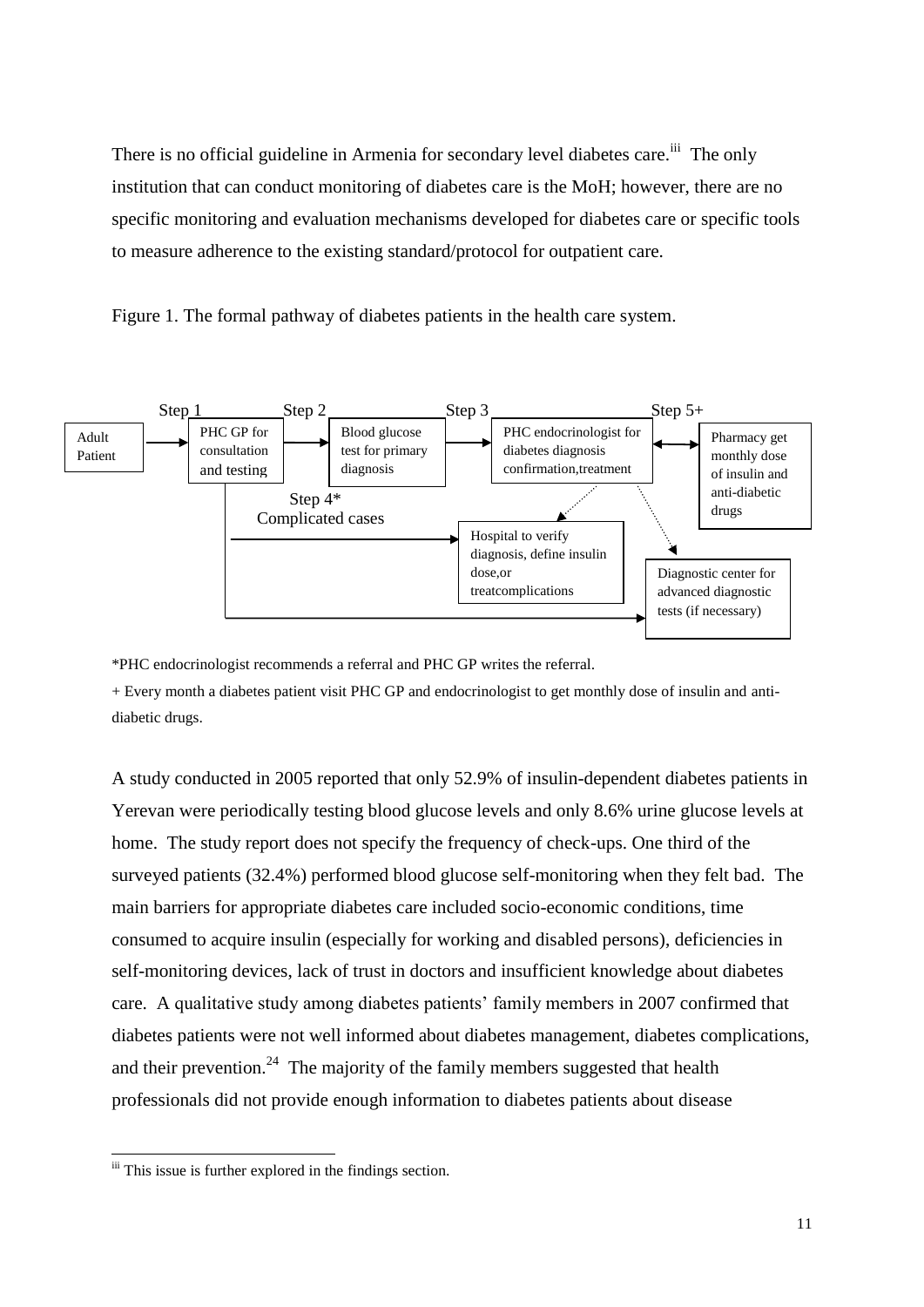There is no official guideline in Armenia for secondary level diabetes care.[iii] The only institution that can conduct monitoring of diabetes care is the MoH; however, there are no specific monitoring and evaluation mechanisms developed for diabetes care or specific tools to measure adherence to the existing standard/protocol for outpatient care.

Figure 1. The formal pathway of diabetes patients in the health care system.

Step 1
Step 2
Step 3
Step 5+
Adult Patient
PHC GP for consultation and testing
Blood glucose test for primary diagnosis
PHC endocrinologist for diabetes diagnosis confirmation,treatment
Pharmacy get monthly dose of insulin and anti-diabetic drugs
Step 4*
Complicated cases
Hospital to verify diagnosis, define insulin dose,or treatcomplications
Diagnostic center for advanced diagnostic tests (if necessary)

*PHC endocrinologist recommends a referral and PHC GP writes the referral.

+ Every month a diabetes patient visit PHC GP and endocrinologist to get monthly dose of insulin and anti-diabetic drugs.

A study conducted in 2005 reported that only 52.9% of insulin-dependent diabetes patients in Yerevan were periodically testing blood glucose levels and only 8.6% urine glucose levels at home. The study report does not specify the frequency of check-ups. One third of the surveyed patients (32.4%) performed blood glucose self-monitoring when they felt bad. The main barriers for appropriate diabetes care included socio-economic conditions, time consumed to acquire insulin (especially for working and disabled persons), deficiencies in self-monitoring devices, lack of trust in doctors and insufficient knowledge about diabetes care. A qualitative study among diabetes patients' family members in 2007 confirmed that diabetes patients were not well informed about diabetes management, diabetes complications, and their prevention.[24] The majority of the family members suggested that health professionals did not provide enough information to diabetes patients about disease

[iii] This issue is further explored in the findings section.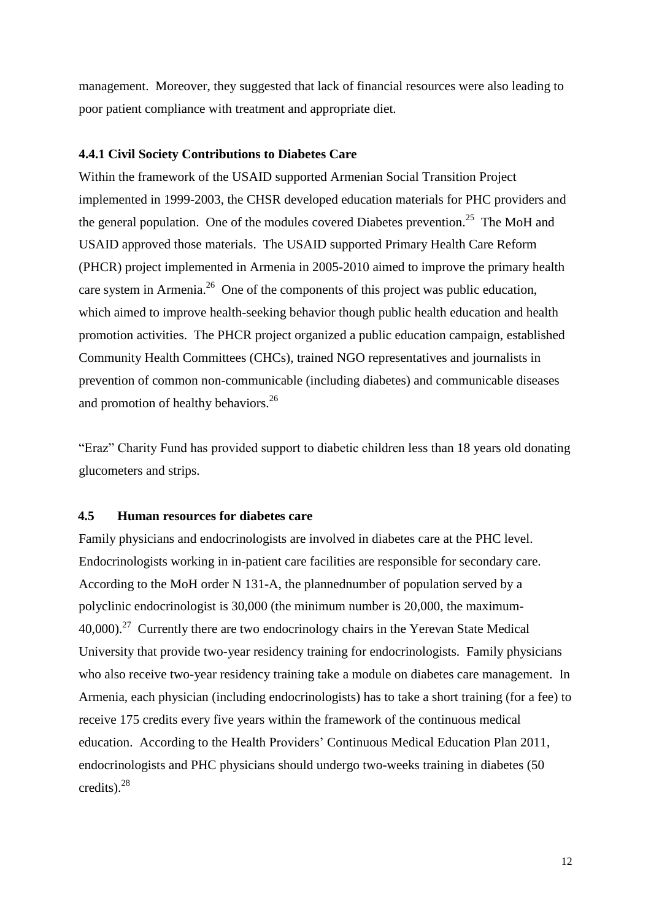management. Moreover, they suggested that lack of financial resources were also leading to poor patient compliance with treatment and appropriate diet.

#### 4.4.1 Civil Society Contributions to Diabetes Care

Within the framework of the USAID supported Armenian Social Transition Project implemented in 1999-2003, the CHSR developed education materials for PHC providers and the general population. One of the modules covered Diabetes prevention.[25] The MoH and USAID approved those materials. The USAID supported Primary Health Care Reform (PHCR) project implemented in Armenia in 2005-2010 aimed to improve the primary health care system in Armenia.[26] One of the components of this project was public education, which aimed to improve health-seeking behavior though public health education and health promotion activities. The PHCR project organized a public education campaign, established Community Health Committees (CHCs), trained NGO representatives and journalists in prevention of common non-communicable (including diabetes) and communicable diseases and promotion of healthy behaviors.[26]

"Eraz" Charity Fund has provided support to diabetic children less than 18 years old donating glucometers and strips.

### 4.5 Human resources for diabetes care

Family physicians and endocrinologists are involved in diabetes care at the PHC level. Endocrinologists working in in-patient care facilities are responsible for secondary care. According to the MoH order N 131-A, the plannednumber of population served by a polyclinic endocrinologist is 30,000 (the minimum number is 20,000, the maximum- 40,000).[27] Currently there are two endocrinology chairs in the Yerevan State Medical University that provide two-year residency training for endocrinologists. Family physicians who also receive two-year residency training take a module on diabetes care management. In Armenia, each physician (including endocrinologists) has to take a short training (for a fee) to receive 175 credits every five years within the framework of the continuous medical education. According to the Health Providers' Continuous Medical Education Plan 2011, endocrinologists and PHC physicians should undergo two-weeks training in diabetes (50 credits).[28]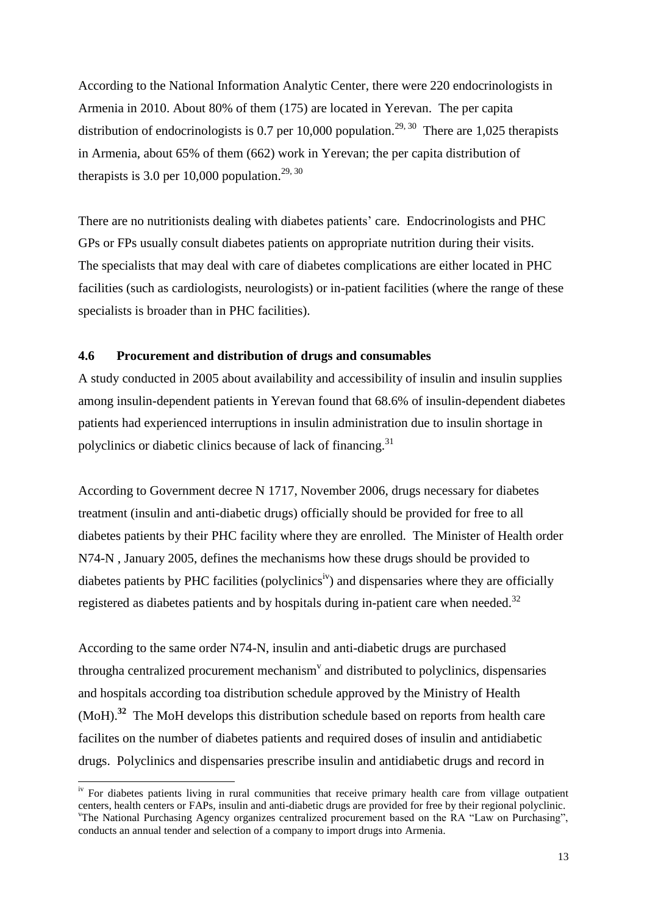According to the National Information Analytic Center, there were 220 endocrinologists in Armenia in 2010. About 80% of them (175) are located in Yerevan. The per capita distribution of endocrinologists is 0.7 per 10,000 population.[29, 30] There are 1,025 therapists in Armenia, about 65% of them (662) work in Yerevan; the per capita distribution of therapists is 3.0 per 10,000 population.[29, 30]

There are no nutritionists dealing with diabetes patients' care. Endocrinologists and PHC GPs or FPs usually consult diabetes patients on appropriate nutrition during their visits. The specialists that may deal with care of diabetes complications are either located in PHC facilities (such as cardiologists, neurologists) or in-patient facilities (where the range of these specialists is broader than in PHC facilities).

### 4.6 Procurement and distribution of drugs and consumables

A study conducted in 2005 about availability and accessibility of insulin and insulin supplies among insulin-dependent patients in Yerevan found that 68.6% of insulin-dependent diabetes patients had experienced interruptions in insulin administration due to insulin shortage in polyclinics or diabetic clinics because of lack of financing.[31]

According to Government decree N 1717, November 2006, drugs necessary for diabetes treatment (insulin and anti-diabetic drugs) officially should be provided for free to all diabetes patients by their PHC facility where they are enrolled. The Minister of Health order N74-N , January 2005, defines the mechanisms how these drugs should be provided to diabetes patients by PHC facilities (polyclinics[iv]) and dispensaries where they are officially registered as diabetes patients and by hospitals during in-patient care when needed.[32]

According to the same order N74-N, insulin and anti-diabetic drugs are purchased througha centralized procurement mechanism[v] and distributed to polyclinics, dispensaries and hospitals according toa distribution schedule approved by the Ministry of Health (MoH).**[32]** The MoH develops this distribution schedule based on reports from health care facilites on the number of diabetes patients and required doses of insulin and antidiabetic drugs. Polyclinics and dispensaries prescribe insulin and antidiabetic drugs and record in

---

[iv] For diabetes patients living in rural communities that receive primary health care from village outpatient centers, health centers or FAPs, insulin and anti-diabetic drugs are provided for free by their regional polyclinic.

[v] The National Purchasing Agency organizes centralized procurement based on the RA "Law on Purchasing", conducts an annual tender and selection of a company to import drugs into Armenia.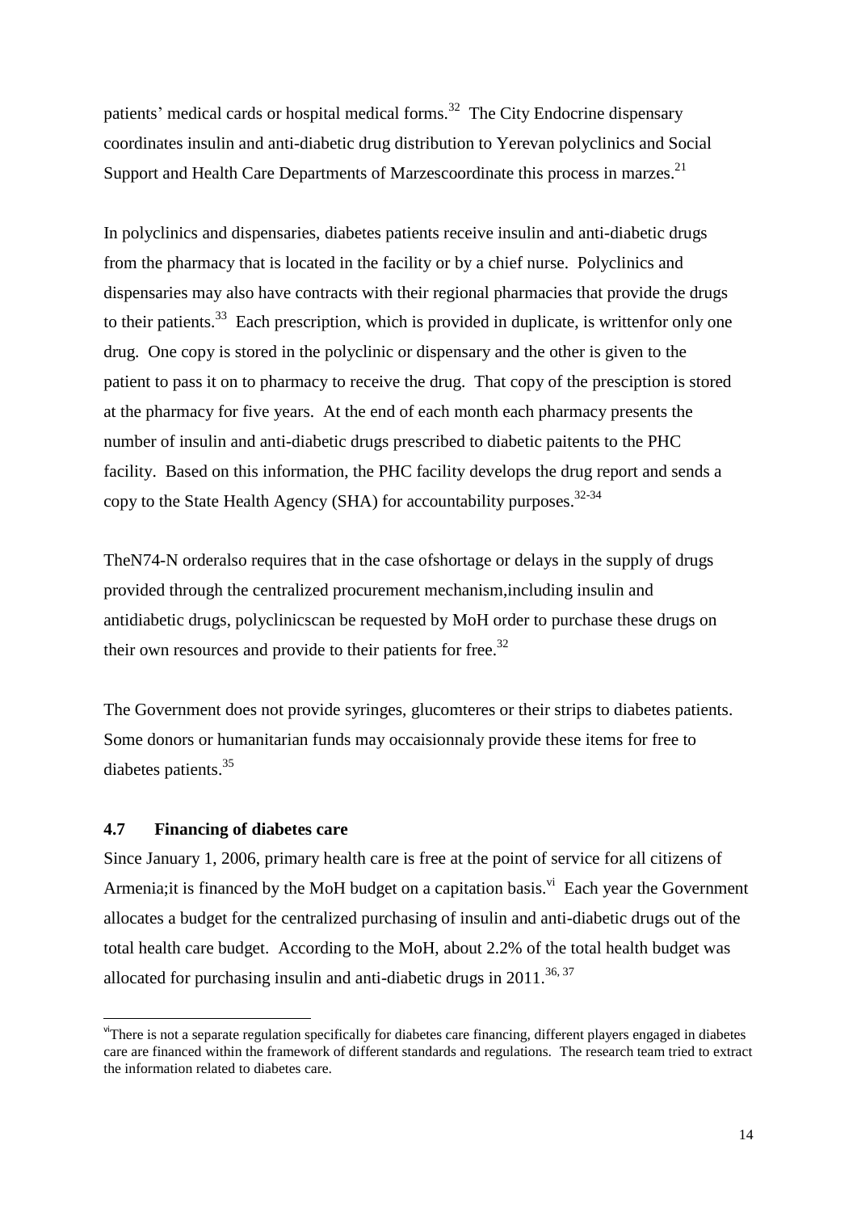patients' medical cards or hospital medical forms.[32] The City Endocrine dispensary coordinates insulin and anti-diabetic drug distribution to Yerevan polyclinics and Social Support and Health Care Departments of Marzescoordinate this process in marzes.[21]

In polyclinics and dispensaries, diabetes patients receive insulin and anti-diabetic drugs from the pharmacy that is located in the facility or by a chief nurse. Polyclinics and dispensaries may also have contracts with their regional pharmacies that provide the drugs to their patients.[33] Each prescription, which is provided in duplicate, is writtenfor only one drug. One copy is stored in the polyclinic or dispensary and the other is given to the patient to pass it on to pharmacy to receive the drug. That copy of the presciption is stored at the pharmacy for five years. At the end of each month each pharmacy presents the number of insulin and anti-diabetic drugs prescribed to diabetic paitents to the PHC facility. Based on this information, the PHC facility develops the drug report and sends a copy to the State Health Agency (SHA) for accountability purposes.[32-34]

TheN74-N orderalso requires that in the case ofshortage or delays in the supply of drugs provided through the centralized procurement mechanism,including insulin and antidiabetic drugs, polyclinicscan be requested by MoH order to purchase these drugs on their own resources and provide to their patients for free.[32]

The Government does not provide syringes, glucomteres or their strips to diabetes patients. Some donors or humanitarian funds may occaisionnaly provide these items for free to diabetes patients.[35]

### 4.7 Financing of diabetes care

Since January 1, 2006, primary health care is free at the point of service for all citizens of Armenia;it is financed by the MoH budget on a capitation basis.[vi] Each year the Government allocates a budget for the centralized purchasing of insulin and anti-diabetic drugs out of the total health care budget. According to the MoH, about 2.2% of the total health budget was allocated for purchasing insulin and anti-diabetic drugs in 2011.[36, 37]

---

[vi] There is not a separate regulation specifically for diabetes care financing, different players engaged in diabetes care are financed within the framework of different standards and regulations. The research team tried to extract the information related to diabetes care.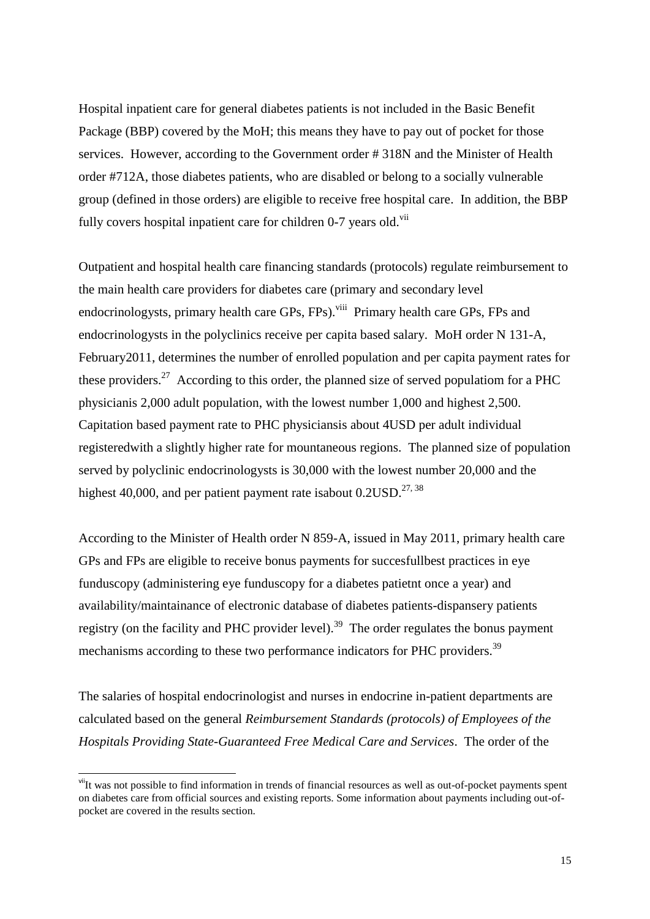Hospital inpatient care for general diabetes patients is not included in the Basic Benefit Package (BBP) covered by the MoH; this means they have to pay out of pocket for those services. However, according to the Government order # 318N and the Minister of Health order #712A, those diabetes patients, who are disabled or belong to a socially vulnerable group (defined in those orders) are eligible to receive free hospital care. In addition, the BBP fully covers hospital inpatient care for children 0-7 years old.[vii]

Outpatient and hospital health care financing standards (protocols) regulate reimbursement to the main health care providers for diabetes care (primary and secondary level endocrinologysts, primary health care GPs, FPs).[viii] Primary health care GPs, FPs and endocrinologysts in the polyclinics receive per capita based salary. MoH order N 131-A, February2011, determines the number of enrolled population and per capita payment rates for these providers.[27] According to this order, the planned size of served populatiom for a PHC physicianis 2,000 adult population, with the lowest number 1,000 and highest 2,500. Capitation based payment rate to PHC physiciansis about 4USD per adult individual registeredwith a slightly higher rate for mountaneous regions. The planned size of population served by polyclinic endocrinologysts is 30,000 with the lowest number 20,000 and the highest 40,000, and per patient payment rate isabout 0.2USD.[27, 38]

According to the Minister of Health order N 859-A, issued in May 2011, primary health care GPs and FPs are eligible to receive bonus payments for succesfullbest practices in eye funduscopy (administering eye funduscopy for a diabetes patietnt once a year) and availability/maintainance of electronic database of diabetes patients-dispansery patients registry (on the facility and PHC provider level).[39] The order regulates the bonus payment mechanisms according to these two performance indicators for PHC providers.[39]

The salaries of hospital endocrinologist and nurses in endocrine in-patient departments are calculated based on the general *Reimbursement Standards (protocols) of Employees of the Hospitals Providing State-Guaranteed Free Medical Care and Services*. The order of the

---

[vii] It was not possible to find information in trends of financial resources as well as out-of-pocket payments spent on diabetes care from official sources and existing reports. Some information about payments including out-of-pocket are covered in the results section.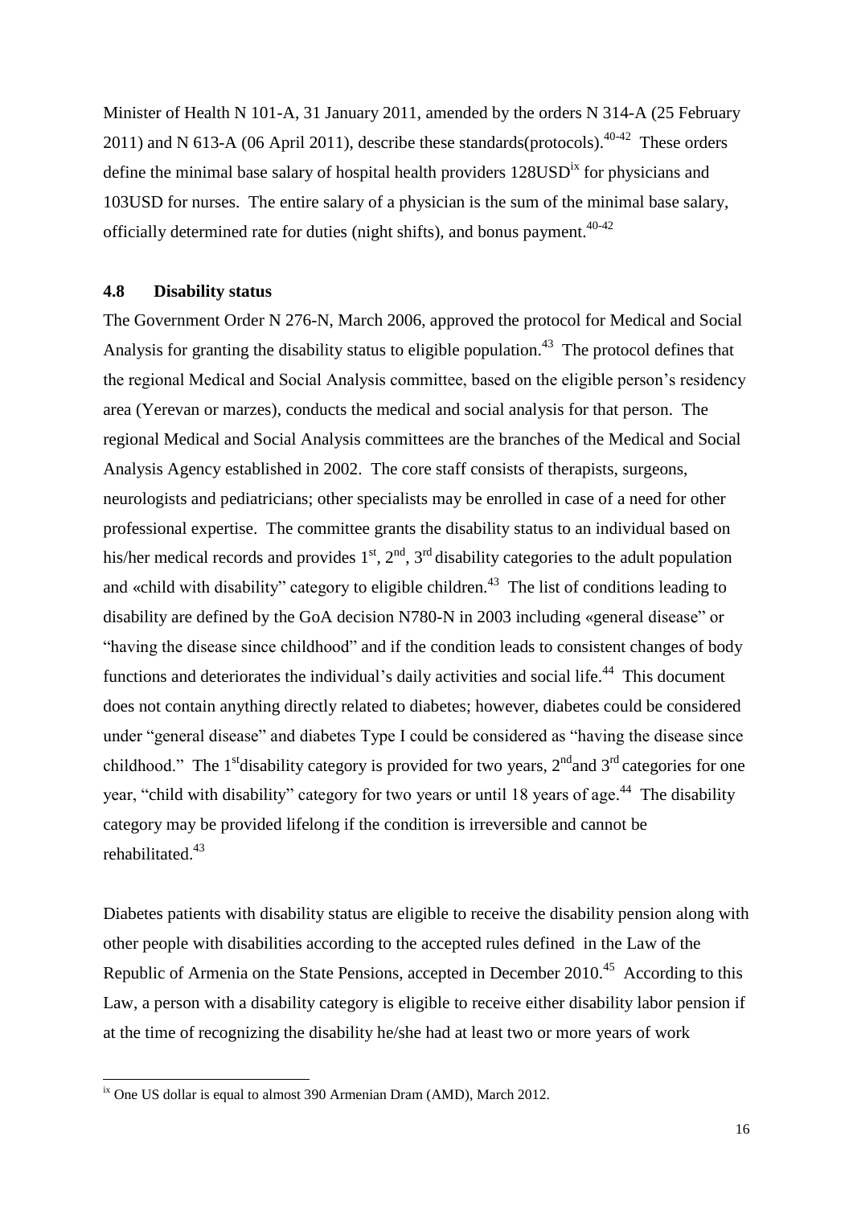Minister of Health N 101-A, 31 January 2011, amended by the orders N 314-A (25 February 2011) and N 613-A (06 April 2011), describe these standards(protocols).[40-42] These orders define the minimal base salary of hospital health providers 128USD[ix] for physicians and 103USD for nurses. The entire salary of a physician is the sum of the minimal base salary, officially determined rate for duties (night shifts), and bonus payment.[40-42]

### 4.8 Disability status

The Government Order N 276-N, March 2006, approved the protocol for Medical and Social Analysis for granting the disability status to eligible population.[43] The protocol defines that the regional Medical and Social Analysis committee, based on the eligible person's residency area (Yerevan or marzes), conducts the medical and social analysis for that person. The regional Medical and Social Analysis committees are the branches of the Medical and Social Analysis Agency established in 2002. The core staff consists of therapists, surgeons, neurologists and pediatricians; other specialists may be enrolled in case of a need for other professional expertise. The committee grants the disability status to an individual based on his/her medical records and provides 1st, 2nd, 3rd disability categories to the adult population and «child with disability" category to eligible children.[43] The list of conditions leading to disability are defined by the GoA decision N780-N in 2003 including «general disease" or "having the disease since childhood" and if the condition leads to consistent changes of body functions and deteriorates the individual's daily activities and social life.[44] This document does not contain anything directly related to diabetes; however, diabetes could be considered under "general disease" and diabetes Type I could be considered as "having the disease since childhood." The 1st disability category is provided for two years, 2nd and 3rd categories for one year, "child with disability" category for two years or until 18 years of age.[44] The disability category may be provided lifelong if the condition is irreversible and cannot be rehabilitated.[43]

Diabetes patients with disability status are eligible to receive the disability pension along with other people with disabilities according to the accepted rules defined in the Law of the Republic of Armenia on the State Pensions, accepted in December 2010.[45] According to this Law, a person with a disability category is eligible to receive either disability labor pension if at the time of recognizing the disability he/she had at least two or more years of work

[ix] One US dollar is equal to almost 390 Armenian Dram (AMD), March 2012.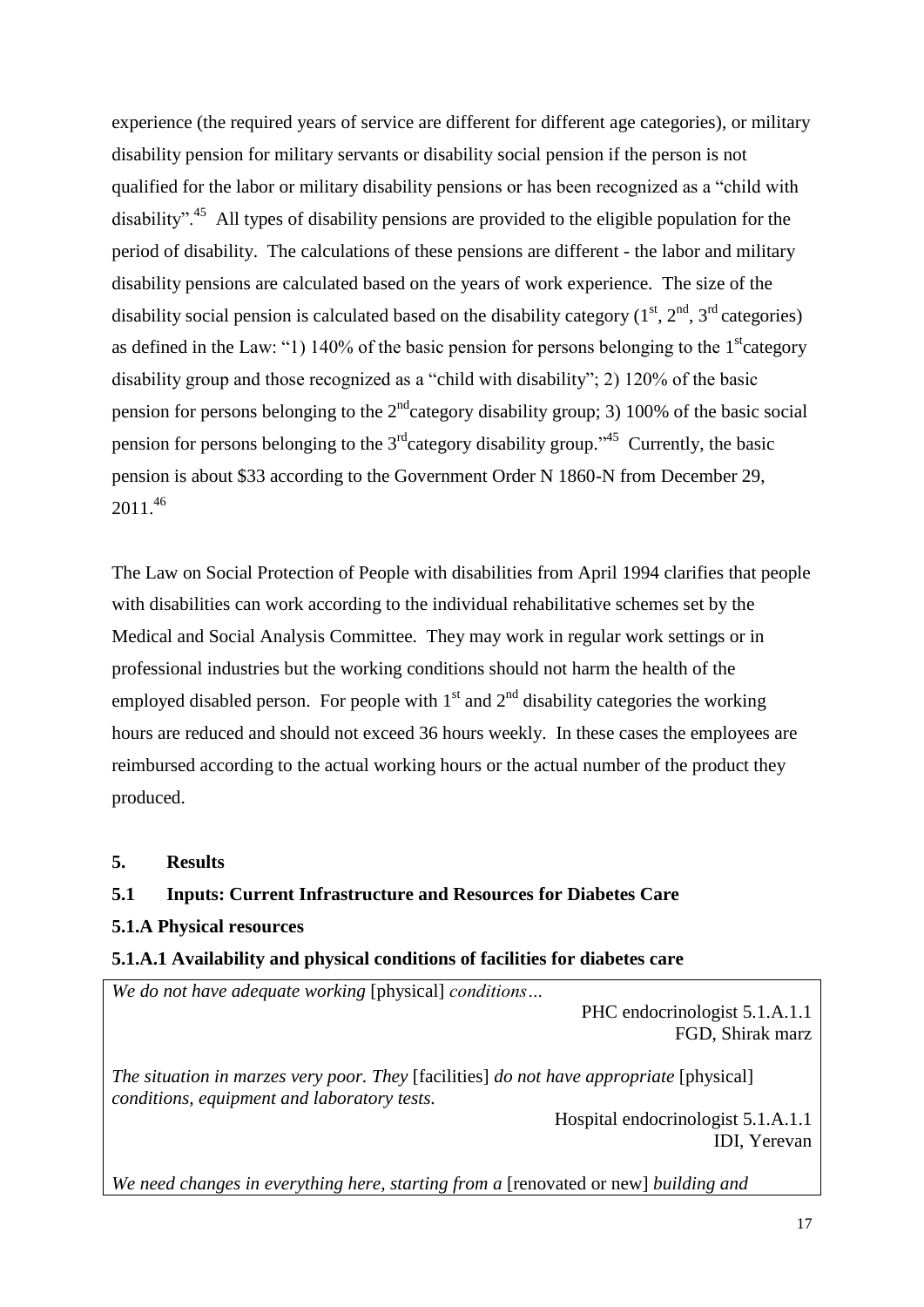experience (the required years of service are different for different age categories), or military disability pension for military servants or disability social pension if the person is not qualified for the labor or military disability pensions or has been recognized as a "child with disability".[45] All types of disability pensions are provided to the eligible population for the period of disability. The calculations of these pensions are different - the labor and military disability pensions are calculated based on the years of work experience. The size of the disability social pension is calculated based on the disability category (1st, 2nd, 3rd categories) as defined in the Law: "1) 140% of the basic pension for persons belonging to the 1st category disability group and those recognized as a "child with disability"; 2) 120% of the basic pension for persons belonging to the 2nd category disability group; 3) 100% of the basic social pension for persons belonging to the 3rd category disability group."[45] Currently, the basic pension is about $33 according to the Government Order N 1860-N from December 29, 2011.[46]

The Law on Social Protection of People with disabilities from April 1994 clarifies that people with disabilities can work according to the individual rehabilitative schemes set by the Medical and Social Analysis Committee. They may work in regular work settings or in professional industries but the working conditions should not harm the health of the employed disabled person. For people with 1st and 2nd disability categories the working hours are reduced and should not exceed 36 hours weekly. In these cases the employees are reimbursed according to the actual working hours or the actual number of the product they produced.

## 5. Results

### 5.1 Inputs: Current Infrastructure and Resources for Diabetes Care

#### 5.1.A Physical resources

#### 5.1.A.1 Availability and physical conditions of facilities for diabetes care

*We do not have adequate working* [physical] *conditions…*

PHC endocrinologist 5.1.A.1.1
FGD, Shirak marz

*The situation in marzes very poor. They* [facilities] *do not have appropriate* [physical] *conditions, equipment and laboratory tests.*

Hospital endocrinologist 5.1.A.1.1
IDI, Yerevan

*We need changes in everything here, starting from a* [renovated or new] *building and*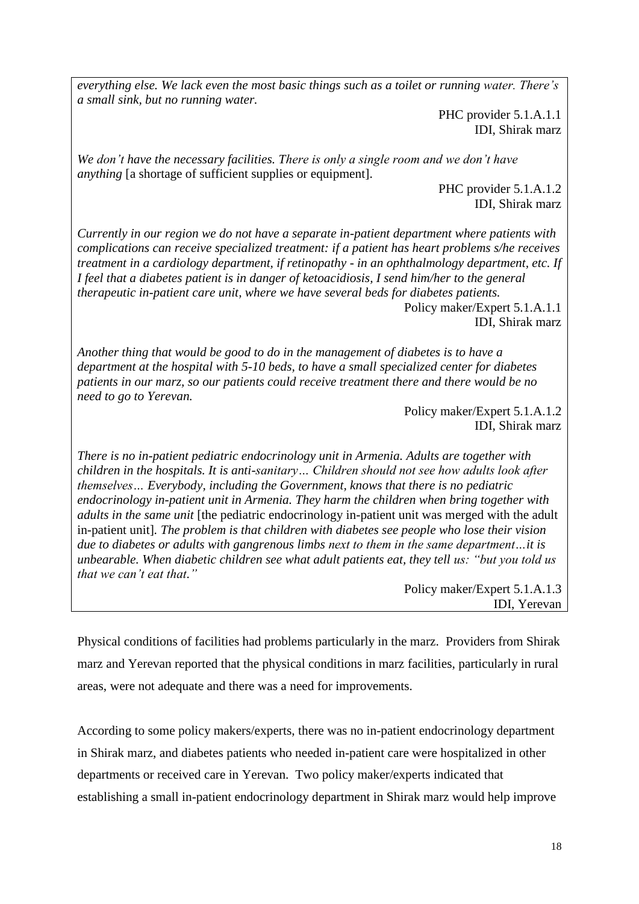*everything else. We lack even the most basic things such as a toilet or running water. There's a small sink, but no running water.*

PHC provider 5.1.A.1.1
IDI, Shirak marz

*We don't have the necessary facilities. There is only a single room and we don't have anything* [a shortage of sufficient supplies or equipment].

PHC provider 5.1.A.1.2
IDI, Shirak marz

*Currently in our region we do not have a separate in-patient department where patients with complications can receive specialized treatment: if a patient has heart problems s/he receives treatment in a cardiology department, if retinopathy - in an ophthalmology department, etc. If I feel that a diabetes patient is in danger of ketoacidiosis, I send him/her to the general therapeutic in-patient care unit, where we have several beds for diabetes patients.*

Policy maker/Expert 5.1.A.1.1
IDI, Shirak marz

*Another thing that would be good to do in the management of diabetes is to have a department at the hospital with 5-10 beds, to have a small specialized center for diabetes patients in our marz, so our patients could receive treatment there and there would be no need to go to Yerevan.*

Policy maker/Expert 5.1.A.1.2
IDI, Shirak marz

*There is no in-patient pediatric endocrinology unit in Armenia. Adults are together with children in the hospitals. It is anti-sanitary… Children should not see how adults look after themselves… Everybody, including the Government, knows that there is no pediatric endocrinology in-patient unit in Armenia. They harm the children when bring together with adults in the same unit* [the pediatric endocrinology in-patient unit was merged with the adult in-patient unit]. *The problem is that children with diabetes see people who lose their vision due to diabetes or adults with gangrenous limbs next to them in the same department…it is unbearable. When diabetic children see what adult patients eat, they tell us: "but you told us that we can't eat that."*

Policy maker/Expert 5.1.A.1.3
IDI, Yerevan

Physical conditions of facilities had problems particularly in the marz. Providers from Shirak marz and Yerevan reported that the physical conditions in marz facilities, particularly in rural areas, were not adequate and there was a need for improvements.

According to some policy makers/experts, there was no in-patient endocrinology department in Shirak marz, and diabetes patients who needed in-patient care were hospitalized in other departments or received care in Yerevan. Two policy maker/experts indicated that establishing a small in-patient endocrinology department in Shirak marz would help improve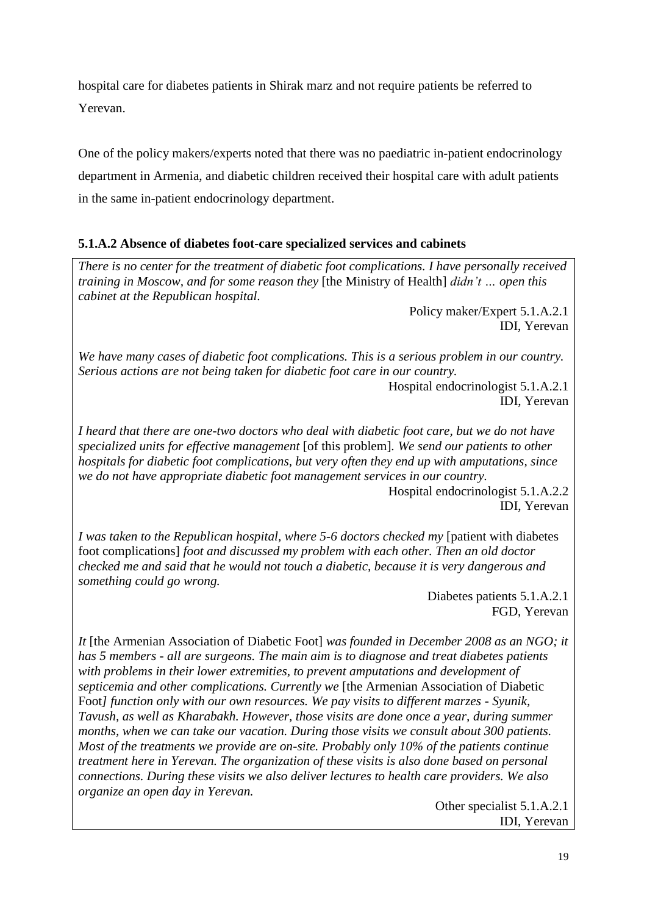hospital care for diabetes patients in Shirak marz and not require patients be referred to Yerevan.

One of the policy makers/experts noted that there was no paediatric in-patient endocrinology department in Armenia, and diabetic children received their hospital care with adult patients in the same in-patient endocrinology department.

### 5.1.A.2 Absence of diabetes foot-care specialized services and cabinets

*There is no center for the treatment of diabetic foot complications. I have personally received training in Moscow, and for some reason they* [the Ministry of Health] *didn't … open this cabinet at the Republican hospital.*

Policy maker/Expert 5.1.A.2.1
IDI, Yerevan

*We have many cases of diabetic foot complications. This is a serious problem in our country. Serious actions are not being taken for diabetic foot care in our country.*

Hospital endocrinologist 5.1.A.2.1
IDI, Yerevan

*I heard that there are one-two doctors who deal with diabetic foot care, but we do not have specialized units for effective management* [of this problem]*. We send our patients to other hospitals for diabetic foot complications, but very often they end up with amputations, since we do not have appropriate diabetic foot management services in our country.*

Hospital endocrinologist 5.1.A.2.2
IDI, Yerevan

*I was taken to the Republican hospital, where 5-6 doctors checked my* [patient with diabetes foot complications] *foot and discussed my problem with each other. Then an old doctor checked me and said that he would not touch a diabetic, because it is very dangerous and something could go wrong.*

Diabetes patients 5.1.A.2.1
FGD, Yerevan

*It* [the Armenian Association of Diabetic Foot] *was founded in December 2008 as an NGO; it has 5 members - all are surgeons. The main aim is to diagnose and treat diabetes patients with problems in their lower extremities, to prevent amputations and development of septicemia and other complications. Currently we* [the Armenian Association of Diabetic Foot] *function only with our own resources. We pay visits to different marzes - Syunik, Tavush, as well as Kharabakh. However, those visits are done once a year, during summer months, when we can take our vacation. During those visits we consult about 300 patients. Most of the treatments we provide are on-site. Probably only 10% of the patients continue treatment here in Yerevan. The organization of these visits is also done based on personal connections. During these visits we also deliver lectures to health care providers. We also organize an open day in Yerevan.*

Other specialist 5.1.A.2.1
IDI, Yerevan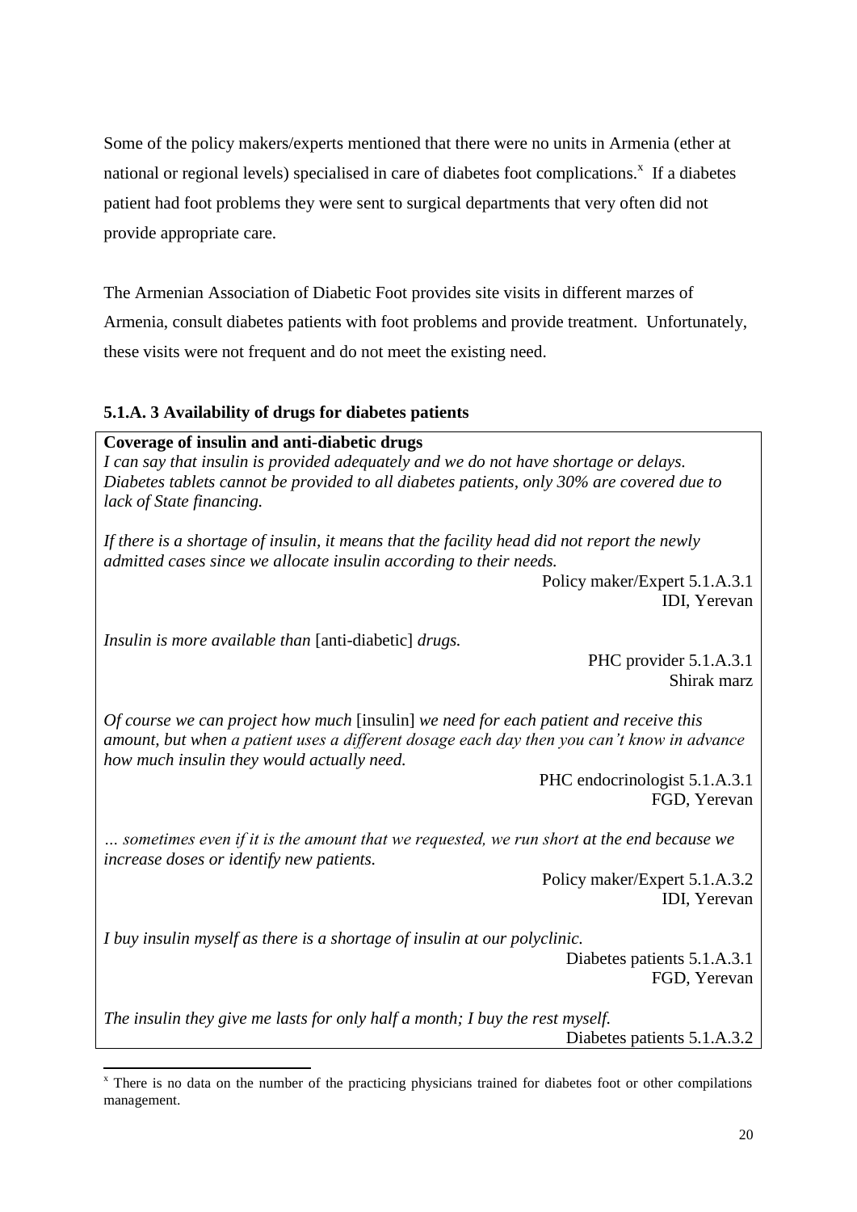Some of the policy makers/experts mentioned that there were no units in Armenia (ether at national or regional levels) specialised in care of diabetes foot complications.[x] If a diabetes patient had foot problems they were sent to surgical departments that very often did not provide appropriate care.

The Armenian Association of Diabetic Foot provides site visits in different marzes of Armenia, consult diabetes patients with foot problems and provide treatment. Unfortunately, these visits were not frequent and do not meet the existing need.

### 5.1.A. 3 Availability of drugs for diabetes patients

**Coverage of insulin and anti-diabetic drugs**

*I can say that insulin is provided adequately and we do not have shortage or delays. Diabetes tablets cannot be provided to all diabetes patients, only 30% are covered due to lack of State financing.*

*If there is a shortage of insulin, it means that the facility head did not report the newly admitted cases since we allocate insulin according to their needs.*

Policy maker/Expert 5.1.A.3.1
IDI, Yerevan

*Insulin is more available than* [anti-diabetic] *drugs.*

PHC provider 5.1.A.3.1
Shirak marz

*Of course we can project how much* [insulin] *we need for each patient and receive this amount, but when a patient uses a different dosage each day then you can't know in advance how much insulin they would actually need.*

PHC endocrinologist 5.1.A.3.1
FGD, Yerevan

*… sometimes even if it is the amount that we requested, we run short at the end because we increase doses or identify new patients.*

Policy maker/Expert 5.1.A.3.2
IDI, Yerevan

*I buy insulin myself as there is a shortage of insulin at our polyclinic.*

Diabetes patients 5.1.A.3.1
FGD, Yerevan

*The insulin they give me lasts for only half a month; I buy the rest myself.*

Diabetes patients 5.1.A.3.2

[x] There is no data on the number of the practicing physicians trained for diabetes foot or other compilations management.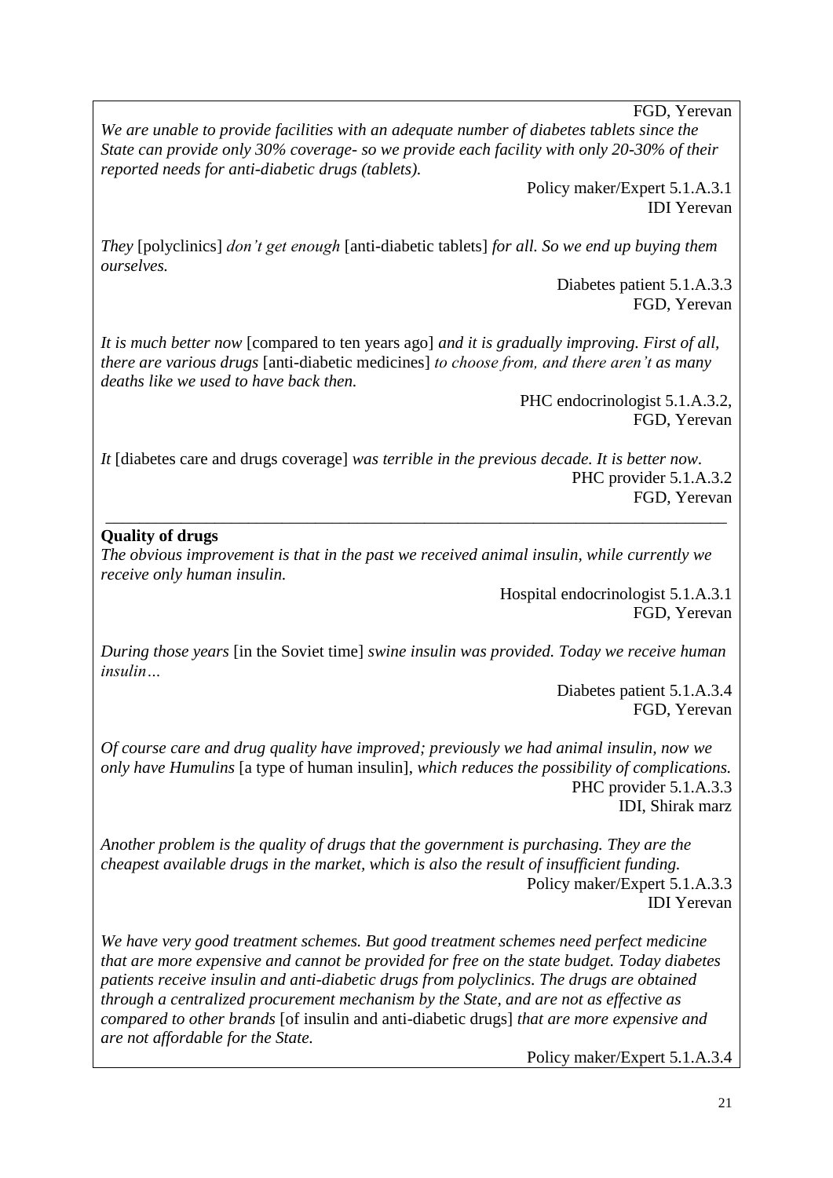FGD, Yerevan

*We are unable to provide facilities with an adequate number of diabetes tablets since the State can provide only 30% coverage- so we provide each facility with only 20-30% of their reported needs for anti-diabetic drugs (tablets).*

Policy maker/Expert 5.1.A.3.1
IDI Yerevan

*They* [polyclinics] *don't get enough* [anti-diabetic tablets] *for all. So we end up buying them ourselves.*

Diabetes patient 5.1.A.3.3
FGD, Yerevan

*It is much better now* [compared to ten years ago] *and it is gradually improving. First of all, there are various drugs* [anti-diabetic medicines] *to choose from, and there aren't as many deaths like we used to have back then.*

PHC endocrinologist 5.1.A.3.2,
FGD, Yerevan

*It* [diabetes care and drugs coverage] *was terrible in the previous decade. It is better now.*

PHC provider 5.1.A.3.2
FGD, Yerevan

---

**Quality of drugs**

*The obvious improvement is that in the past we received animal insulin, while currently we receive only human insulin.*

Hospital endocrinologist 5.1.A.3.1
FGD, Yerevan

*During those years* [in the Soviet time] *swine insulin was provided. Today we receive human insulin…*

Diabetes patient 5.1.A.3.4
FGD, Yerevan

*Of course care and drug quality have improved; previously we had animal insulin, now we only have Humulins* [a type of human insulin], *which reduces the possibility of complications.*

PHC provider 5.1.A.3.3
IDI, Shirak marz

*Another problem is the quality of drugs that the government is purchasing. They are the cheapest available drugs in the market, which is also the result of insufficient funding.*

Policy maker/Expert 5.1.A.3.3
IDI Yerevan

*We have very good treatment schemes. But good treatment schemes need perfect medicine that are more expensive and cannot be provided for free on the state budget. Today diabetes patients receive insulin and anti-diabetic drugs from polyclinics. The drugs are obtained through a centralized procurement mechanism by the State, and are not as effective as compared to other brands* [of insulin and anti-diabetic drugs] *that are more expensive and are not affordable for the State.*

Policy maker/Expert 5.1.A.3.4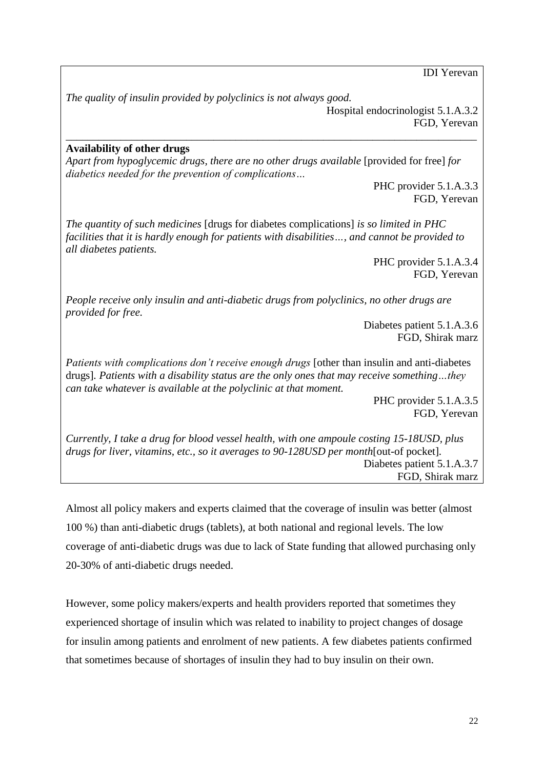IDI Yerevan

*The quality of insulin provided by polyclinics is not always good.*

Hospital endocrinologist 5.1.A.3.2
FGD, Yerevan

---

**Availability of other drugs**

*Apart from hypoglycemic drugs, there are no other drugs available* [provided for free] *for diabetics needed for the prevention of complications…*

PHC provider 5.1.A.3.3
FGD, Yerevan

*The quantity of such medicines* [drugs for diabetes complications] *is so limited in PHC facilities that it is hardly enough for patients with disabilities…, and cannot be provided to all diabetes patients.*

PHC provider 5.1.A.3.4
FGD, Yerevan

*People receive only insulin and anti-diabetic drugs from polyclinics, no other drugs are provided for free.*

Diabetes patient 5.1.A.3.6
FGD, Shirak marz

*Patients with complications don't receive enough drugs* [other than insulin and anti-diabetes drugs]. *Patients with a disability status are the only ones that may receive something…they can take whatever is available at the polyclinic at that moment.*

PHC provider 5.1.A.3.5
FGD, Yerevan

*Currently, I take a drug for blood vessel health, with one ampoule costing 15-18USD, plus drugs for liver, vitamins, etc., so it averages to 90-128USD per month*[out-of pocket].

Diabetes patient 5.1.A.3.7
FGD, Shirak marz

Almost all policy makers and experts claimed that the coverage of insulin was better (almost 100 %) than anti-diabetic drugs (tablets), at both national and regional levels. The low coverage of anti-diabetic drugs was due to lack of State funding that allowed purchasing only 20-30% of anti-diabetic drugs needed.

However, some policy makers/experts and health providers reported that sometimes they experienced shortage of insulin which was related to inability to project changes of dosage for insulin among patients and enrolment of new patients. A few diabetes patients confirmed that sometimes because of shortages of insulin they had to buy insulin on their own.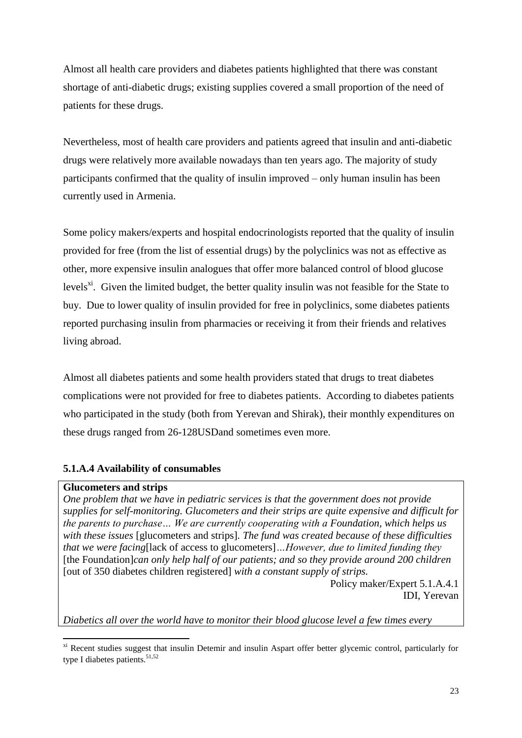Almost all health care providers and diabetes patients highlighted that there was constant shortage of anti-diabetic drugs; existing supplies covered a small proportion of the need of patients for these drugs.

Nevertheless, most of health care providers and patients agreed that insulin and anti-diabetic drugs were relatively more available nowadays than ten years ago. The majority of study participants confirmed that the quality of insulin improved – only human insulin has been currently used in Armenia.

Some policy makers/experts and hospital endocrinologists reported that the quality of insulin provided for free (from the list of essential drugs) by the polyclinics was not as effective as other, more expensive insulin analogues that offer more balanced control of blood glucose levels[xi]. Given the limited budget, the better quality insulin was not feasible for the State to buy. Due to lower quality of insulin provided for free in polyclinics, some diabetes patients reported purchasing insulin from pharmacies or receiving it from their friends and relatives living abroad.

Almost all diabetes patients and some health providers stated that drugs to treat diabetes complications were not provided for free to diabetes patients. According to diabetes patients who participated in the study (both from Yerevan and Shirak), their monthly expenditures on these drugs ranged from 26-128USDand sometimes even more.

#### 5.1.A.4 Availability of consumables

**Glucometers and strips**

*One problem that we have in pediatric services is that the government does not provide supplies for self-monitoring. Glucometers and their strips are quite expensive and difficult for the parents to purchase… We are currently cooperating with a Foundation, which helps us with these issues* [glucometers and strips]. *The fund was created because of these difficulties that we were facing*[lack of access to glucometers]*…However, due to limited funding they* [the Foundation]*can only help half of our patients; and so they provide around 200 children* [out of 350 diabetes children registered] *with a constant supply of strips.*

Policy maker/Expert 5.1.A.4.1
IDI, Yerevan

*Diabetics all over the world have to monitor their blood glucose level a few times every*

---

[xi] Recent studies suggest that insulin Detemir and insulin Aspart offer better glycemic control, particularly for type I diabetes patients.[51,52]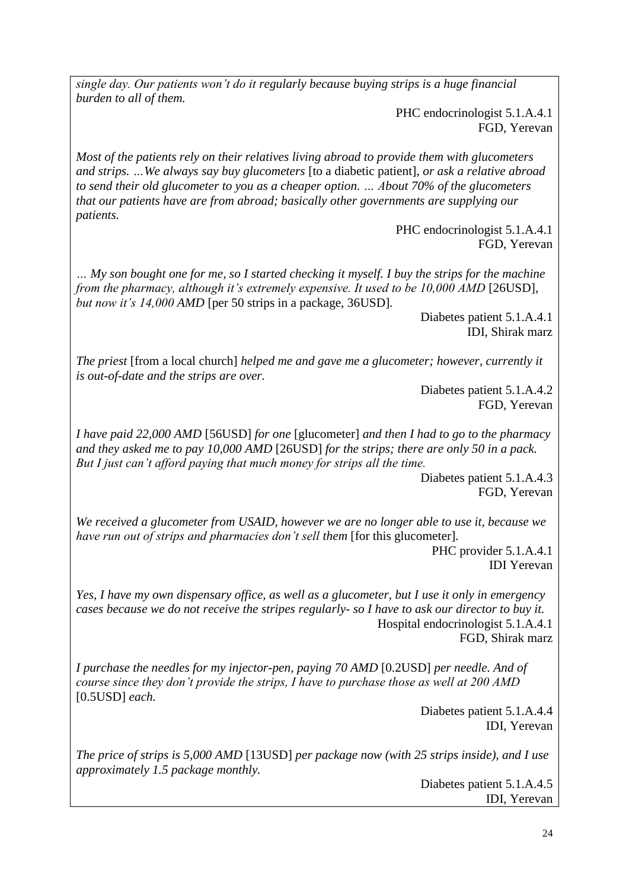*single day. Our patients won't do it regularly because buying strips is a huge financial burden to all of them.*

PHC endocrinologist 5.1.A.4.1
FGD, Yerevan

*Most of the patients rely on their relatives living abroad to provide them with glucometers and strips. …We always say buy glucometers* [to a diabetic patient], *or ask a relative abroad to send their old glucometer to you as a cheaper option. … About 70% of the glucometers that our patients have are from abroad; basically other governments are supplying our patients.*

PHC endocrinologist 5.1.A.4.1
FGD, Yerevan

*… My son bought one for me, so I started checking it myself. I buy the strips for the machine from the pharmacy, although it's extremely expensive. It used to be 10,000 AMD* [26USD], *but now it's 14,000 AMD* [per 50 strips in a package, 36USD].

Diabetes patient 5.1.A.4.1
IDI, Shirak marz

*The priest* [from a local church] *helped me and gave me a glucometer; however, currently it is out-of-date and the strips are over.*

Diabetes patient 5.1.A.4.2
FGD, Yerevan

*I have paid 22,000 AMD* [56USD] *for one* [glucometer] *and then I had to go to the pharmacy and they asked me to pay 10,000 AMD* [26USD] *for the strips; there are only 50 in a pack. But I just can't afford paying that much money for strips all the time.*

Diabetes patient 5.1.A.4.3
FGD, Yerevan

*We received a glucometer from USAID, however we are no longer able to use it, because we have run out of strips and pharmacies don't sell them* [for this glucometer].

PHC provider 5.1.A.4.1
IDI Yerevan

*Yes, I have my own dispensary office, as well as a glucometer, but I use it only in emergency cases because we do not receive the stripes regularly- so I have to ask our director to buy it.*

Hospital endocrinologist 5.1.A.4.1
FGD, Shirak marz

*I purchase the needles for my injector-pen, paying 70 AMD* [0.2USD] *per needle. And of course since they don't provide the strips, I have to purchase those as well at 200 AMD* [0.5USD] *each.*

Diabetes patient 5.1.A.4.4
IDI, Yerevan

*The price of strips is 5,000 AMD* [13USD] *per package now (with 25 strips inside), and I use approximately 1.5 package monthly.*

Diabetes patient 5.1.A.4.5
IDI, Yerevan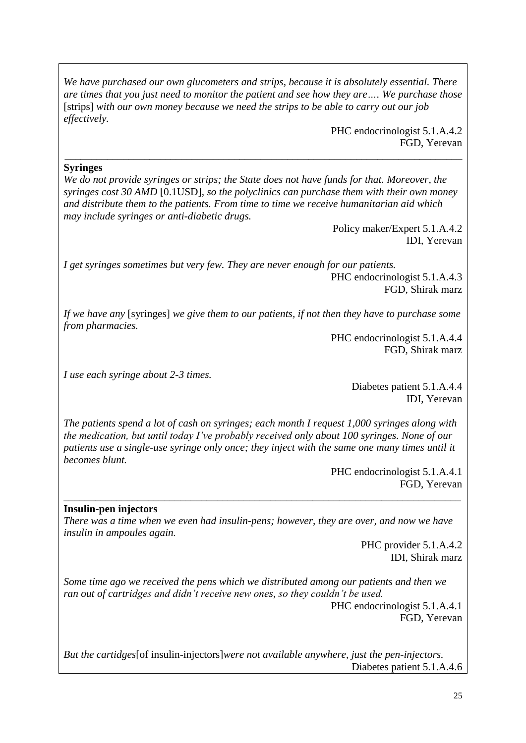*We have purchased our own glucometers and strips, because it is absolutely essential. There are times that you just need to monitor the patient and see how they are…. We purchase those* [strips] *with our own money because we need the strips to be able to carry out our job effectively.*

PHC endocrinologist 5.1.A.4.2
FGD, Yerevan

---

**Syringes**

*We do not provide syringes or strips; the State does not have funds for that. Moreover, the syringes cost 30 AMD* [0.1USD]*, so the polyclinics can purchase them with their own money and distribute them to the patients. From time to time we receive humanitarian aid which may include syringes or anti-diabetic drugs.*

Policy maker/Expert 5.1.A.4.2
IDI, Yerevan

*I get syringes sometimes but very few. They are never enough for our patients.*

PHC endocrinologist 5.1.A.4.3
FGD, Shirak marz

*If we have any* [syringes] *we give them to our patients, if not then they have to purchase some from pharmacies.*

PHC endocrinologist 5.1.A.4.4
FGD, Shirak marz

*I use each syringe about 2-3 times.*

Diabetes patient 5.1.A.4.4
IDI, Yerevan

*The patients spend a lot of cash on syringes; each month I request 1,000 syringes along with the medication, but until today I've probably received only about 100 syringes. None of our patients use a single-use syringe only once; they inject with the same one many times until it becomes blunt.*

PHC endocrinologist 5.1.A.4.1
FGD, Yerevan

---

**Insulin-pen injectors**

*There was a time when we even had insulin-pens; however, they are over, and now we have insulin in ampoules again.*

PHC provider 5.1.A.4.2
IDI, Shirak marz

*Some time ago we received the pens which we distributed among our patients and then we ran out of cartridges and didn't receive new ones, so they couldn't be used.*

PHC endocrinologist 5.1.A.4.1
FGD, Yerevan

*But the cartidges*[of insulin-injectors]*were not available anywhere, just the pen-injectors.*

Diabetes patient 5.1.A.4.6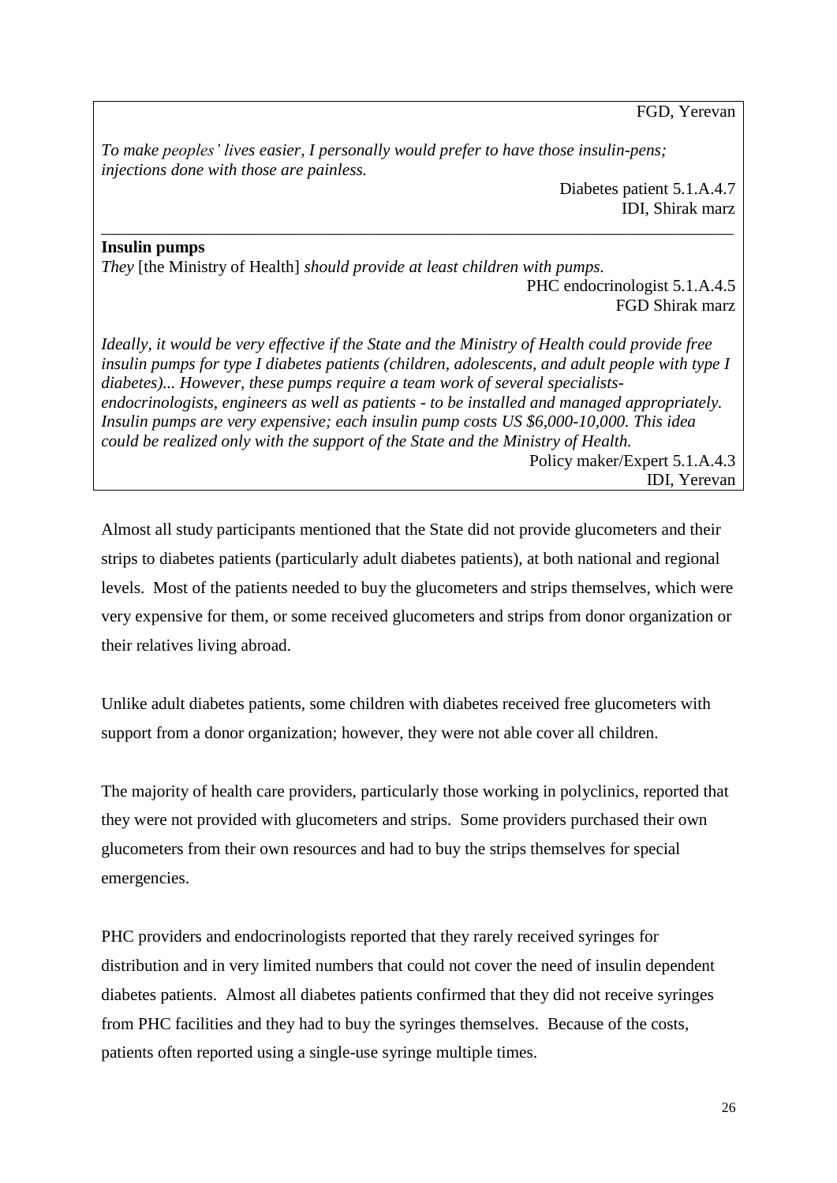FGD, Yerevan

*To make peoples' lives easier, I personally would prefer to have those insulin-pens; injections done with those are painless.*

Diabetes patient 5.1.A.4.7
IDI, Shirak marz

---

**Insulin pumps**

*They* [the Ministry of Health] *should provide at least children with pumps.*

PHC endocrinologist 5.1.A.4.5
FGD Shirak marz

*Ideally, it would be very effective if the State and the Ministry of Health could provide free insulin pumps for type I diabetes patients (children, adolescents, and adult people with type I diabetes)... However, these pumps require a team work of several specialists- endocrinologists, engineers as well as patients - to be installed and managed appropriately. Insulin pumps are very expensive; each insulin pump costs US $6,000-10,000. This idea could be realized only with the support of the State and the Ministry of Health.*

Policy maker/Expert 5.1.A.4.3
IDI, Yerevan

Almost all study participants mentioned that the State did not provide glucometers and their strips to diabetes patients (particularly adult diabetes patients), at both national and regional levels. Most of the patients needed to buy the glucometers and strips themselves, which were very expensive for them, or some received glucometers and strips from donor organization or their relatives living abroad.

Unlike adult diabetes patients, some children with diabetes received free glucometers with support from a donor organization; however, they were not able cover all children.

The majority of health care providers, particularly those working in polyclinics, reported that they were not provided with glucometers and strips. Some providers purchased their own glucometers from their own resources and had to buy the strips themselves for special emergencies.

PHC providers and endocrinologists reported that they rarely received syringes for distribution and in very limited numbers that could not cover the need of insulin dependent diabetes patients. Almost all diabetes patients confirmed that they did not receive syringes from PHC facilities and they had to buy the syringes themselves. Because of the costs, patients often reported using a single-use syringe multiple times.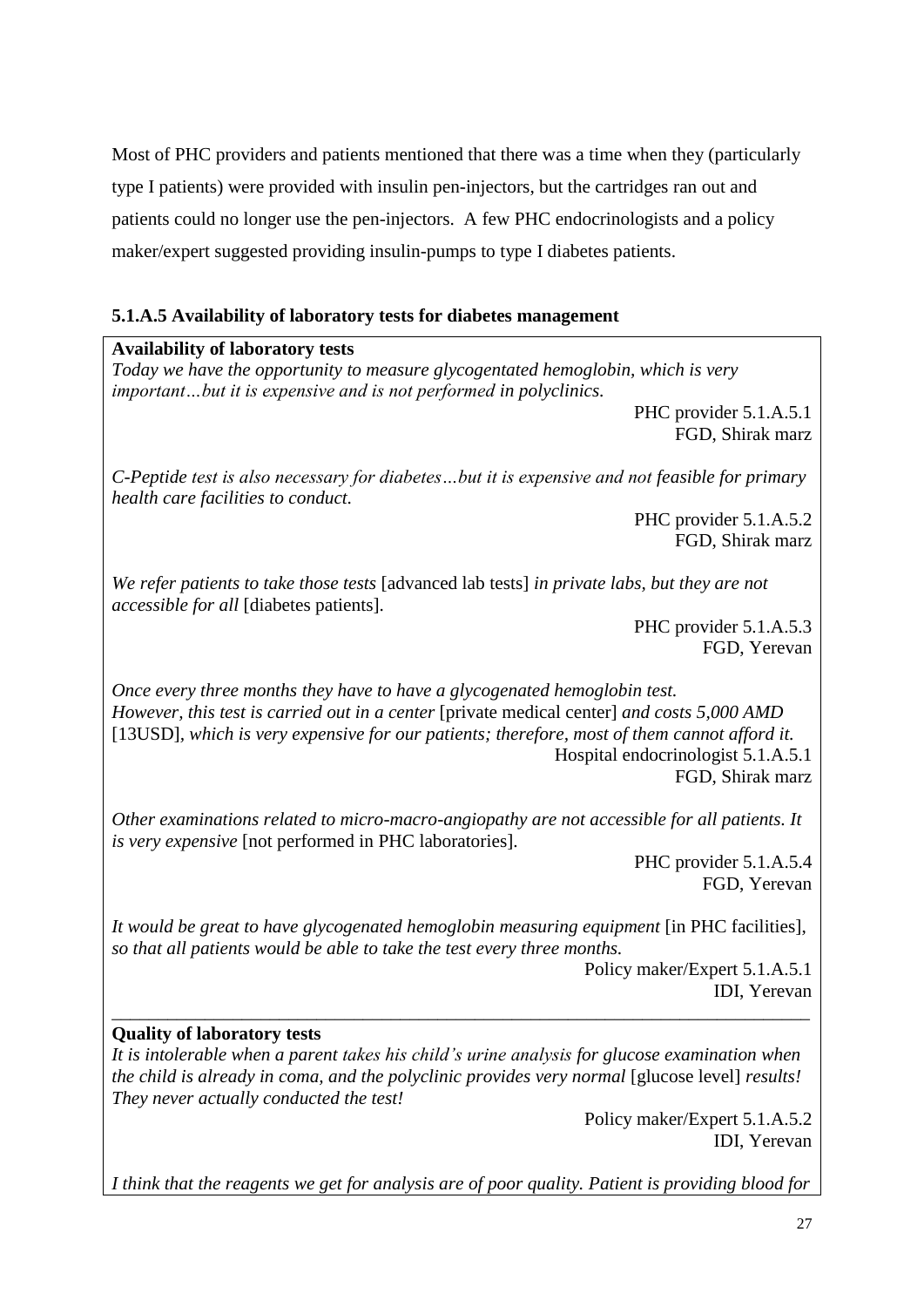Most of PHC providers and patients mentioned that there was a time when they (particularly type I patients) were provided with insulin pen-injectors, but the cartridges ran out and patients could no longer use the pen-injectors. A few PHC endocrinologists and a policy maker/expert suggested providing insulin-pumps to type I diabetes patients.

### 5.1.A.5 Availability of laboratory tests for diabetes management

**Availability of laboratory tests**

*Today we have the opportunity to measure glycogentated hemoglobin, which is very important…but it is expensive and is not performed in polyclinics.*

PHC provider 5.1.A.5.1
FGD, Shirak marz

*C-Peptide test is also necessary for diabetes…but it is expensive and not feasible for primary health care facilities to conduct.*

PHC provider 5.1.A.5.2
FGD, Shirak marz

*We refer patients to take those tests* [advanced lab tests] *in private labs, but they are not accessible for all* [diabetes patients].

PHC provider 5.1.A.5.3
FGD, Yerevan

*Once every three months they have to have a glycogenated hemoglobin test. However, this test is carried out in a center* [private medical center] *and costs 5,000 AMD* [13USD], *which is very expensive for our patients; therefore, most of them cannot afford it.*

Hospital endocrinologist 5.1.A.5.1
FGD, Shirak marz

*Other examinations related to micro-macro-angiopathy are not accessible for all patients. It is very expensive* [not performed in PHC laboratories].

PHC provider 5.1.A.5.4
FGD, Yerevan

*It would be great to have glycogenated hemoglobin measuring equipment* [in PHC facilities], *so that all patients would be able to take the test every three months.*

Policy maker/Expert 5.1.A.5.1
IDI, Yerevan

---

**Quality of laboratory tests**

*It is intolerable when a parent takes his child's urine analysis for glucose examination when the child is already in coma, and the polyclinic provides very normal* [glucose level] *results! They never actually conducted the test!*

Policy maker/Expert 5.1.A.5.2
IDI, Yerevan

*I think that the reagents we get for analysis are of poor quality. Patient is providing blood for*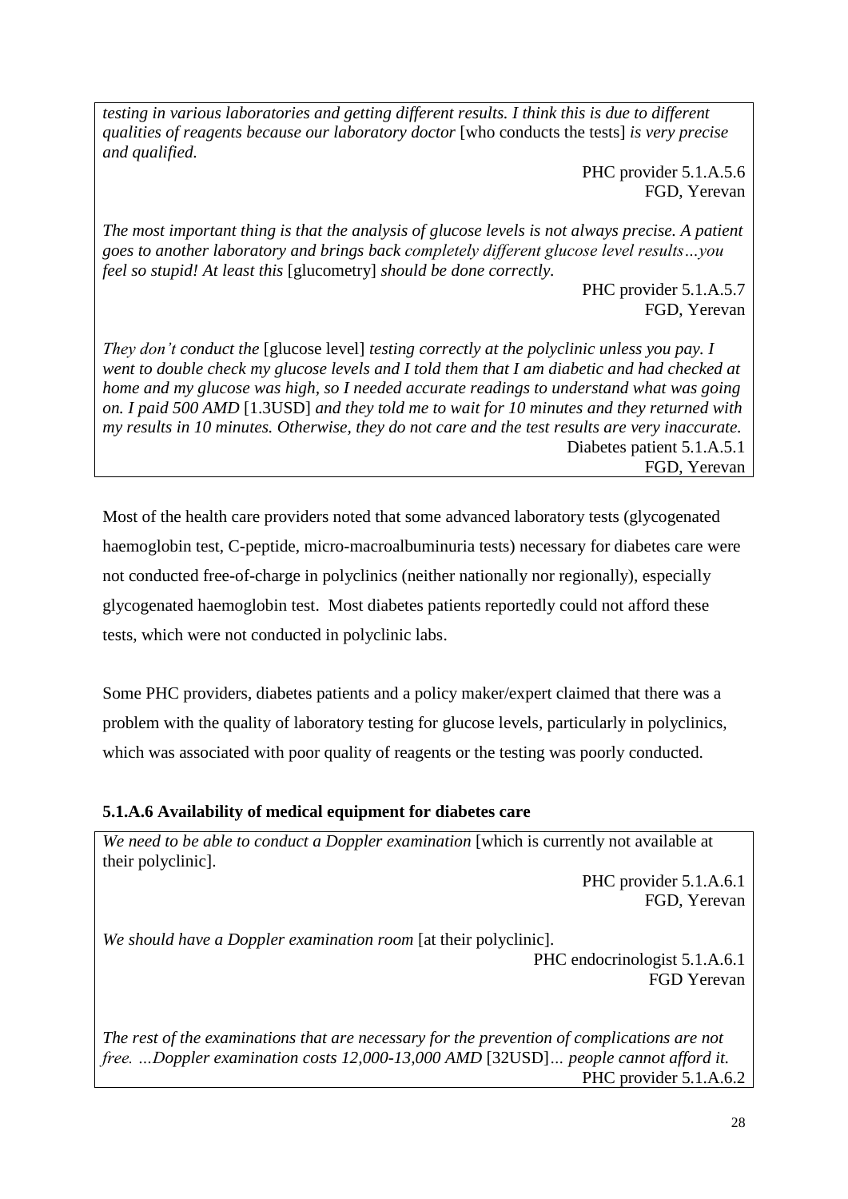*testing in various laboratories and getting different results. I think this is due to different qualities of reagents because our laboratory doctor* [who conducts the tests] *is very precise and qualified.*

PHC provider 5.1.A.5.6
FGD, Yerevan

*The most important thing is that the analysis of glucose levels is not always precise. A patient goes to another laboratory and brings back completely different glucose level results…you feel so stupid! At least this* [glucometry] *should be done correctly.*

PHC provider 5.1.A.5.7
FGD, Yerevan

*They don't conduct the* [glucose level] *testing correctly at the polyclinic unless you pay. I went to double check my glucose levels and I told them that I am diabetic and had checked at home and my glucose was high, so I needed accurate readings to understand what was going on. I paid 500 AMD* [1.3USD] *and they told me to wait for 10 minutes and they returned with my results in 10 minutes. Otherwise, they do not care and the test results are very inaccurate.*

Diabetes patient 5.1.A.5.1
FGD, Yerevan

Most of the health care providers noted that some advanced laboratory tests (glycogenated haemoglobin test, C-peptide, micro-macroalbuminuria tests) necessary for diabetes care were not conducted free-of-charge in polyclinics (neither nationally nor regionally), especially glycogenated haemoglobin test. Most diabetes patients reportedly could not afford these tests, which were not conducted in polyclinic labs.

Some PHC providers, diabetes patients and a policy maker/expert claimed that there was a problem with the quality of laboratory testing for glucose levels, particularly in polyclinics, which was associated with poor quality of reagents or the testing was poorly conducted.

### 5.1.A.6 Availability of medical equipment for diabetes care

*We need to be able to conduct a Doppler examination* [which is currently not available at their polyclinic].

PHC provider 5.1.A.6.1
FGD, Yerevan

*We should have a Doppler examination room* [at their polyclinic].

PHC endocrinologist 5.1.A.6.1
FGD Yerevan

*The rest of the examinations that are necessary for the prevention of complications are not free. …Doppler examination costs 12,000-13,000 AMD* [32USD]*… people cannot afford it.*

PHC provider 5.1.A.6.2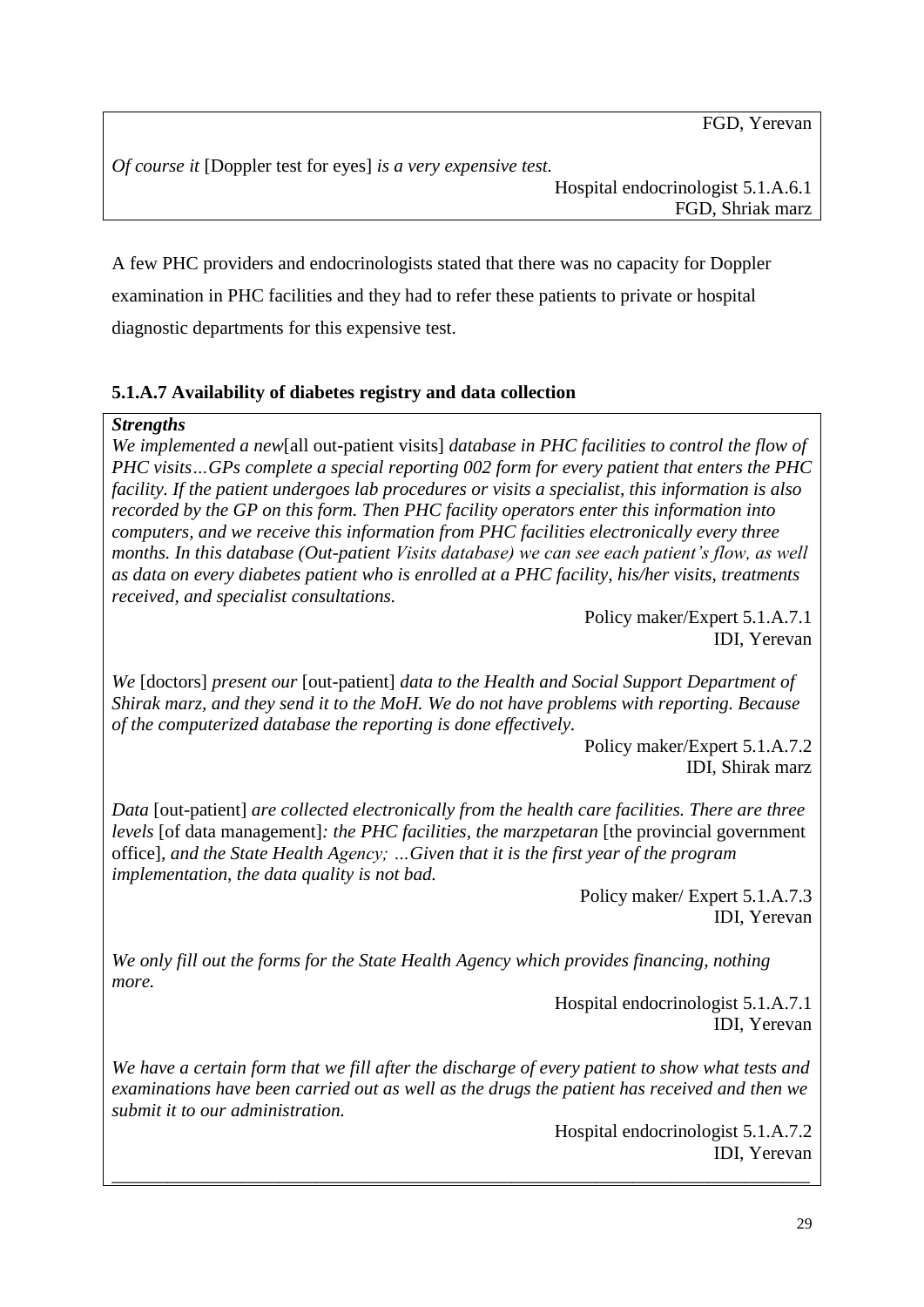FGD, Yerevan

*Of course it* [Doppler test for eyes] *is a very expensive test.*

Hospital endocrinologist 5.1.A.6.1
FGD, Shriak marz

A few PHC providers and endocrinologists stated that there was no capacity for Doppler examination in PHC facilities and they had to refer these patients to private or hospital diagnostic departments for this expensive test.

### 5.1.A.7 Availability of diabetes registry and data collection

***Strengths***

*We implemented a new*[all out-patient visits] *database in PHC facilities to control the flow of PHC visits…GPs complete a special reporting 002 form for every patient that enters the PHC facility. If the patient undergoes lab procedures or visits a specialist, this information is also recorded by the GP on this form. Then PHC facility operators enter this information into computers, and we receive this information from PHC facilities electronically every three months. In this database (Out-patient Visits database) we can see each patient's flow, as well as data on every diabetes patient who is enrolled at a PHC facility, his/her visits, treatments received, and specialist consultations.*

Policy maker/Expert 5.1.A.7.1
IDI, Yerevan

*We* [doctors] *present our* [out-patient] *data to the Health and Social Support Department of Shirak marz, and they send it to the MoH. We do not have problems with reporting. Because of the computerized database the reporting is done effectively.*

Policy maker/Expert 5.1.A.7.2
IDI, Shirak marz

*Data* [out-patient] *are collected electronically from the health care facilities. There are three levels* [of data management]*: the PHC facilities, the marzpetaran* [the provincial government office]*, and the State Health Agency; …Given that it is the first year of the program implementation, the data quality is not bad.*

Policy maker/ Expert 5.1.A.7.3
IDI, Yerevan

*We only fill out the forms for the State Health Agency which provides financing, nothing more.*

Hospital endocrinologist 5.1.A.7.1
IDI, Yerevan

*We have a certain form that we fill after the discharge of every patient to show what tests and examinations have been carried out as well as the drugs the patient has received and then we submit it to our administration.*

Hospital endocrinologist 5.1.A.7.2
IDI, Yerevan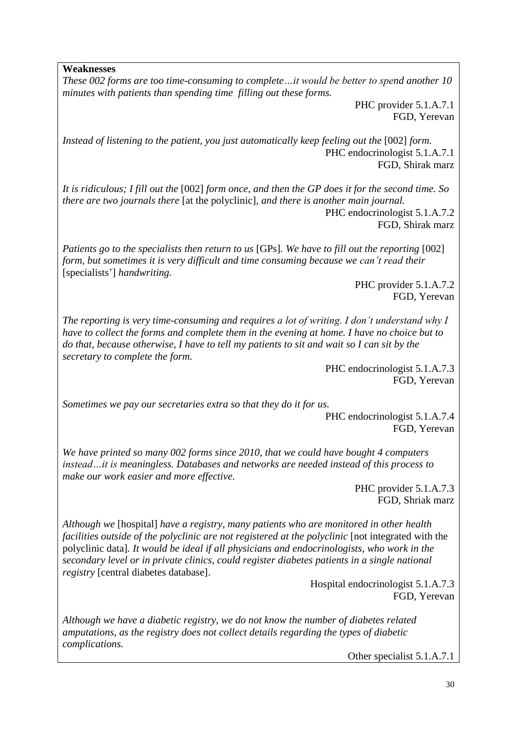**Weaknesses**

*These 002 forms are too time-consuming to complete…it would be better to spend another 10 minutes with patients than spending time filling out these forms.*

PHC provider 5.1.A.7.1
FGD, Yerevan

*Instead of listening to the patient, you just automatically keep feeling out the* [002] *form.*

PHC endocrinologist 5.1.A.7.1
FGD, Shirak marz

*It is ridiculous; I fill out the* [002] *form once, and then the GP does it for the second time. So there are two journals there* [at the polyclinic], *and there is another main journal.*

PHC endocrinologist 5.1.A.7.2
FGD, Shirak marz

*Patients go to the specialists then return to us* [GPs]. *We have to fill out the reporting* [002] *form, but sometimes it is very difficult and time consuming because we can't read their* [specialists'] *handwriting.*

PHC provider 5.1.A.7.2
FGD, Yerevan

*The reporting is very time-consuming and requires a lot of writing. I don't understand why I have to collect the forms and complete them in the evening at home. I have no choice but to do that, because otherwise, I have to tell my patients to sit and wait so I can sit by the secretary to complete the form.*

PHC endocrinologist 5.1.A.7.3
FGD, Yerevan

*Sometimes we pay our secretaries extra so that they do it for us.*

PHC endocrinologist 5.1.A.7.4
FGD, Yerevan

*We have printed so many 002 forms since 2010, that we could have bought 4 computers instead…it is meaningless. Databases and networks are needed instead of this process to make our work easier and more effective.*

PHC provider 5.1.A.7.3
FGD, Shriak marz

*Although we* [hospital] *have a registry, many patients who are monitored in other health facilities outside of the polyclinic are not registered at the polyclinic* [not integrated with the polyclinic data]*. It would be ideal if all physicians and endocrinologists, who work in the secondary level or in private clinics, could register diabetes patients in a single national registry* [central diabetes database].

Hospital endocrinologist 5.1.A.7.3
FGD, Yerevan

*Although we have a diabetic registry, we do not know the number of diabetes related amputations, as the registry does not collect details regarding the types of diabetic complications.*

Other specialist 5.1.A.7.1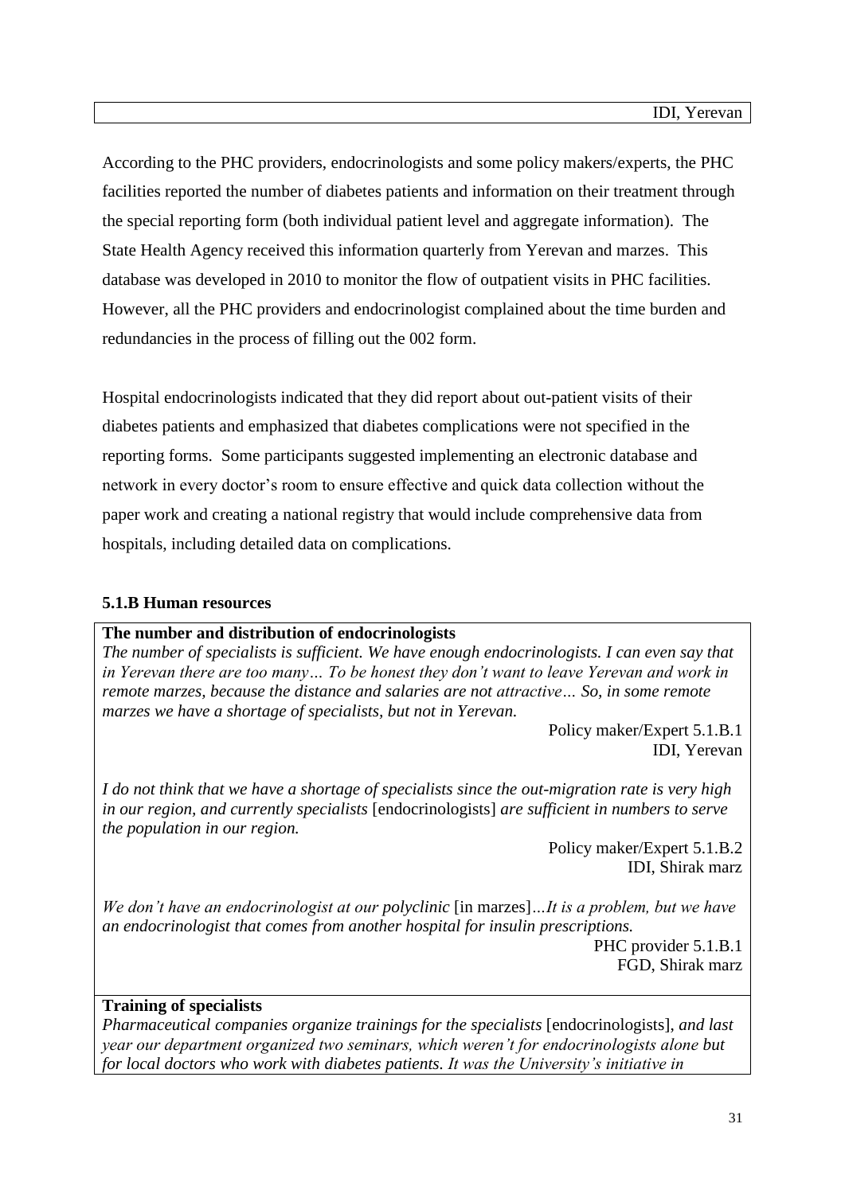IDI, Yerevan

According to the PHC providers, endocrinologists and some policy makers/experts, the PHC facilities reported the number of diabetes patients and information on their treatment through the special reporting form (both individual patient level and aggregate information). The State Health Agency received this information quarterly from Yerevan and marzes. This database was developed in 2010 to monitor the flow of outpatient visits in PHC facilities. However, all the PHC providers and endocrinologist complained about the time burden and redundancies in the process of filling out the 002 form.

Hospital endocrinologists indicated that they did report about out-patient visits of their diabetes patients and emphasized that diabetes complications were not specified in the reporting forms. Some participants suggested implementing an electronic database and network in every doctor's room to ensure effective and quick data collection without the paper work and creating a national registry that would include comprehensive data from hospitals, including detailed data on complications.

### 5.1.B Human resources

**The number and distribution of endocrinologists**

*The number of specialists is sufficient. We have enough endocrinologists. I can even say that in Yerevan there are too many… To be honest they don't want to leave Yerevan and work in remote marzes, because the distance and salaries are not attractive… So, in some remote marzes we have a shortage of specialists, but not in Yerevan.*

Policy maker/Expert 5.1.B.1
IDI, Yerevan

*I do not think that we have a shortage of specialists since the out-migration rate is very high in our region, and currently specialists* [endocrinologists] *are sufficient in numbers to serve the population in our region.*

Policy maker/Expert 5.1.B.2
IDI, Shirak marz

*We don't have an endocrinologist at our polyclinic* [in marzes]*…It is a problem, but we have an endocrinologist that comes from another hospital for insulin prescriptions.*

PHC provider 5.1.B.1
FGD, Shirak marz

**Training of specialists**

*Pharmaceutical companies organize trainings for the specialists* [endocrinologists], *and last year our department organized two seminars, which weren't for endocrinologists alone but for local doctors who work with diabetes patients. It was the University's initiative in*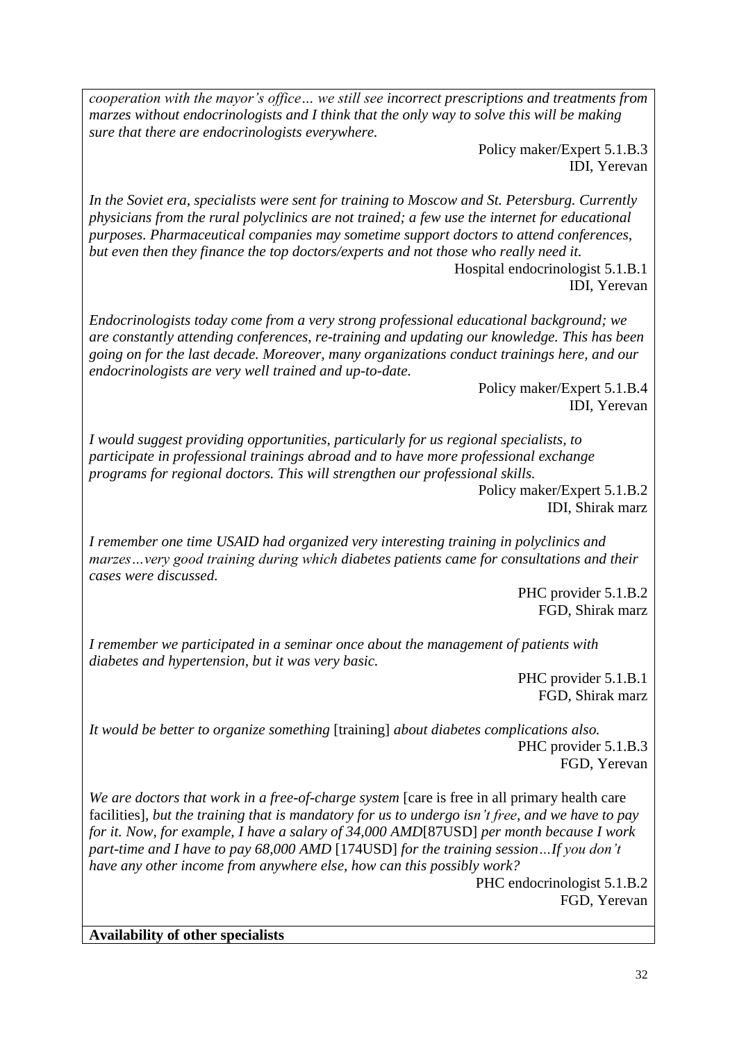*cooperation with the mayor's office… we still see incorrect prescriptions and treatments from marzes without endocrinologists and I think that the only way to solve this will be making sure that there are endocrinologists everywhere.*

Policy maker/Expert 5.1.B.3
IDI, Yerevan

*In the Soviet era, specialists were sent for training to Moscow and St. Petersburg. Currently physicians from the rural polyclinics are not trained; a few use the internet for educational purposes. Pharmaceutical companies may sometime support doctors to attend conferences, but even then they finance the top doctors/experts and not those who really need it.*

Hospital endocrinologist 5.1.B.1
IDI, Yerevan

*Endocrinologists today come from a very strong professional educational background; we are constantly attending conferences, re-training and updating our knowledge. This has been going on for the last decade. Moreover, many organizations conduct trainings here, and our endocrinologists are very well trained and up-to-date.*

Policy maker/Expert 5.1.B.4
IDI, Yerevan

*I would suggest providing opportunities, particularly for us regional specialists, to participate in professional trainings abroad and to have more professional exchange programs for regional doctors. This will strengthen our professional skills.*

Policy maker/Expert 5.1.B.2
IDI, Shirak marz

*I remember one time USAID had organized very interesting training in polyclinics and marzes…very good training during which diabetes patients came for consultations and their cases were discussed.*

PHC provider 5.1.B.2
FGD, Shirak marz

*I remember we participated in a seminar once about the management of patients with diabetes and hypertension, but it was very basic.*

PHC provider 5.1.B.1
FGD, Shirak marz

*It would be better to organize something* [training] *about diabetes complications also.*

PHC provider 5.1.B.3
FGD, Yerevan

*We are doctors that work in a free-of-charge system* [care is free in all primary health care facilities], *but the training that is mandatory for us to undergo isn't free, and we have to pay for it. Now, for example, I have a salary of 34,000 AMD*[87USD] *per month because I work part-time and I have to pay 68,000 AMD* [174USD] *for the training session…If you don't have any other income from anywhere else, how can this possibly work?*

PHC endocrinologist 5.1.B.2
FGD, Yerevan

**Availability of other specialists**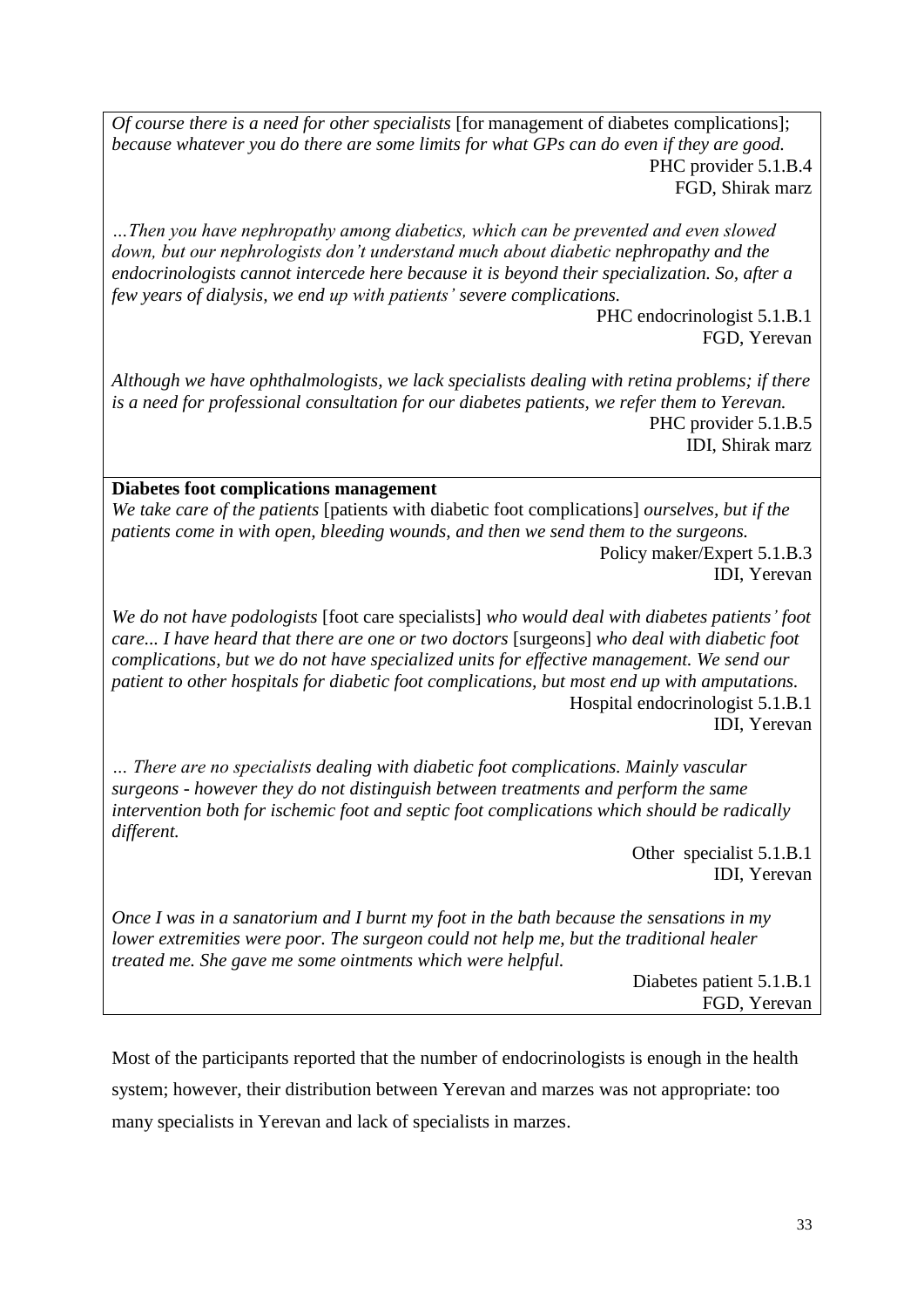*Of course there is a need for other specialists* [for management of diabetes complications]; *because whatever you do there are some limits for what GPs can do even if they are good.*

PHC provider 5.1.B.4
FGD, Shirak marz

*…Then you have nephropathy among diabetics, which can be prevented and even slowed down, but our nephrologists don't understand much about diabetic nephropathy and the endocrinologists cannot intercede here because it is beyond their specialization. So, after a few years of dialysis, we end up with patients' severe complications.*

PHC endocrinologist 5.1.B.1
FGD, Yerevan

*Although we have ophthalmologists, we lack specialists dealing with retina problems; if there is a need for professional consultation for our diabetes patients, we refer them to Yerevan.*

PHC provider 5.1.B.5
IDI, Shirak marz

**Diabetes foot complications management**

*We take care of the patients* [patients with diabetic foot complications] *ourselves, but if the patients come in with open, bleeding wounds, and then we send them to the surgeons.*

Policy maker/Expert 5.1.B.3
IDI, Yerevan

*We do not have podologists* [foot care specialists] *who would deal with diabetes patients' foot care... I have heard that there are one or two doctors* [surgeons] *who deal with diabetic foot complications, but we do not have specialized units for effective management. We send our patient to other hospitals for diabetic foot complications, but most end up with amputations.*

Hospital endocrinologist 5.1.B.1
IDI, Yerevan

*… There are no specialists dealing with diabetic foot complications. Mainly vascular surgeons - however they do not distinguish between treatments and perform the same intervention both for ischemic foot and septic foot complications which should be radically different.*

Other specialist 5.1.B.1
IDI, Yerevan

*Once I was in a sanatorium and I burnt my foot in the bath because the sensations in my lower extremities were poor. The surgeon could not help me, but the traditional healer treated me. She gave me some ointments which were helpful.*

Diabetes patient 5.1.B.1
FGD, Yerevan

Most of the participants reported that the number of endocrinologists is enough in the health system; however, their distribution between Yerevan and marzes was not appropriate: too many specialists in Yerevan and lack of specialists in marzes.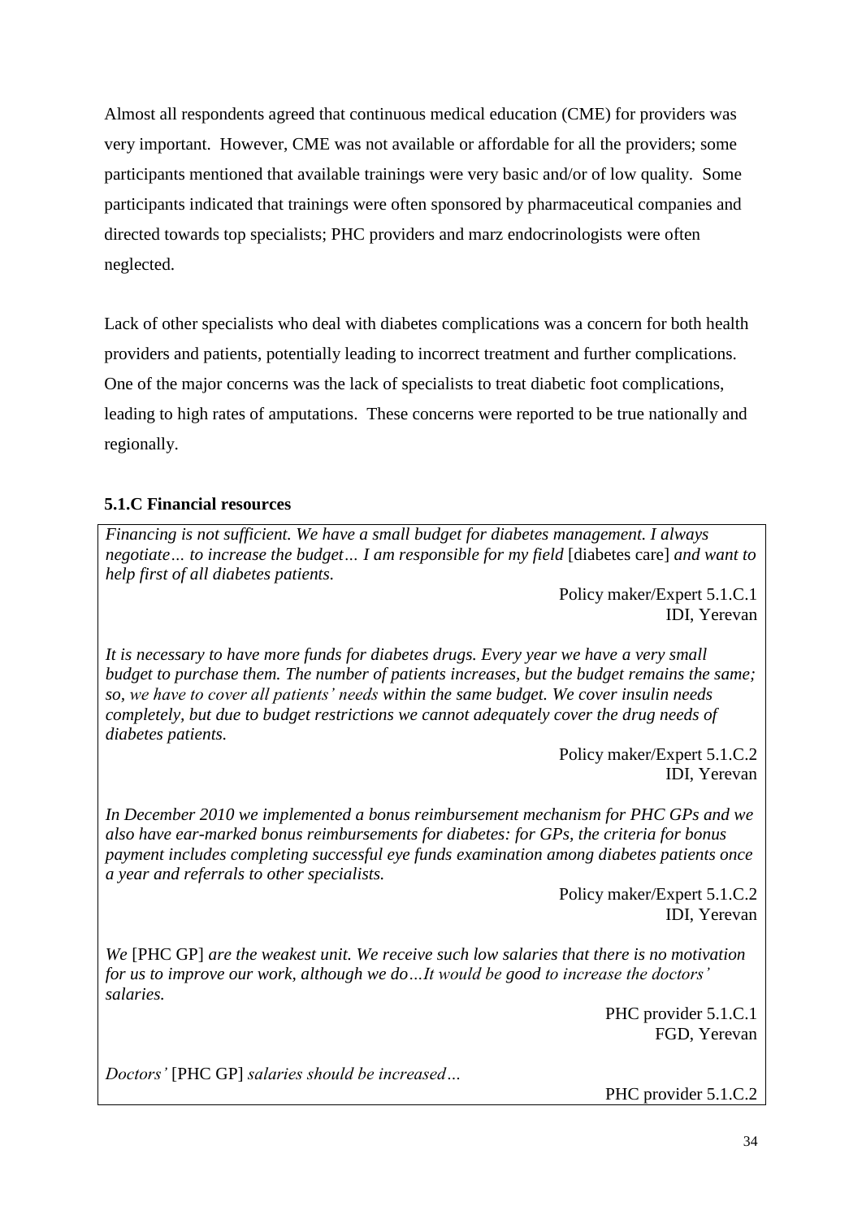Almost all respondents agreed that continuous medical education (CME) for providers was very important. However, CME was not available or affordable for all the providers; some participants mentioned that available trainings were very basic and/or of low quality. Some participants indicated that trainings were often sponsored by pharmaceutical companies and directed towards top specialists; PHC providers and marz endocrinologists were often neglected.

Lack of other specialists who deal with diabetes complications was a concern for both health providers and patients, potentially leading to incorrect treatment and further complications. One of the major concerns was the lack of specialists to treat diabetic foot complications, leading to high rates of amputations. These concerns were reported to be true nationally and regionally.

### 5.1.C Financial resources

*Financing is not sufficient. We have a small budget for diabetes management. I always negotiate… to increase the budget… I am responsible for my field* [diabetes care] *and want to help first of all diabetes patients.*

Policy maker/Expert 5.1.C.1
IDI, Yerevan

*It is necessary to have more funds for diabetes drugs. Every year we have a very small budget to purchase them. The number of patients increases, but the budget remains the same; so, we have to cover all patients' needs within the same budget. We cover insulin needs completely, but due to budget restrictions we cannot adequately cover the drug needs of diabetes patients.*

Policy maker/Expert 5.1.C.2
IDI, Yerevan

*In December 2010 we implemented a bonus reimbursement mechanism for PHC GPs and we also have ear-marked bonus reimbursements for diabetes: for GPs, the criteria for bonus payment includes completing successful eye funds examination among diabetes patients once a year and referrals to other specialists.*

Policy maker/Expert 5.1.C.2
IDI, Yerevan

*We* [PHC GP] *are the weakest unit. We receive such low salaries that there is no motivation for us to improve our work, although we do…It would be good to increase the doctors' salaries.*

PHC provider 5.1.C.1
FGD, Yerevan

*Doctors'* [PHC GP] *salaries should be increased…*

PHC provider 5.1.C.2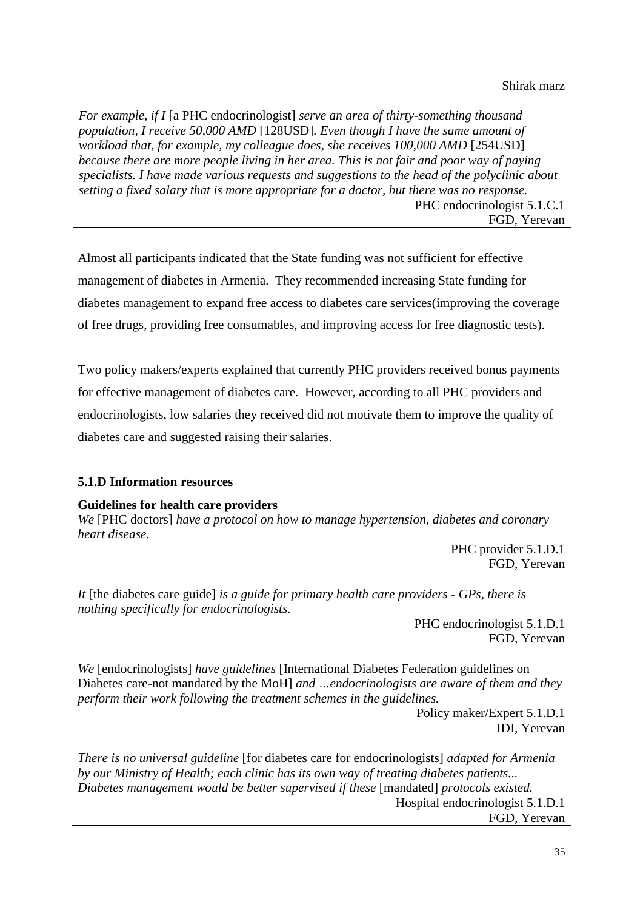Shirak marz

*For example, if I* [a PHC endocrinologist] *serve an area of thirty-something thousand population, I receive 50,000 AMD* [128USD]. *Even though I have the same amount of workload that, for example, my colleague does, she receives 100,000 AMD* [254USD] *because there are more people living in her area. This is not fair and poor way of paying specialists. I have made various requests and suggestions to the head of the polyclinic about setting a fixed salary that is more appropriate for a doctor, but there was no response.*

PHC endocrinologist 5.1.C.1
FGD, Yerevan

Almost all participants indicated that the State funding was not sufficient for effective management of diabetes in Armenia. They recommended increasing State funding for diabetes management to expand free access to diabetes care services(improving the coverage of free drugs, providing free consumables, and improving access for free diagnostic tests).

Two policy makers/experts explained that currently PHC providers received bonus payments for effective management of diabetes care. However, according to all PHC providers and endocrinologists, low salaries they received did not motivate them to improve the quality of diabetes care and suggested raising their salaries.

### 5.1.D Information resources

**Guidelines for health care providers**

*We* [PHC doctors] *have a protocol on how to manage hypertension, diabetes and coronary heart disease.*

PHC provider 5.1.D.1
FGD, Yerevan

*It* [the diabetes care guide] *is a guide for primary health care providers - GPs, there is nothing specifically for endocrinologists.*

PHC endocrinologist 5.1.D.1
FGD, Yerevan

*We* [endocrinologists] *have guidelines* [International Diabetes Federation guidelines on Diabetes care-not mandated by the MoH] *and …endocrinologists are aware of them and they perform their work following the treatment schemes in the guidelines.*

Policy maker/Expert 5.1.D.1
IDI, Yerevan

*There is no universal guideline* [for diabetes care for endocrinologists] *adapted for Armenia by our Ministry of Health; each clinic has its own way of treating diabetes patients... Diabetes management would be better supervised if these* [mandated] *protocols existed.*

Hospital endocrinologist 5.1.D.1
FGD, Yerevan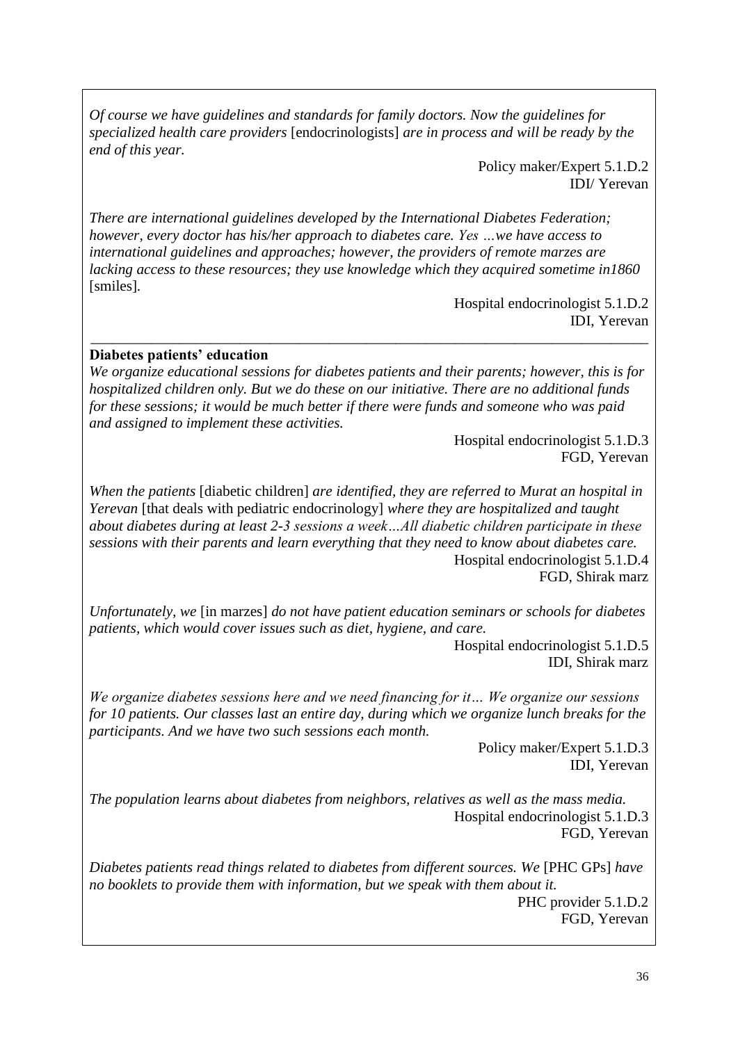*Of course we have guidelines and standards for family doctors. Now the guidelines for specialized health care providers* [endocrinologists] *are in process and will be ready by the end of this year.*

Policy maker/Expert 5.1.D.2
IDI/ Yerevan

*There are international guidelines developed by the International Diabetes Federation; however, every doctor has his/her approach to diabetes care. Yes …we have access to international guidelines and approaches; however, the providers of remote marzes are lacking access to these resources; they use knowledge which they acquired sometime in1860* [smiles].

Hospital endocrinologist 5.1.D.2
IDI, Yerevan

---

**Diabetes patients' education**

*We organize educational sessions for diabetes patients and their parents; however, this is for hospitalized children only. But we do these on our initiative. There are no additional funds for these sessions; it would be much better if there were funds and someone who was paid and assigned to implement these activities.*

Hospital endocrinologist 5.1.D.3
FGD, Yerevan

*When the patients* [diabetic children] *are identified, they are referred to Murat an hospital in Yerevan* [that deals with pediatric endocrinology] *where they are hospitalized and taught about diabetes during at least 2-3 sessions a week…All diabetic children participate in these sessions with their parents and learn everything that they need to know about diabetes care.*

Hospital endocrinologist 5.1.D.4
FGD, Shirak marz

*Unfortunately, we* [in marzes] *do not have patient education seminars or schools for diabetes patients, which would cover issues such as diet, hygiene, and care.*

Hospital endocrinologist 5.1.D.5
IDI, Shirak marz

*We organize diabetes sessions here and we need financing for it… We organize our sessions for 10 patients. Our classes last an entire day, during which we organize lunch breaks for the participants. And we have two such sessions each month.*

Policy maker/Expert 5.1.D.3
IDI, Yerevan

*The population learns about diabetes from neighbors, relatives as well as the mass media.*

Hospital endocrinologist 5.1.D.3
FGD, Yerevan

*Diabetes patients read things related to diabetes from different sources. We* [PHC GPs] *have no booklets to provide them with information, but we speak with them about it.*

PHC provider 5.1.D.2
FGD, Yerevan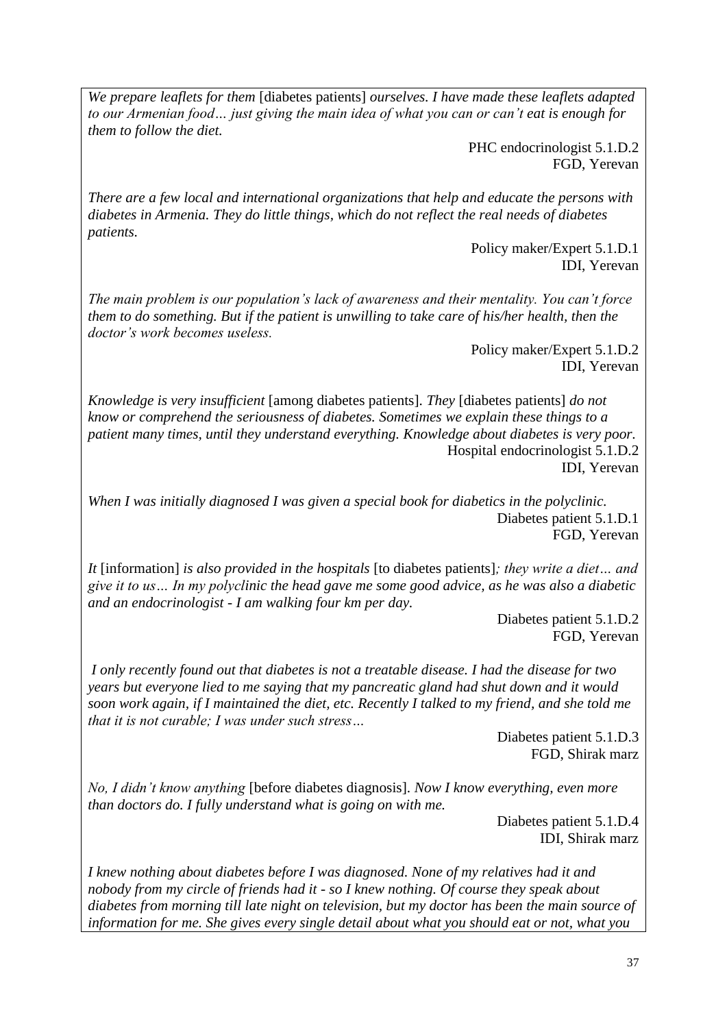*We prepare leaflets for them* [diabetes patients] *ourselves. I have made these leaflets adapted to our Armenian food… just giving the main idea of what you can or can't eat is enough for them to follow the diet.*

PHC endocrinologist 5.1.D.2
FGD, Yerevan

*There are a few local and international organizations that help and educate the persons with diabetes in Armenia. They do little things, which do not reflect the real needs of diabetes patients.*

Policy maker/Expert 5.1.D.1
IDI, Yerevan

*The main problem is our population's lack of awareness and their mentality. You can't force them to do something. But if the patient is unwilling to take care of his/her health, then the doctor's work becomes useless.*

Policy maker/Expert 5.1.D.2
IDI, Yerevan

*Knowledge is very insufficient* [among diabetes patients]. *They* [diabetes patients] *do not know or comprehend the seriousness of diabetes. Sometimes we explain these things to a patient many times, until they understand everything. Knowledge about diabetes is very poor.*

Hospital endocrinologist 5.1.D.2
IDI, Yerevan

*When I was initially diagnosed I was given a special book for diabetics in the polyclinic.*

Diabetes patient 5.1.D.1
FGD, Yerevan

*It* [information] *is also provided in the hospitals* [to diabetes patients]*; they write a diet… and give it to us… In my polyclinic the head gave me some good advice, as he was also a diabetic and an endocrinologist - I am walking four km per day.*

Diabetes patient 5.1.D.2
FGD, Yerevan

*I only recently found out that diabetes is not a treatable disease. I had the disease for two years but everyone lied to me saying that my pancreatic gland had shut down and it would soon work again, if I maintained the diet, etc. Recently I talked to my friend, and she told me that it is not curable; I was under such stress…*

Diabetes patient 5.1.D.3
FGD, Shirak marz

*No, I didn't know anything* [before diabetes diagnosis]. *Now I know everything, even more than doctors do. I fully understand what is going on with me.*

Diabetes patient 5.1.D.4
IDI, Shirak marz

*I knew nothing about diabetes before I was diagnosed. None of my relatives had it and nobody from my circle of friends had it - so I knew nothing. Of course they speak about diabetes from morning till late night on television, but my doctor has been the main source of information for me. She gives every single detail about what you should eat or not, what you*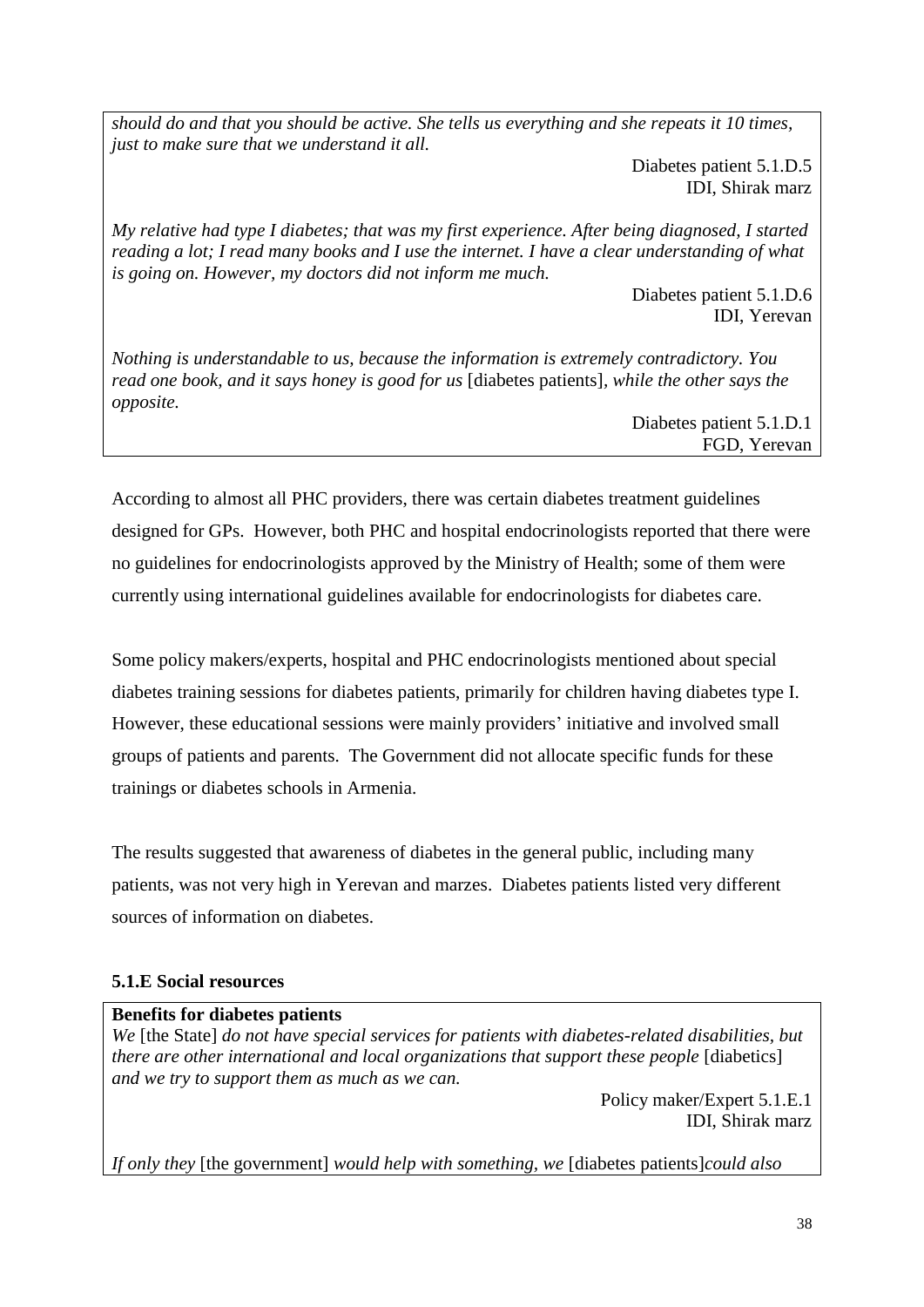*should do and that you should be active. She tells us everything and she repeats it 10 times, just to make sure that we understand it all.*

Diabetes patient 5.1.D.5
IDI, Shirak marz

*My relative had type I diabetes; that was my first experience. After being diagnosed, I started reading a lot; I read many books and I use the internet. I have a clear understanding of what is going on. However, my doctors did not inform me much.*

Diabetes patient 5.1.D.6
IDI, Yerevan

*Nothing is understandable to us, because the information is extremely contradictory. You read one book, and it says honey is good for us* [diabetes patients], *while the other says the opposite.*

Diabetes patient 5.1.D.1
FGD, Yerevan

According to almost all PHC providers, there was certain diabetes treatment guidelines designed for GPs. However, both PHC and hospital endocrinologists reported that there were no guidelines for endocrinologists approved by the Ministry of Health; some of them were currently using international guidelines available for endocrinologists for diabetes care.

Some policy makers/experts, hospital and PHC endocrinologists mentioned about special diabetes training sessions for diabetes patients, primarily for children having diabetes type I. However, these educational sessions were mainly providers' initiative and involved small groups of patients and parents. The Government did not allocate specific funds for these trainings or diabetes schools in Armenia.

The results suggested that awareness of diabetes in the general public, including many patients, was not very high in Yerevan and marzes. Diabetes patients listed very different sources of information on diabetes.

### 5.1.E Social resources

**Benefits for diabetes patients**

*We* [the State] *do not have special services for patients with diabetes-related disabilities, but there are other international and local organizations that support these people* [diabetics] *and we try to support them as much as we can.*

Policy maker/Expert 5.1.E.1
IDI, Shirak marz

*If only they* [the government] *would help with something, we* [diabetes patients]*could also*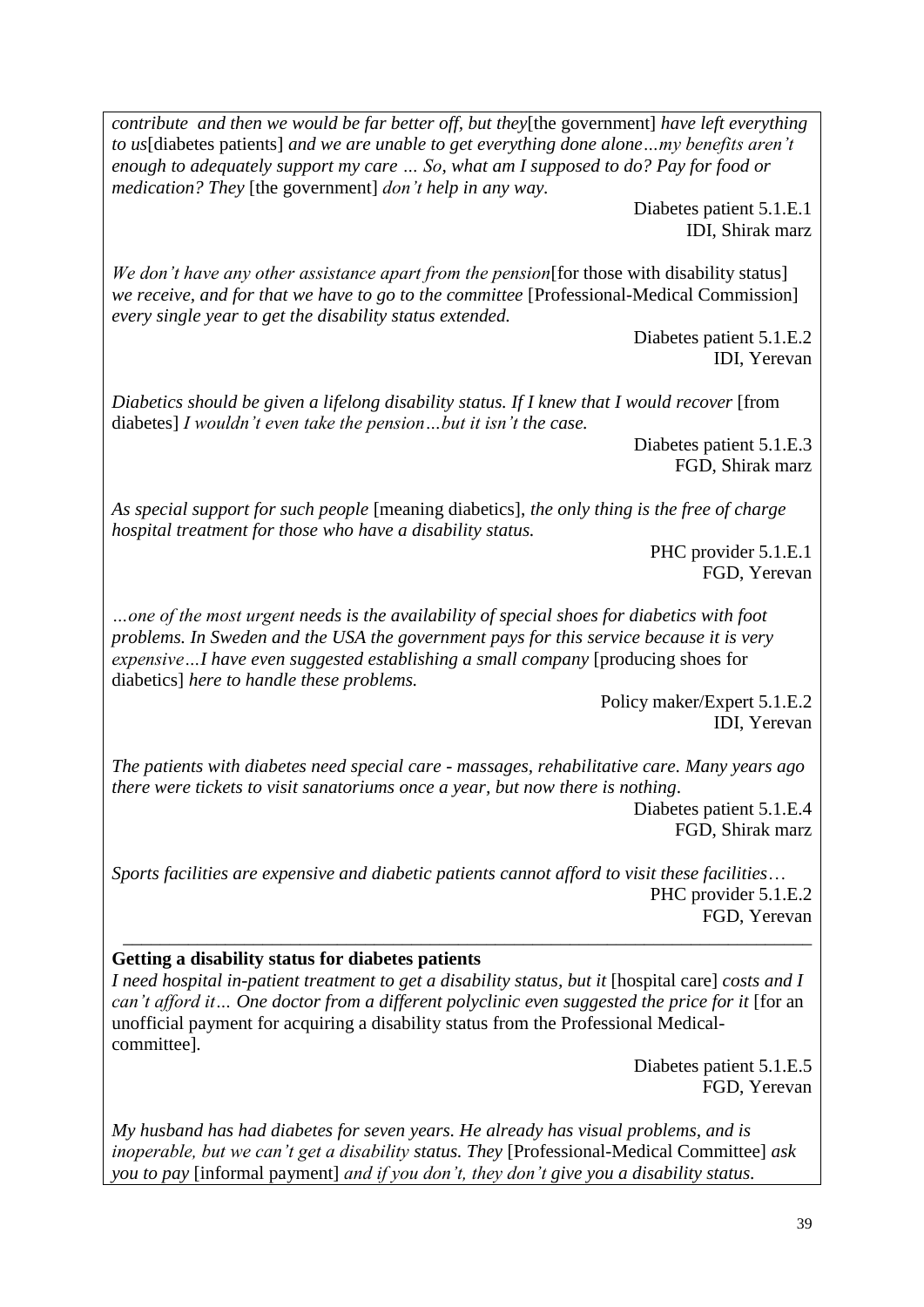*contribute and then we would be far better off, but they*[the government] *have left everything to us*[diabetes patients] *and we are unable to get everything done alone…my benefits aren't enough to adequately support my care … So, what am I supposed to do? Pay for food or medication? They* [the government] *don't help in any way*.

Diabetes patient 5.1.E.1
IDI, Shirak marz

*We don't have any other assistance apart from the pension*[for those with disability status] *we receive, and for that we have to go to the committee* [Professional-Medical Commission] *every single year to get the disability status extended.*

Diabetes patient 5.1.E.2
IDI, Yerevan

*Diabetics should be given a lifelong disability status. If I knew that I would recover* [from diabetes] *I wouldn't even take the pension…but it isn't the case.*

Diabetes patient 5.1.E.3
FGD, Shirak marz

*As special support for such people* [meaning diabetics], *the only thing is the free of charge hospital treatment for those who have a disability status.*

PHC provider 5.1.E.1
FGD, Yerevan

*…one of the most urgent needs is the availability of special shoes for diabetics with foot problems. In Sweden and the USA the government pays for this service because it is very expensive…I have even suggested establishing a small company* [producing shoes for diabetics] *here to handle these problems.*

Policy maker/Expert 5.1.E.2
IDI, Yerevan

*The patients with diabetes need special care - massages, rehabilitative care. Many years ago there were tickets to visit sanatoriums once a year, but now there is nothing*.

Diabetes patient 5.1.E.4
FGD, Shirak marz

*Sports facilities are expensive and diabetic patients cannot afford to visit these facilities…*

PHC provider 5.1.E.2
FGD, Yerevan

---

**Getting a disability status for diabetes patients**

*I need hospital in-patient treatment to get a disability status, but it* [hospital care] *costs and I can't afford it… One doctor from a different polyclinic even suggested the price for it* [for an unofficial payment for acquiring a disability status from the Professional Medical-committee].

Diabetes patient 5.1.E.5
FGD, Yerevan

*My husband has had diabetes for seven years. He already has visual problems, and is inoperable, but we can't get a disability status. They* [Professional-Medical Committee] *ask you to pay* [informal payment] *and if you don't, they don't give you a disability status.*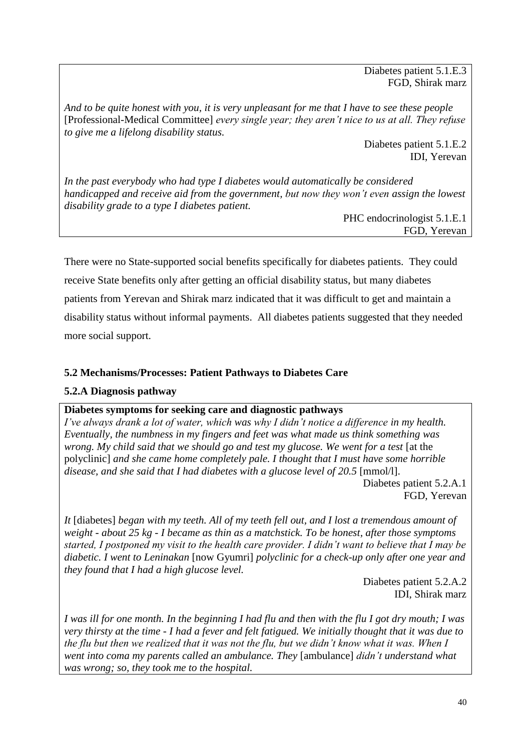Diabetes patient 5.1.E.3
FGD, Shirak marz

*And to be quite honest with you, it is very unpleasant for me that I have to see these people* [Professional-Medical Committee] *every single year; they aren't nice to us at all. They refuse to give me a lifelong disability status.*

Diabetes patient 5.1.E.2
IDI, Yerevan

*In the past everybody who had type I diabetes would automatically be considered handicapped and receive aid from the government, but now they won't even assign the lowest disability grade to a type I diabetes patient.*

PHC endocrinologist 5.1.E.1
FGD, Yerevan

There were no State-supported social benefits specifically for diabetes patients. They could receive State benefits only after getting an official disability status, but many diabetes patients from Yerevan and Shirak marz indicated that it was difficult to get and maintain a disability status without informal payments. All diabetes patients suggested that they needed more social support.

### 5.2 Mechanisms/Processes: Patient Pathways to Diabetes Care

#### 5.2.A Diagnosis pathway

**Diabetes symptoms for seeking care and diagnostic pathways**

*I've always drank a lot of water, which was why I didn't notice a difference in my health. Eventually, the numbness in my fingers and feet was what made us think something was wrong. My child said that we should go and test my glucose. We went for a test* [at the polyclinic] *and she came home completely pale. I thought that I must have some horrible disease, and she said that I had diabetes with a glucose level of 20.5* [mmol/l].

Diabetes patient 5.2.A.1
FGD, Yerevan

*It* [diabetes] *began with my teeth. All of my teeth fell out, and I lost a tremendous amount of weight - about 25 kg - I became as thin as a matchstick. To be honest, after those symptoms started, I postponed my visit to the health care provider. I didn't want to believe that I may be diabetic. I went to Leninakan* [now Gyumri] *polyclinic for a check-up only after one year and they found that I had a high glucose level.*

Diabetes patient 5.2.A.2
IDI, Shirak marz

*I was ill for one month. In the beginning I had flu and then with the flu I got dry mouth; I was very thirsty at the time - I had a fever and felt fatigued. We initially thought that it was due to the flu but then we realized that it was not the flu, but we didn't know what it was. When I went into coma my parents called an ambulance. They* [ambulance] *didn't understand what was wrong; so, they took me to the hospital.*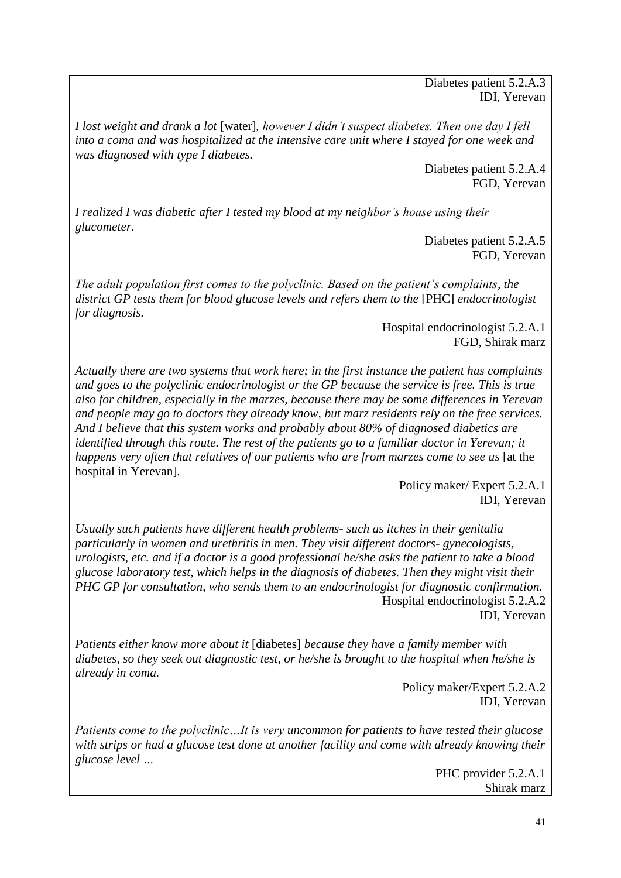Diabetes patient 5.2.A.3
IDI, Yerevan

*I lost weight and drank a lot* [water]*, however I didn't suspect diabetes. Then one day I fell into a coma and was hospitalized at the intensive care unit where I stayed for one week and was diagnosed with type I diabetes.*

Diabetes patient 5.2.A.4
FGD, Yerevan

*I realized I was diabetic after I tested my blood at my neighbor's house using their glucometer.*

Diabetes patient 5.2.A.5
FGD, Yerevan

*The adult population first comes to the polyclinic. Based on the patient's complaints, the district GP tests them for blood glucose levels and refers them to the* [PHC] *endocrinologist for diagnosis.*

Hospital endocrinologist 5.2.A.1
FGD, Shirak marz

*Actually there are two systems that work here; in the first instance the patient has complaints and goes to the polyclinic endocrinologist or the GP because the service is free. This is true also for children, especially in the marzes, because there may be some differences in Yerevan and people may go to doctors they already know, but marz residents rely on the free services. And I believe that this system works and probably about 80% of diagnosed diabetics are identified through this route. The rest of the patients go to a familiar doctor in Yerevan; it happens very often that relatives of our patients who are from marzes come to see us* [at the hospital in Yerevan].

Policy maker/ Expert 5.2.A.1
IDI, Yerevan

*Usually such patients have different health problems- such as itches in their genitalia particularly in women and urethritis in men. They visit different doctors- gynecologists, urologists, etc. and if a doctor is a good professional he/she asks the patient to take a blood glucose laboratory test, which helps in the diagnosis of diabetes. Then they might visit their PHC GP for consultation, who sends them to an endocrinologist for diagnostic confirmation.*

Hospital endocrinologist 5.2.A.2
IDI, Yerevan

*Patients either know more about it* [diabetes] *because they have a family member with diabetes, so they seek out diagnostic test, or he/she is brought to the hospital when he/she is already in coma.*

Policy maker/Expert 5.2.A.2
IDI, Yerevan

*Patients come to the polyclinic…It is very uncommon for patients to have tested their glucose with strips or had a glucose test done at another facility and come with already knowing their glucose level …*

PHC provider 5.2.A.1
Shirak marz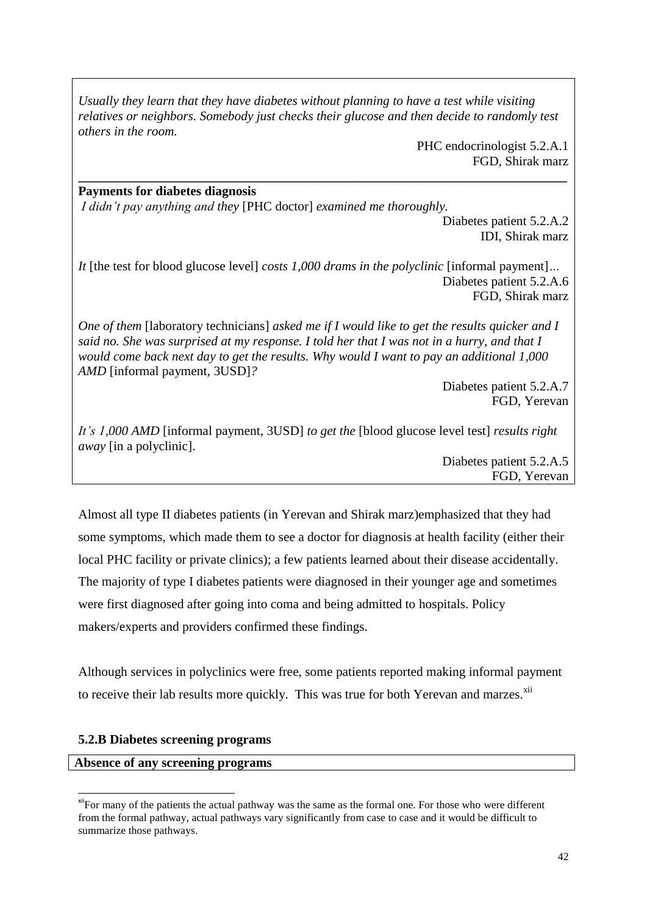*Usually they learn that they have diabetes without planning to have a test while visiting relatives or neighbors. Somebody just checks their glucose and then decide to randomly test others in the room.*

PHC endocrinologist 5.2.A.1
FGD, Shirak marz

---

**Payments for diabetes diagnosis**

*I didn't pay anything and they* [PHC doctor] *examined me thoroughly.*

Diabetes patient 5.2.A.2
IDI, Shirak marz

*It* [the test for blood glucose level] *costs 1,000 drams in the polyclinic* [informal payment]*...*

Diabetes patient 5.2.A.6
FGD, Shirak marz

*One of them* [laboratory technicians] *asked me if I would like to get the results quicker and I said no. She was surprised at my response. I told her that I was not in a hurry, and that I would come back next day to get the results. Why would I want to pay an additional 1,000 AMD* [informal payment, 3USD]*?*

Diabetes patient 5.2.A.7
FGD, Yerevan

*It's 1,000 AMD* [informal payment, 3USD] *to get the* [blood glucose level test] *results right away* [in a polyclinic].

Diabetes patient 5.2.A.5
FGD, Yerevan

Almost all type II diabetes patients (in Yerevan and Shirak marz)emphasized that they had some symptoms, which made them to see a doctor for diagnosis at health facility (either their local PHC facility or private clinics); a few patients learned about their disease accidentally. The majority of type I diabetes patients were diagnosed in their younger age and sometimes were first diagnosed after going into coma and being admitted to hospitals. Policy makers/experts and providers confirmed these findings.

Although services in polyclinics were free, some patients reported making informal payment to receive their lab results more quickly. This was true for both Yerevan and marzes.[xii]

### 5.2.B Diabetes screening programs

**Absence of any screening programs**

[xii] For many of the patients the actual pathway was the same as the formal one. For those who were different from the formal pathway, actual pathways vary significantly from case to case and it would be difficult to summarize those pathways.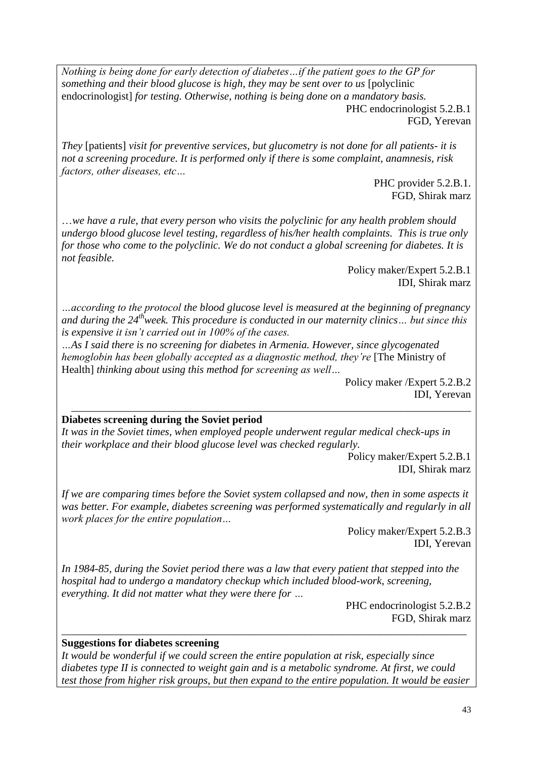*Nothing is being done for early detection of diabetes…if the patient goes to the GP for something and their blood glucose is high, they may be sent over to us* [polyclinic endocrinologist] *for testing. Otherwise, nothing is being done on a mandatory basis.*

PHC endocrinologist 5.2.B.1
FGD, Yerevan

*They* [patients] *visit for preventive services, but glucometry is not done for all patients- it is not a screening procedure. It is performed only if there is some complaint, anamnesis, risk factors, other diseases, etc…*

PHC provider 5.2.B.1.
FGD, Shirak marz

*…we have a rule, that every person who visits the polyclinic for any health problem should undergo blood glucose level testing, regardless of his/her health complaints. This is true only for those who come to the polyclinic. We do not conduct a global screening for diabetes. It is not feasible.*

Policy maker/Expert 5.2.B.1
IDI, Shirak marz

*…according to the protocol the blood glucose level is measured at the beginning of pregnancy and during the 24th week. This procedure is conducted in our maternity clinics… but since this is expensive it isn't carried out in 100% of the cases.*

*…As I said there is no screening for diabetes in Armenia. However, since glycogenated hemoglobin has been globally accepted as a diagnostic method, they're* [The Ministry of Health] *thinking about using this method for screening as well…*

Policy maker /Expert 5.2.B.2
IDI, Yerevan

---

**Diabetes screening during the Soviet period**

*It was in the Soviet times, when employed people underwent regular medical check-ups in their workplace and their blood glucose level was checked regularly.*

Policy maker/Expert 5.2.B.1
IDI, Shirak marz

*If we are comparing times before the Soviet system collapsed and now, then in some aspects it was better. For example, diabetes screening was performed systematically and regularly in all work places for the entire population…*

Policy maker/Expert 5.2.B.3
IDI, Yerevan

*In 1984-85, during the Soviet period there was a law that every patient that stepped into the hospital had to undergo a mandatory checkup which included blood-work, screening, everything. It did not matter what they were there for …*

PHC endocrinologist 5.2.B.2
FGD, Shirak marz

---

**Suggestions for diabetes screening**

*It would be wonderful if we could screen the entire population at risk, especially since diabetes type II is connected to weight gain and is a metabolic syndrome. At first, we could test those from higher risk groups, but then expand to the entire population. It would be easier*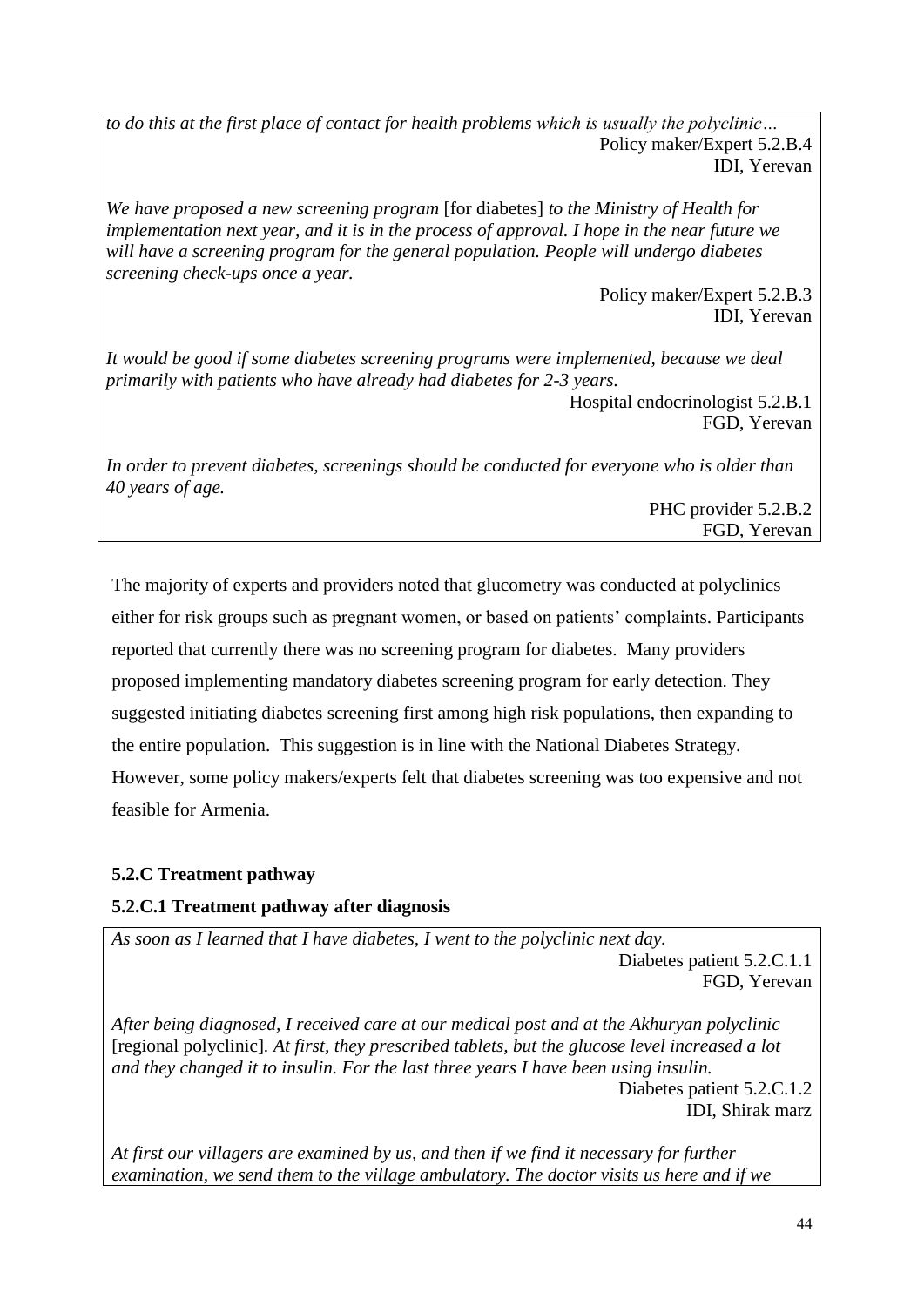*to do this at the first place of contact for health problems which is usually the polyclinic…*
Policy maker/Expert 5.2.B.4
IDI, Yerevan

*We have proposed a new screening program* [for diabetes] *to the Ministry of Health for implementation next year, and it is in the process of approval. I hope in the near future we will have a screening program for the general population. People will undergo diabetes screening check-ups once a year.*
Policy maker/Expert 5.2.B.3
IDI, Yerevan

*It would be good if some diabetes screening programs were implemented, because we deal primarily with patients who have already had diabetes for 2-3 years.*
Hospital endocrinologist 5.2.B.1
FGD, Yerevan

*In order to prevent diabetes, screenings should be conducted for everyone who is older than 40 years of age.*
PHC provider 5.2.B.2
FGD, Yerevan

The majority of experts and providers noted that glucometry was conducted at polyclinics either for risk groups such as pregnant women, or based on patients' complaints. Participants reported that currently there was no screening program for diabetes. Many providers proposed implementing mandatory diabetes screening program for early detection. They suggested initiating diabetes screening first among high risk populations, then expanding to the entire population. This suggestion is in line with the National Diabetes Strategy. However, some policy makers/experts felt that diabetes screening was too expensive and not feasible for Armenia.

### 5.2.C Treatment pathway

#### 5.2.C.1 Treatment pathway after diagnosis

*As soon as I learned that I have diabetes, I went to the polyclinic next day.*
Diabetes patient 5.2.C.1.1
FGD, Yerevan

*After being diagnosed, I received care at our medical post and at the Akhuryan polyclinic* [regional polyclinic]. *At first, they prescribed tablets, but the glucose level increased a lot and they changed it to insulin. For the last three years I have been using insulin.*
Diabetes patient 5.2.C.1.2
IDI, Shirak marz

*At first our villagers are examined by us, and then if we find it necessary for further examination, we send them to the village ambulatory. The doctor visits us here and if we*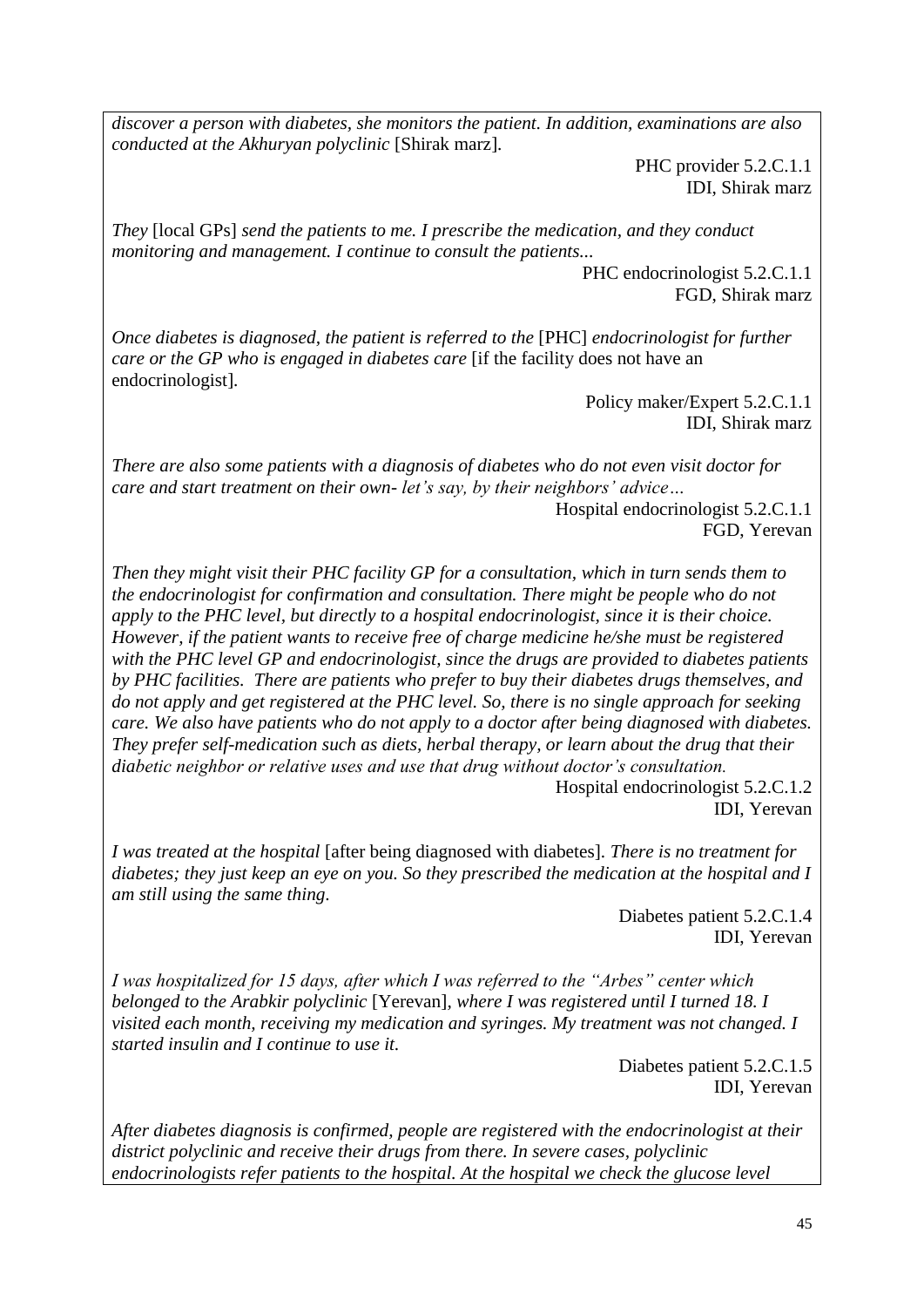*discover a person with diabetes, she monitors the patient. In addition, examinations are also conducted at the Akhuryan polyclinic* [Shirak marz].

PHC provider 5.2.C.1.1
IDI, Shirak marz

*They* [local GPs] *send the patients to me. I prescribe the medication, and they conduct monitoring and management. I continue to consult the patients...*

PHC endocrinologist 5.2.C.1.1
FGD, Shirak marz

*Once diabetes is diagnosed, the patient is referred to the* [PHC] *endocrinologist for further care or the GP who is engaged in diabetes care* [if the facility does not have an endocrinologist].

Policy maker/Expert 5.2.C.1.1
IDI, Shirak marz

*There are also some patients with a diagnosis of diabetes who do not even visit doctor for care and start treatment on their own- let's say, by their neighbors' advice…*

Hospital endocrinologist 5.2.C.1.1
FGD, Yerevan

*Then they might visit their PHC facility GP for a consultation, which in turn sends them to the endocrinologist for confirmation and consultation. There might be people who do not apply to the PHC level, but directly to a hospital endocrinologist, since it is their choice. However, if the patient wants to receive free of charge medicine he/she must be registered with the PHC level GP and endocrinologist, since the drugs are provided to diabetes patients by PHC facilities. There are patients who prefer to buy their diabetes drugs themselves, and do not apply and get registered at the PHC level. So, there is no single approach for seeking care. We also have patients who do not apply to a doctor after being diagnosed with diabetes. They prefer self-medication such as diets, herbal therapy, or learn about the drug that their diabetic neighbor or relative uses and use that drug without doctor's consultation.*

Hospital endocrinologist 5.2.C.1.2
IDI, Yerevan

*I was treated at the hospital* [after being diagnosed with diabetes]. *There is no treatment for diabetes; they just keep an eye on you. So they prescribed the medication at the hospital and I am still using the same thing.*

Diabetes patient 5.2.C.1.4
IDI, Yerevan

*I was hospitalized for 15 days, after which I was referred to the "Arbes" center which belonged to the Arabkir polyclinic* [Yerevan], *where I was registered until I turned 18. I visited each month, receiving my medication and syringes. My treatment was not changed. I started insulin and I continue to use it.*

Diabetes patient 5.2.C.1.5
IDI, Yerevan

*After diabetes diagnosis is confirmed, people are registered with the endocrinologist at their district polyclinic and receive their drugs from there. In severe cases, polyclinic endocrinologists refer patients to the hospital. At the hospital we check the glucose level*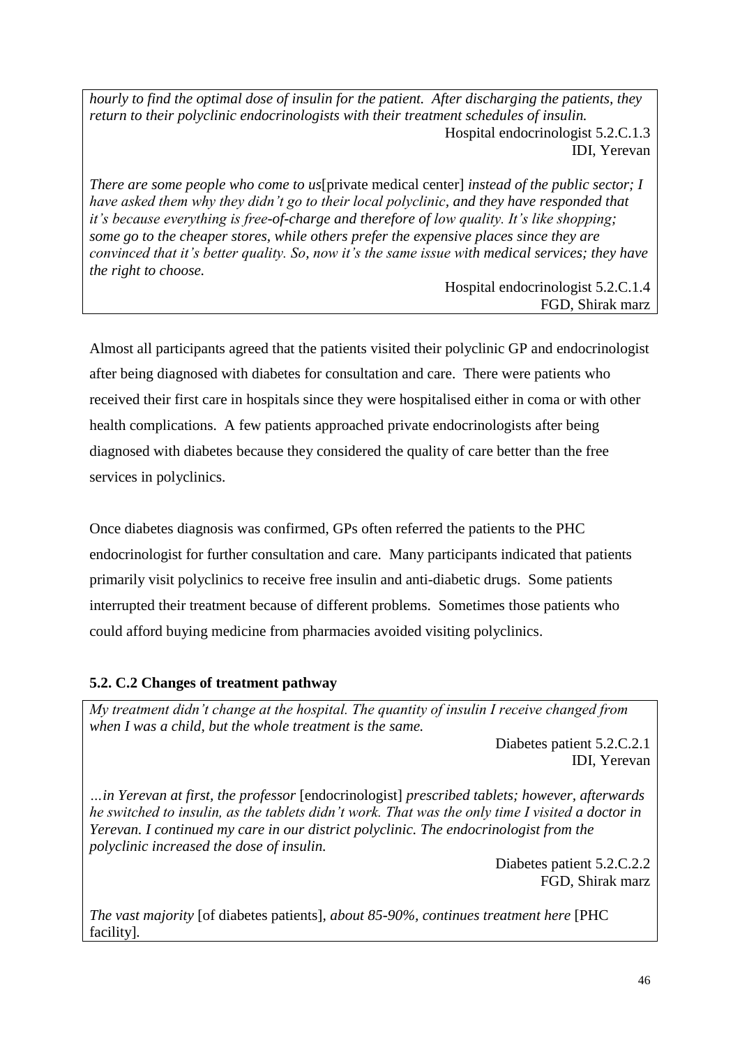*hourly to find the optimal dose of insulin for the patient. After discharging the patients, they return to their polyclinic endocrinologists with their treatment schedules of insulin.*

Hospital endocrinologist 5.2.C.1.3
IDI, Yerevan

*There are some people who come to us*[private medical center] *instead of the public sector; I have asked them why they didn't go to their local polyclinic, and they have responded that it's because everything is free-of-charge and therefore of low quality. It's like shopping; some go to the cheaper stores, while others prefer the expensive places since they are convinced that it's better quality. So, now it's the same issue with medical services; they have the right to choose.*

Hospital endocrinologist 5.2.C.1.4
FGD, Shirak marz

Almost all participants agreed that the patients visited their polyclinic GP and endocrinologist after being diagnosed with diabetes for consultation and care. There were patients who received their first care in hospitals since they were hospitalised either in coma or with other health complications. A few patients approached private endocrinologists after being diagnosed with diabetes because they considered the quality of care better than the free services in polyclinics.

Once diabetes diagnosis was confirmed, GPs often referred the patients to the PHC endocrinologist for further consultation and care. Many participants indicated that patients primarily visit polyclinics to receive free insulin and anti-diabetic drugs. Some patients interrupted their treatment because of different problems. Sometimes those patients who could afford buying medicine from pharmacies avoided visiting polyclinics.

### 5.2. C.2 Changes of treatment pathway

*My treatment didn't change at the hospital. The quantity of insulin I receive changed from when I was a child, but the whole treatment is the same.*

Diabetes patient 5.2.C.2.1
IDI, Yerevan

*…in Yerevan at first, the professor* [endocrinologist] *prescribed tablets; however, afterwards he switched to insulin, as the tablets didn't work. That was the only time I visited a doctor in Yerevan. I continued my care in our district polyclinic. The endocrinologist from the polyclinic increased the dose of insulin.*

Diabetes patient 5.2.C.2.2
FGD, Shirak marz

*The vast majority* [of diabetes patients]*, about 85-90%, continues treatment here* [PHC facility].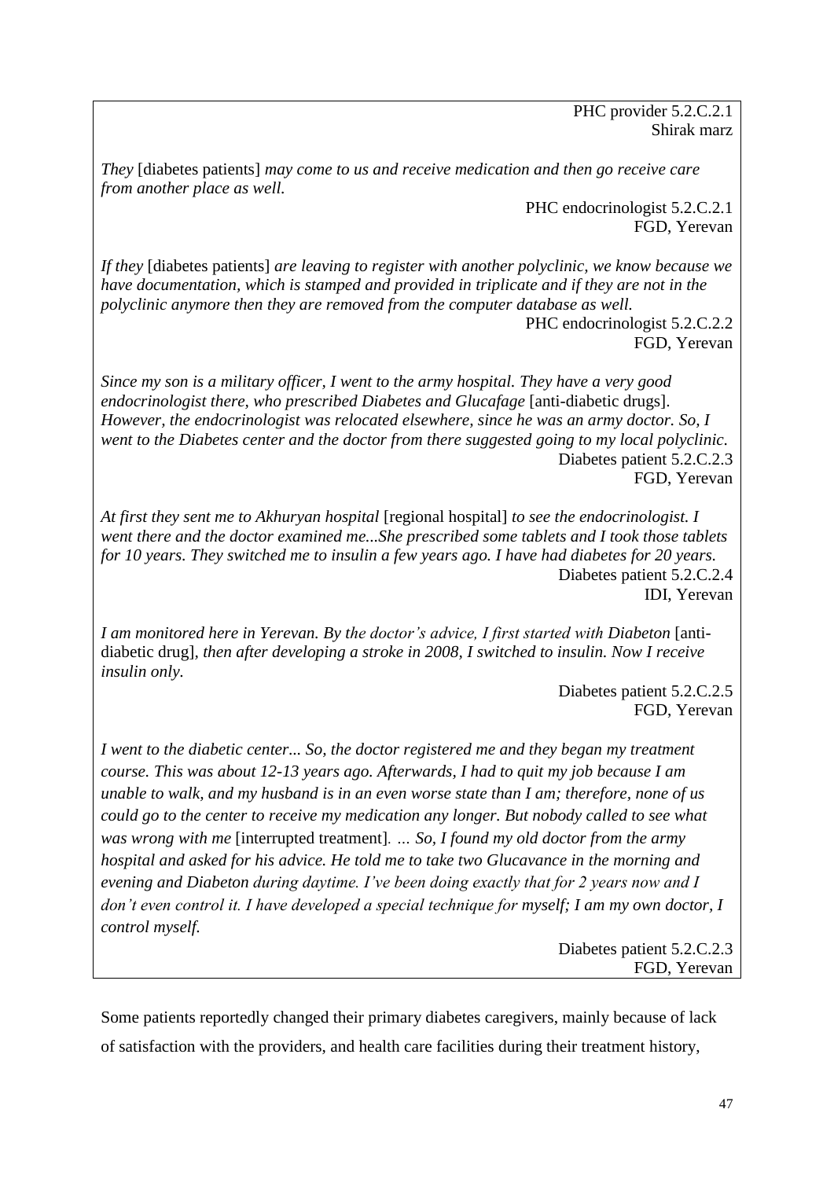PHC provider 5.2.C.2.1
Shirak marz

*They* [diabetes patients] *may come to us and receive medication and then go receive care from another place as well.*

PHC endocrinologist 5.2.C.2.1
FGD, Yerevan

*If they* [diabetes patients] *are leaving to register with another polyclinic, we know because we have documentation, which is stamped and provided in triplicate and if they are not in the polyclinic anymore then they are removed from the computer database as well.*

PHC endocrinologist 5.2.C.2.2
FGD, Yerevan

*Since my son is a military officer, I went to the army hospital. They have a very good endocrinologist there, who prescribed Diabetes and Glucafage* [anti-diabetic drugs]. *However, the endocrinologist was relocated elsewhere, since he was an army doctor. So, I went to the Diabetes center and the doctor from there suggested going to my local polyclinic.*

Diabetes patient 5.2.C.2.3
FGD, Yerevan

*At first they sent me to Akhuryan hospital* [regional hospital] *to see the endocrinologist. I went there and the doctor examined me...She prescribed some tablets and I took those tablets for 10 years. They switched me to insulin a few years ago. I have had diabetes for 20 years.*

Diabetes patient 5.2.C.2.4
IDI, Yerevan

*I am monitored here in Yerevan. By the doctor's advice, I first started with Diabeton* [anti-diabetic drug], *then after developing a stroke in 2008, I switched to insulin. Now I receive insulin only.*

Diabetes patient 5.2.C.2.5
FGD, Yerevan

*I went to the diabetic center... So, the doctor registered me and they began my treatment course. This was about 12-13 years ago. Afterwards, I had to quit my job because I am unable to walk, and my husband is in an even worse state than I am; therefore, none of us could go to the center to receive my medication any longer. But nobody called to see what was wrong with me* [interrupted treatment]. *… So, I found my old doctor from the army hospital and asked for his advice. He told me to take two Glucavance in the morning and evening and Diabeton during daytime. I've been doing exactly that for 2 years now and I don't even control it. I have developed a special technique for myself; I am my own doctor, I control myself.*

Diabetes patient 5.2.C.2.3
FGD, Yerevan

Some patients reportedly changed their primary diabetes caregivers, mainly because of lack of satisfaction with the providers, and health care facilities during their treatment history,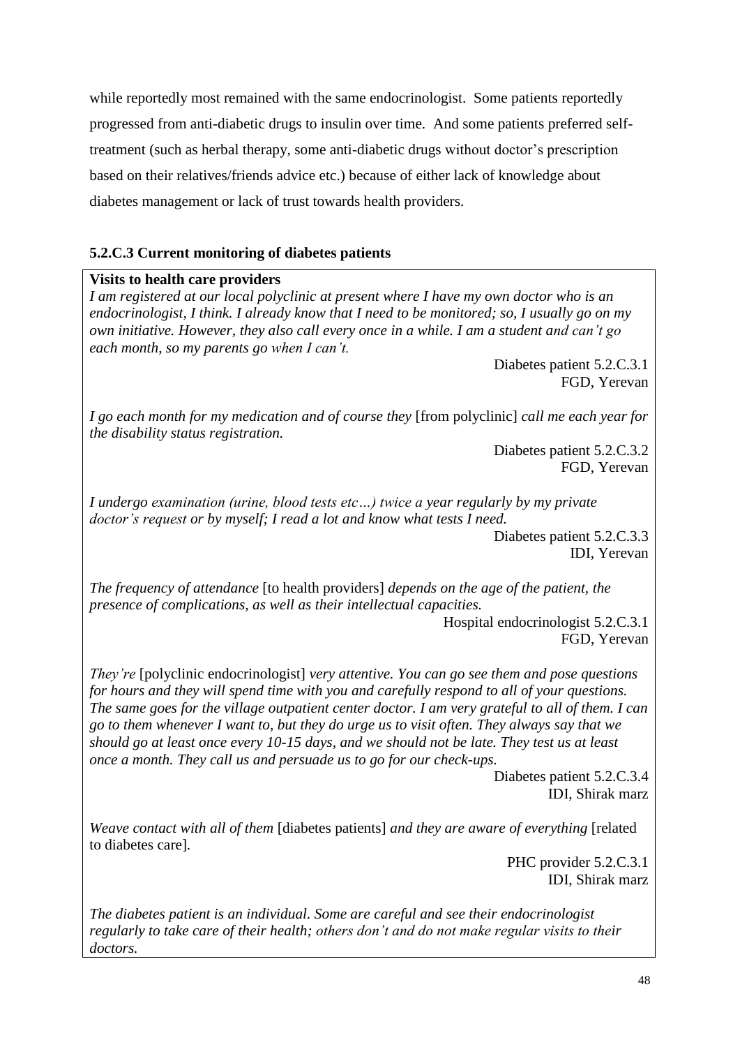while reportedly most remained with the same endocrinologist. Some patients reportedly progressed from anti-diabetic drugs to insulin over time. And some patients preferred self-treatment (such as herbal therapy, some anti-diabetic drugs without doctor's prescription based on their relatives/friends advice etc.) because of either lack of knowledge about diabetes management or lack of trust towards health providers.

### 5.2.C.3 Current monitoring of diabetes patients

**Visits to health care providers**

*I am registered at our local polyclinic at present where I have my own doctor who is an endocrinologist, I think. I already know that I need to be monitored; so, I usually go on my own initiative. However, they also call every once in a while. I am a student and can't go each month, so my parents go when I can't.*

Diabetes patient 5.2.C.3.1
FGD, Yerevan

*I go each month for my medication and of course they* [from polyclinic] *call me each year for the disability status registration.*

Diabetes patient 5.2.C.3.2
FGD, Yerevan

*I undergo examination (urine, blood tests etc…) twice a year regularly by my private doctor's request or by myself; I read a lot and know what tests I need.*

Diabetes patient 5.2.C.3.3
IDI, Yerevan

*The frequency of attendance* [to health providers] *depends on the age of the patient, the presence of complications, as well as their intellectual capacities.*

Hospital endocrinologist 5.2.C.3.1
FGD, Yerevan

*They're* [polyclinic endocrinologist] *very attentive. You can go see them and pose questions for hours and they will spend time with you and carefully respond to all of your questions. The same goes for the village outpatient center doctor. I am very grateful to all of them. I can go to them whenever I want to, but they do urge us to visit often. They always say that we should go at least once every 10-15 days, and we should not be late. They test us at least once a month. They call us and persuade us to go for our check-ups.*

Diabetes patient 5.2.C.3.4
IDI, Shirak marz

*Weave contact with all of them* [diabetes patients] *and they are aware of everything* [related to diabetes care].

PHC provider 5.2.C.3.1
IDI, Shirak marz

*The diabetes patient is an individual. Some are careful and see their endocrinologist regularly to take care of their health; others don't and do not make regular visits to their doctors.*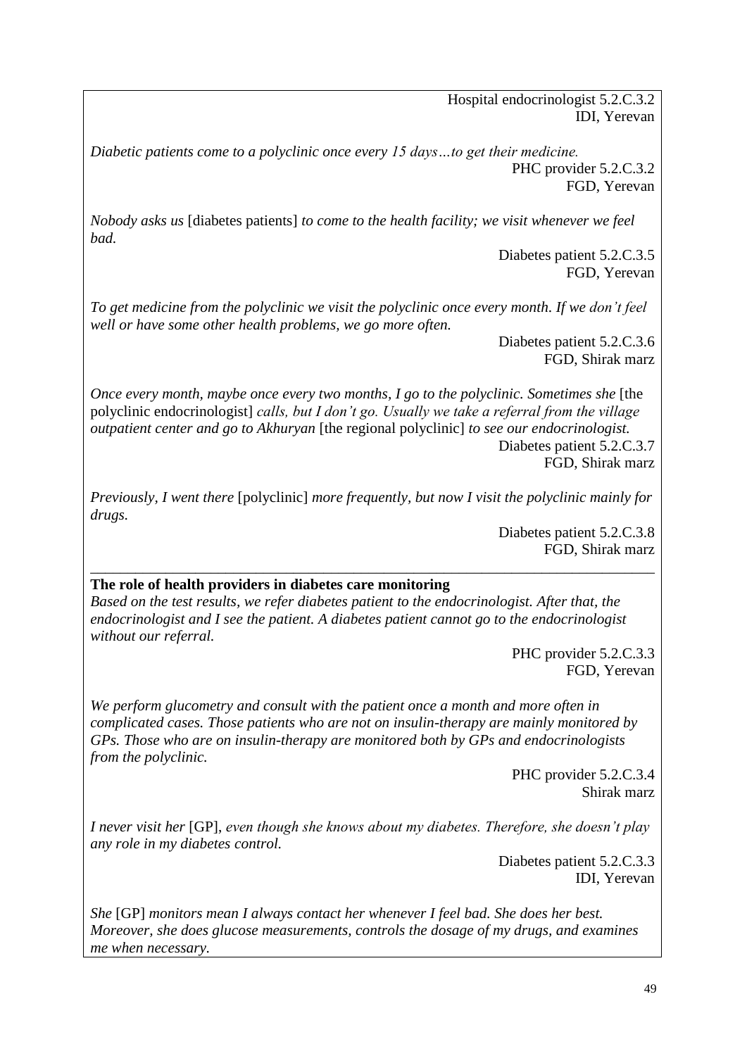Hospital endocrinologist 5.2.C.3.2
IDI, Yerevan

*Diabetic patients come to a polyclinic once every 15 days…to get their medicine.*

PHC provider 5.2.C.3.2
FGD, Yerevan

*Nobody asks us* [diabetes patients] *to come to the health facility; we visit whenever we feel bad.*

Diabetes patient 5.2.C.3.5
FGD, Yerevan

*To get medicine from the polyclinic we visit the polyclinic once every month. If we don't feel well or have some other health problems, we go more often.*

Diabetes patient 5.2.C.3.6
FGD, Shirak marz

*Once every month, maybe once every two months, I go to the polyclinic. Sometimes she* [the polyclinic endocrinologist] *calls, but I don't go. Usually we take a referral from the village outpatient center and go to Akhuryan* [the regional polyclinic] *to see our endocrinologist.*

Diabetes patient 5.2.C.3.7
FGD, Shirak marz

*Previously, I went there* [polyclinic] *more frequently, but now I visit the polyclinic mainly for drugs.*

Diabetes patient 5.2.C.3.8
FGD, Shirak marz

---

**The role of health providers in diabetes care monitoring**

*Based on the test results, we refer diabetes patient to the endocrinologist. After that, the endocrinologist and I see the patient. A diabetes patient cannot go to the endocrinologist without our referral.*

PHC provider 5.2.C.3.3
FGD, Yerevan

*We perform glucometry and consult with the patient once a month and more often in complicated cases. Those patients who are not on insulin-therapy are mainly monitored by GPs. Those who are on insulin-therapy are monitored both by GPs and endocrinologists from the polyclinic.*

PHC provider 5.2.C.3.4
Shirak marz

*I never visit her* [GP], *even though she knows about my diabetes. Therefore, she doesn't play any role in my diabetes control.*

Diabetes patient 5.2.C.3.3
IDI, Yerevan

*She* [GP] *monitors mean I always contact her whenever I feel bad. She does her best. Moreover, she does glucose measurements, controls the dosage of my drugs, and examines me when necessary.*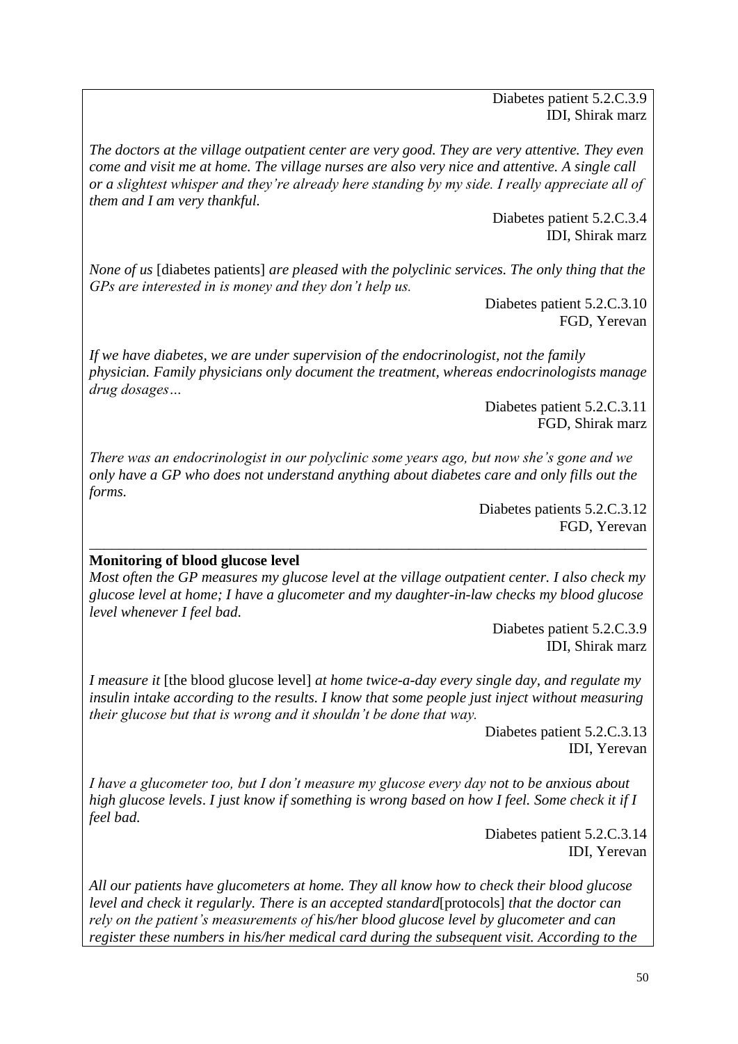Diabetes patient 5.2.C.3.9
IDI, Shirak marz

*The doctors at the village outpatient center are very good. They are very attentive. They even come and visit me at home. The village nurses are also very nice and attentive. A single call or a slightest whisper and they're already here standing by my side. I really appreciate all of them and I am very thankful.*

Diabetes patient 5.2.C.3.4
IDI, Shirak marz

*None of us* [diabetes patients] *are pleased with the polyclinic services. The only thing that the GPs are interested in is money and they don't help us.*

Diabetes patient 5.2.C.3.10
FGD, Yerevan

*If we have diabetes, we are under supervision of the endocrinologist, not the family physician. Family physicians only document the treatment, whereas endocrinologists manage drug dosages…*

Diabetes patient 5.2.C.3.11
FGD, Shirak marz

*There was an endocrinologist in our polyclinic some years ago, but now she's gone and we only have a GP who does not understand anything about diabetes care and only fills out the forms.*

Diabetes patients 5.2.C.3.12
FGD, Yerevan

---

**Monitoring of blood glucose level**

*Most often the GP measures my glucose level at the village outpatient center. I also check my glucose level at home; I have a glucometer and my daughter-in-law checks my blood glucose level whenever I feel bad.*

Diabetes patient 5.2.C.3.9
IDI, Shirak marz

*I measure it* [the blood glucose level] *at home twice-a-day every single day, and regulate my insulin intake according to the results. I know that some people just inject without measuring their glucose but that is wrong and it shouldn't be done that way.*

Diabetes patient 5.2.C.3.13
IDI, Yerevan

*I have a glucometer too, but I don't measure my glucose every day not to be anxious about high glucose levels. I just know if something is wrong based on how I feel. Some check it if I feel bad.*

Diabetes patient 5.2.C.3.14
IDI, Yerevan

*All our patients have glucometers at home. They all know how to check their blood glucose level and check it regularly. There is an accepted standard*[protocols] *that the doctor can rely on the patient's measurements of his/her blood glucose level by glucometer and can register these numbers in his/her medical card during the subsequent visit. According to the*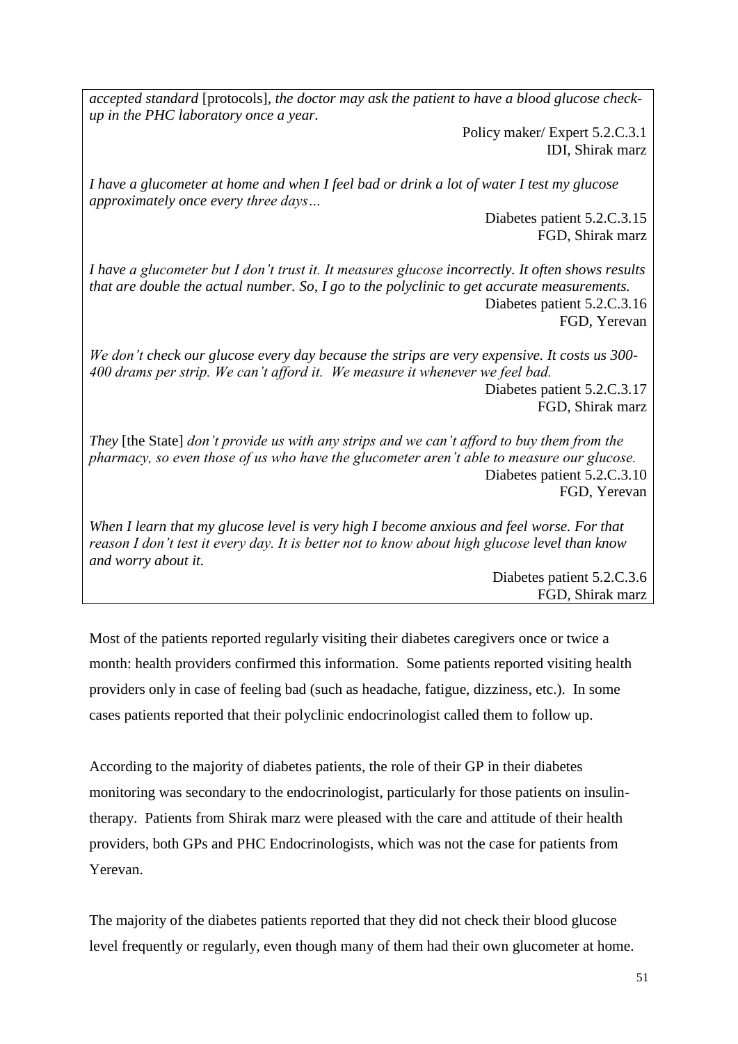*accepted standard* [protocols], *the doctor may ask the patient to have a blood glucose check-up in the PHC laboratory once a year.*

Policy maker/ Expert 5.2.C.3.1
IDI, Shirak marz

*I have a glucometer at home and when I feel bad or drink a lot of water I test my glucose approximately once every three days…*

Diabetes patient 5.2.C.3.15
FGD, Shirak marz

*I have a glucometer but I don't trust it. It measures glucose incorrectly. It often shows results that are double the actual number. So, I go to the polyclinic to get accurate measurements.*

Diabetes patient 5.2.C.3.16
FGD, Yerevan

*We don't check our glucose every day because the strips are very expensive. It costs us 300-400 drams per strip. We can't afford it. We measure it whenever we feel bad.*

Diabetes patient 5.2.C.3.17
FGD, Shirak marz

*They* [the State] *don't provide us with any strips and we can't afford to buy them from the pharmacy, so even those of us who have the glucometer aren't able to measure our glucose.*

Diabetes patient 5.2.C.3.10
FGD, Yerevan

*When I learn that my glucose level is very high I become anxious and feel worse. For that reason I don't test it every day. It is better not to know about high glucose level than know and worry about it.*

Diabetes patient 5.2.C.3.6
FGD, Shirak marz

Most of the patients reported regularly visiting their diabetes caregivers once or twice a month: health providers confirmed this information. Some patients reported visiting health providers only in case of feeling bad (such as headache, fatigue, dizziness, etc.). In some cases patients reported that their polyclinic endocrinologist called them to follow up.

According to the majority of diabetes patients, the role of their GP in their diabetes monitoring was secondary to the endocrinologist, particularly for those patients on insulin-therapy. Patients from Shirak marz were pleased with the care and attitude of their health providers, both GPs and PHC Endocrinologists, which was not the case for patients from Yerevan.

The majority of the diabetes patients reported that they did not check their blood glucose level frequently or regularly, even though many of them had their own glucometer at home.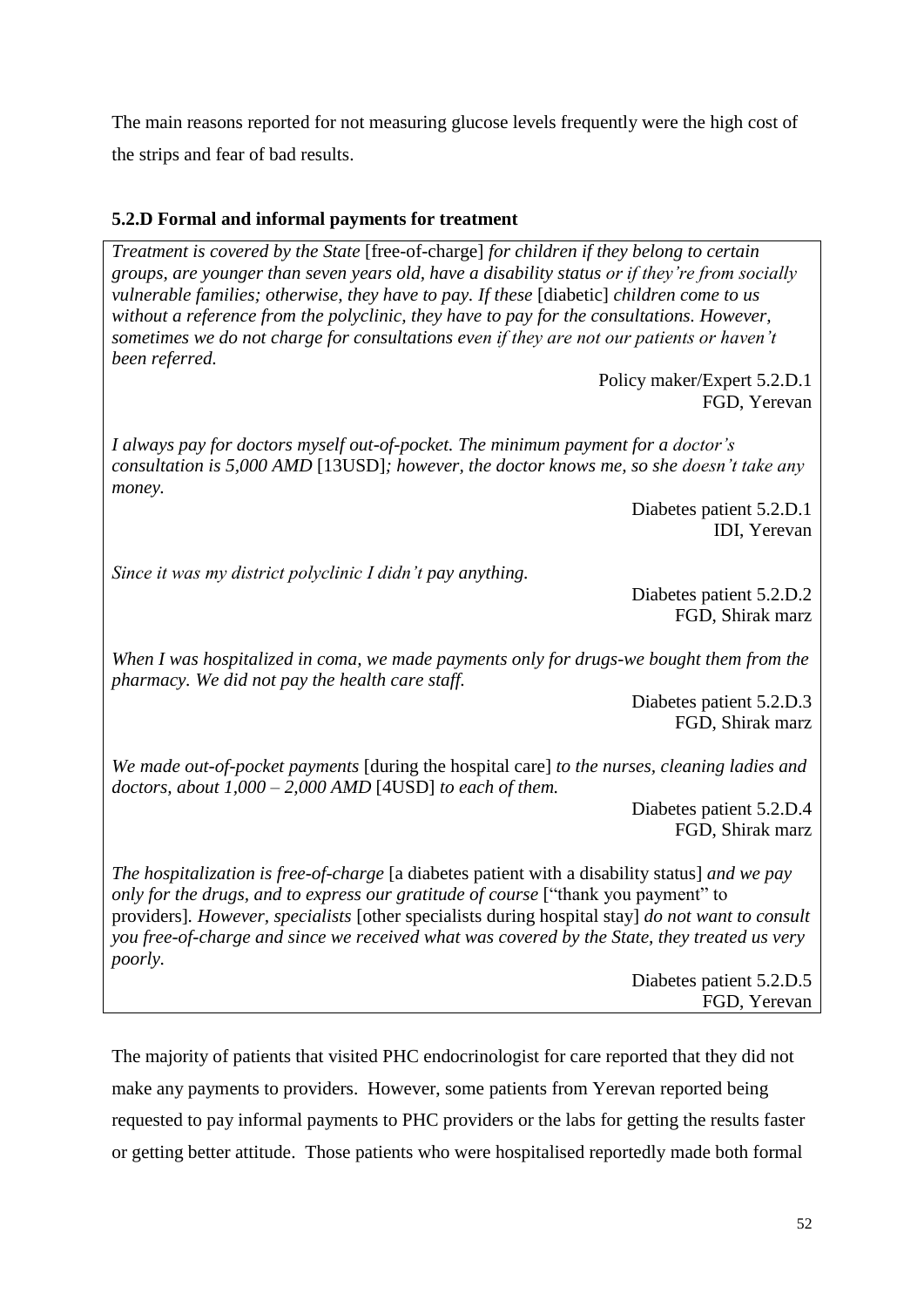The main reasons reported for not measuring glucose levels frequently were the high cost of the strips and fear of bad results.

### 5.2.D Formal and informal payments for treatment

*Treatment is covered by the State* [free-of-charge] *for children if they belong to certain groups, are younger than seven years old, have a disability status or if they're from socially vulnerable families; otherwise, they have to pay. If these* [diabetic] *children come to us without a reference from the polyclinic, they have to pay for the consultations. However, sometimes we do not charge for consultations even if they are not our patients or haven't been referred.*

Policy maker/Expert 5.2.D.1
FGD, Yerevan

*I always pay for doctors myself out-of-pocket. The minimum payment for a doctor's consultation is 5,000 AMD* [13USD]*; however, the doctor knows me, so she doesn't take any money.*

Diabetes patient 5.2.D.1
IDI, Yerevan

*Since it was my district polyclinic I didn't pay anything.*

Diabetes patient 5.2.D.2
FGD, Shirak marz

*When I was hospitalized in coma, we made payments only for drugs-we bought them from the pharmacy. We did not pay the health care staff.*

Diabetes patient 5.2.D.3
FGD, Shirak marz

*We made out-of-pocket payments* [during the hospital care] *to the nurses, cleaning ladies and doctors, about 1,000 – 2,000 AMD* [4USD] *to each of them.*

Diabetes patient 5.2.D.4
FGD, Shirak marz

*The hospitalization is free-of-charge* [a diabetes patient with a disability status] *and we pay only for the drugs, and to express our gratitude of course* ["thank you payment" to providers]*. However, specialists* [other specialists during hospital stay] *do not want to consult you free-of-charge and since we received what was covered by the State, they treated us very poorly.*

Diabetes patient 5.2.D.5
FGD, Yerevan

The majority of patients that visited PHC endocrinologist for care reported that they did not make any payments to providers. However, some patients from Yerevan reported being requested to pay informal payments to PHC providers or the labs for getting the results faster or getting better attitude. Those patients who were hospitalised reportedly made both formal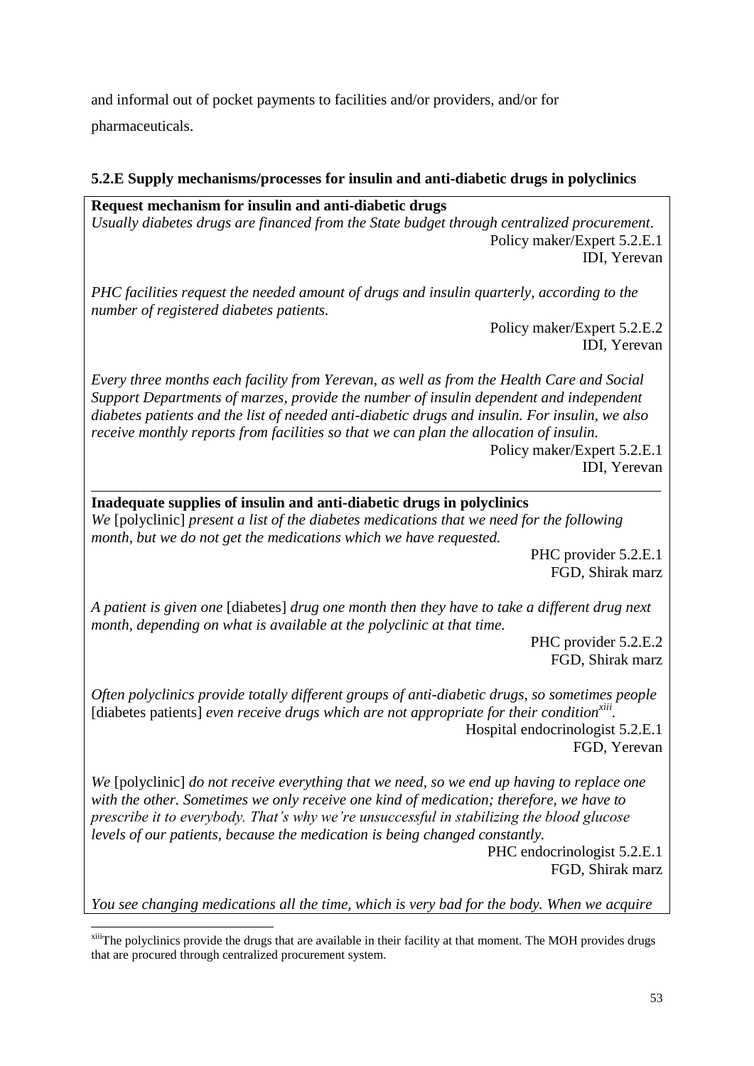and informal out of pocket payments to facilities and/or providers, and/or for pharmaceuticals.

### 5.2.E Supply mechanisms/processes for insulin and anti-diabetic drugs in polyclinics

**Request mechanism for insulin and anti-diabetic drugs**

*Usually diabetes drugs are financed from the State budget through centralized procurement.*

Policy maker/Expert 5.2.E.1
IDI, Yerevan

*PHC facilities request the needed amount of drugs and insulin quarterly, according to the number of registered diabetes patients.*

Policy maker/Expert 5.2.E.2
IDI, Yerevan

*Every three months each facility from Yerevan, as well as from the Health Care and Social Support Departments of marzes, provide the number of insulin dependent and independent diabetes patients and the list of needed anti-diabetic drugs and insulin. For insulin, we also receive monthly reports from facilities so that we can plan the allocation of insulin.*

Policy maker/Expert 5.2.E.1
IDI, Yerevan

---

**Inadequate supplies of insulin and anti-diabetic drugs in polyclinics**

*We* [polyclinic] *present a list of the diabetes medications that we need for the following month, but we do not get the medications which we have requested.*

PHC provider 5.2.E.1
FGD, Shirak marz

*A patient is given one* [diabetes] *drug one month then they have to take a different drug next month, depending on what is available at the polyclinic at that time.*

PHC provider 5.2.E.2
FGD, Shirak marz

*Often polyclinics provide totally different groups of anti-diabetic drugs, so sometimes people* [diabetes patients] *even receive drugs which are not appropriate for their condition*[xiii].

Hospital endocrinologist 5.2.E.1
FGD, Yerevan

*We* [polyclinic] *do not receive everything that we need, so we end up having to replace one with the other. Sometimes we only receive one kind of medication; therefore, we have to prescribe it to everybody. That's why we're unsuccessful in stabilizing the blood glucose levels of our patients, because the medication is being changed constantly.*

PHC endocrinologist 5.2.E.1
FGD, Shirak marz

*You see changing medications all the time, which is very bad for the body. When we acquire*

---

[xiii] The polyclinics provide the drugs that are available in their facility at that moment. The MOH provides drugs that are procured through centralized procurement system.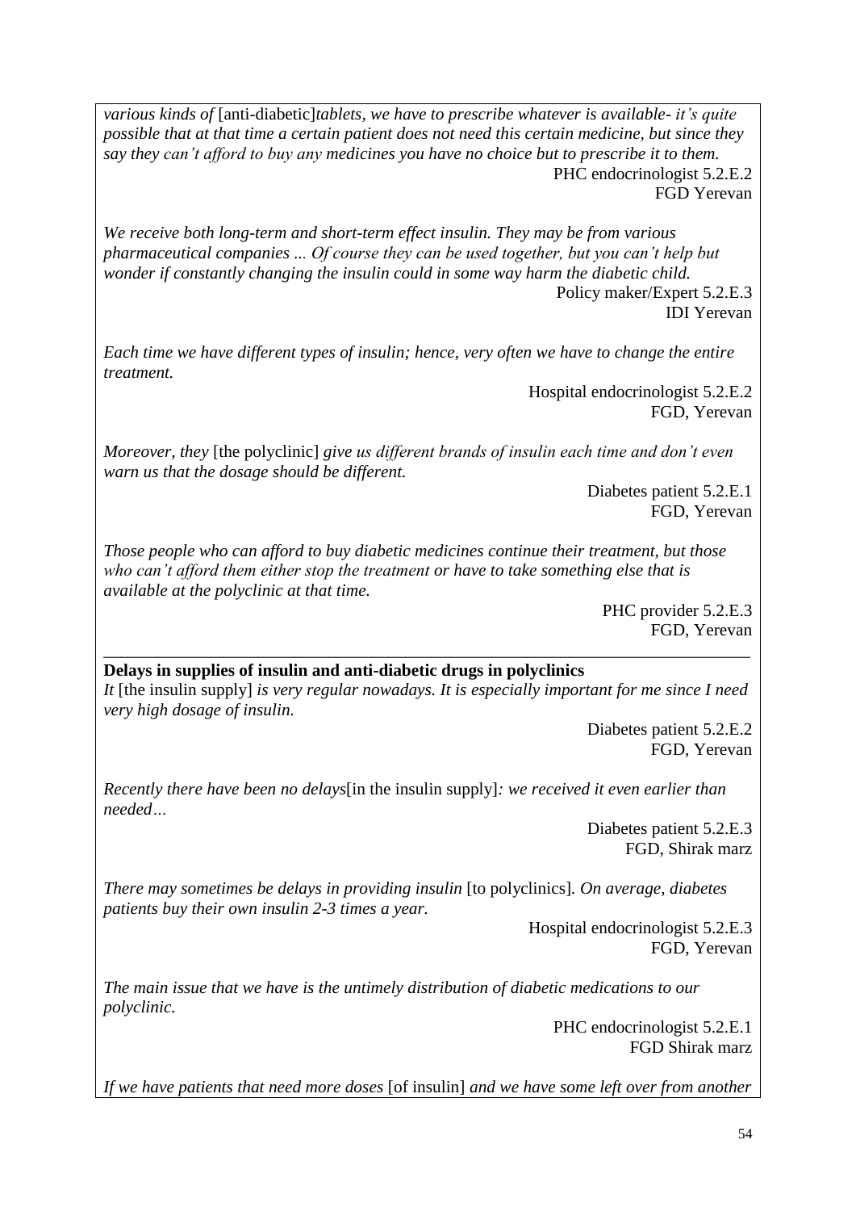*various kinds of* [anti-diabetic]*tablets, we have to prescribe whatever is available- it's quite possible that at that time a certain patient does not need this certain medicine, but since they say they can't afford to buy any medicines you have no choice but to prescribe it to them.*

PHC endocrinologist 5.2.E.2
FGD Yerevan

*We receive both long-term and short-term effect insulin. They may be from various pharmaceutical companies ... Of course they can be used together, but you can't help but wonder if constantly changing the insulin could in some way harm the diabetic child.*

Policy maker/Expert 5.2.E.3
IDI Yerevan

*Each time we have different types of insulin; hence, very often we have to change the entire treatment.*

Hospital endocrinologist 5.2.E.2
FGD, Yerevan

*Moreover, they* [the polyclinic] *give us different brands of insulin each time and don't even warn us that the dosage should be different.*

Diabetes patient 5.2.E.1
FGD, Yerevan

*Those people who can afford to buy diabetic medicines continue their treatment, but those who can't afford them either stop the treatment or have to take something else that is available at the polyclinic at that time.*

PHC provider 5.2.E.3
FGD, Yerevan

---

**Delays in supplies of insulin and anti-diabetic drugs in polyclinics**

*It* [the insulin supply] *is very regular nowadays. It is especially important for me since I need very high dosage of insulin.*

Diabetes patient 5.2.E.2
FGD, Yerevan

*Recently there have been no delays*[in the insulin supply]*: we received it even earlier than needed…*

Diabetes patient 5.2.E.3
FGD, Shirak marz

*There may sometimes be delays in providing insulin* [to polyclinics]*. On average, diabetes patients buy their own insulin 2-3 times a year.*

Hospital endocrinologist 5.2.E.3
FGD, Yerevan

*The main issue that we have is the untimely distribution of diabetic medications to our polyclinic.*

PHC endocrinologist 5.2.E.1
FGD Shirak marz

*If we have patients that need more doses* [of insulin] *and we have some left over from another*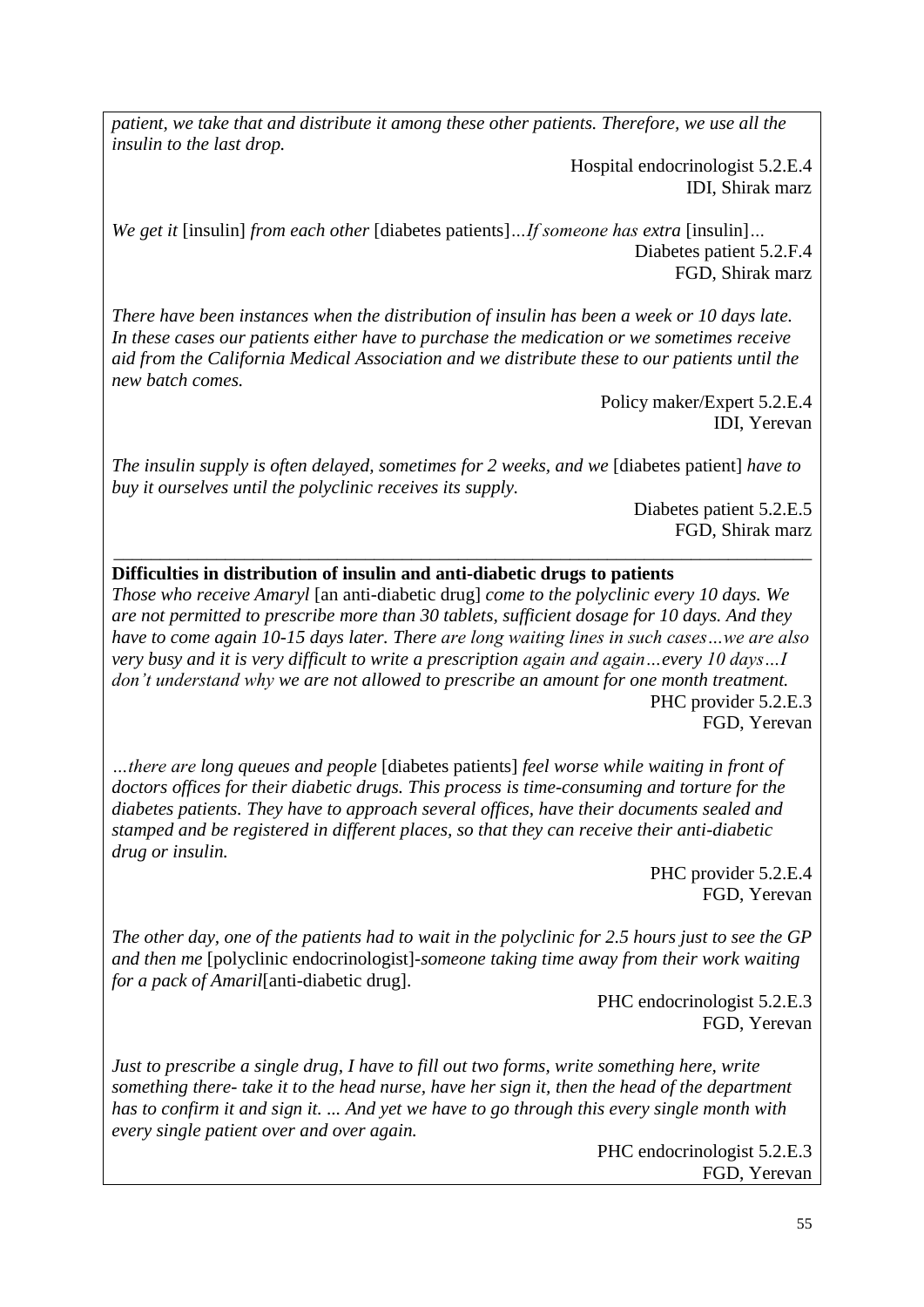*patient, we take that and distribute it among these other patients. Therefore, we use all the insulin to the last drop.*

Hospital endocrinologist 5.2.E.4
IDI, Shirak marz

*We get it* [insulin] *from each other* [diabetes patients]*…If someone has extra* [insulin]*…*

Diabetes patient 5.2.F.4
FGD, Shirak marz

*There have been instances when the distribution of insulin has been a week or 10 days late. In these cases our patients either have to purchase the medication or we sometimes receive aid from the California Medical Association and we distribute these to our patients until the new batch comes.*

Policy maker/Expert 5.2.E.4
IDI, Yerevan

*The insulin supply is often delayed, sometimes for 2 weeks, and we* [diabetes patient] *have to buy it ourselves until the polyclinic receives its supply.*

Diabetes patient 5.2.E.5
FGD, Shirak marz

---

**Difficulties in distribution of insulin and anti-diabetic drugs to patients**

*Those who receive Amaryl* [an anti-diabetic drug] *come to the polyclinic every 10 days. We are not permitted to prescribe more than 30 tablets, sufficient dosage for 10 days. And they have to come again 10-15 days later. There are long waiting lines in such cases…we are also very busy and it is very difficult to write a prescription again and again…every 10 days…I don't understand why we are not allowed to prescribe an amount for one month treatment.*

PHC provider 5.2.E.3
FGD, Yerevan

*…there are long queues and people* [diabetes patients] *feel worse while waiting in front of doctors offices for their diabetic drugs. This process is time-consuming and torture for the diabetes patients. They have to approach several offices, have their documents sealed and stamped and be registered in different places, so that they can receive their anti-diabetic drug or insulin.*

PHC provider 5.2.E.4
FGD, Yerevan

*The other day, one of the patients had to wait in the polyclinic for 2.5 hours just to see the GP and then me* [polyclinic endocrinologist]*-someone taking time away from their work waiting for a pack of Amaril*[anti-diabetic drug].

PHC endocrinologist 5.2.E.3
FGD, Yerevan

*Just to prescribe a single drug, I have to fill out two forms, write something here, write something there- take it to the head nurse, have her sign it, then the head of the department has to confirm it and sign it. ... And yet we have to go through this every single month with every single patient over and over again.*

PHC endocrinologist 5.2.E.3
FGD, Yerevan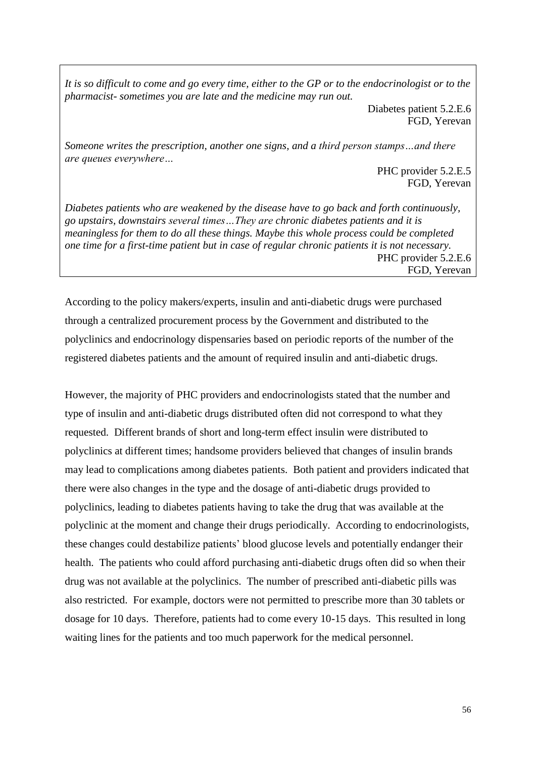*It is so difficult to come and go every time, either to the GP or to the endocrinologist or to the pharmacist- sometimes you are late and the medicine may run out.*

Diabetes patient 5.2.E.6
FGD, Yerevan

*Someone writes the prescription, another one signs, and a third person stamps…and there are queues everywhere…*

PHC provider 5.2.E.5
FGD, Yerevan

*Diabetes patients who are weakened by the disease have to go back and forth continuously, go upstairs, downstairs several times…They are chronic diabetes patients and it is meaningless for them to do all these things. Maybe this whole process could be completed one time for a first-time patient but in case of regular chronic patients it is not necessary.*

PHC provider 5.2.E.6
FGD, Yerevan

According to the policy makers/experts, insulin and anti-diabetic drugs were purchased through a centralized procurement process by the Government and distributed to the polyclinics and endocrinology dispensaries based on periodic reports of the number of the registered diabetes patients and the amount of required insulin and anti-diabetic drugs.

However, the majority of PHC providers and endocrinologists stated that the number and type of insulin and anti-diabetic drugs distributed often did not correspond to what they requested. Different brands of short and long-term effect insulin were distributed to polyclinics at different times; handsome providers believed that changes of insulin brands may lead to complications among diabetes patients. Both patient and providers indicated that there were also changes in the type and the dosage of anti-diabetic drugs provided to polyclinics, leading to diabetes patients having to take the drug that was available at the polyclinic at the moment and change their drugs periodically. According to endocrinologists, these changes could destabilize patients' blood glucose levels and potentially endanger their health. The patients who could afford purchasing anti-diabetic drugs often did so when their drug was not available at the polyclinics. The number of prescribed anti-diabetic pills was also restricted. For example, doctors were not permitted to prescribe more than 30 tablets or dosage for 10 days. Therefore, patients had to come every 10-15 days. This resulted in long waiting lines for the patients and too much paperwork for the medical personnel.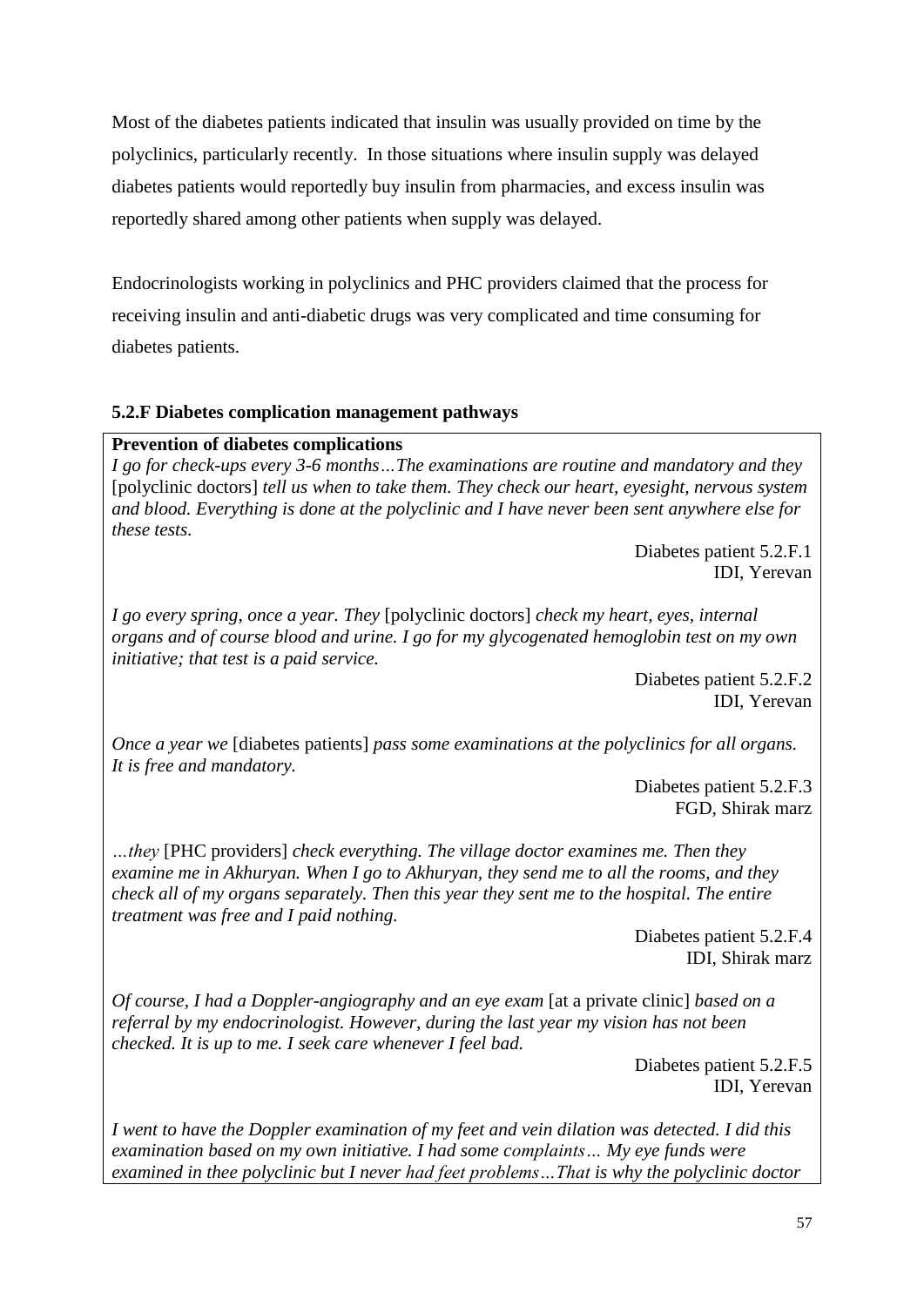Most of the diabetes patients indicated that insulin was usually provided on time by the polyclinics, particularly recently. In those situations where insulin supply was delayed diabetes patients would reportedly buy insulin from pharmacies, and excess insulin was reportedly shared among other patients when supply was delayed.

Endocrinologists working in polyclinics and PHC providers claimed that the process for receiving insulin and anti-diabetic drugs was very complicated and time consuming for diabetes patients.

### 5.2.F Diabetes complication management pathways

**Prevention of diabetes complications**

*I go for check-ups every 3-6 months…The examinations are routine and mandatory and they* [polyclinic doctors] *tell us when to take them. They check our heart, eyesight, nervous system and blood. Everything is done at the polyclinic and I have never been sent anywhere else for these tests.*

Diabetes patient 5.2.F.1
IDI, Yerevan

*I go every spring, once a year. They* [polyclinic doctors] *check my heart, eyes, internal organs and of course blood and urine. I go for my glycogenated hemoglobin test on my own initiative; that test is a paid service.*

Diabetes patient 5.2.F.2
IDI, Yerevan

*Once a year we* [diabetes patients] *pass some examinations at the polyclinics for all organs. It is free and mandatory.*

Diabetes patient 5.2.F.3
FGD, Shirak marz

*…they* [PHC providers] *check everything. The village doctor examines me. Then they examine me in Akhuryan. When I go to Akhuryan, they send me to all the rooms, and they check all of my organs separately. Then this year they sent me to the hospital. The entire treatment was free and I paid nothing.*

Diabetes patient 5.2.F.4
IDI, Shirak marz

*Of course, I had a Doppler-angiography and an eye exam* [at a private clinic] *based on a referral by my endocrinologist. However, during the last year my vision has not been checked. It is up to me. I seek care whenever I feel bad.*

Diabetes patient 5.2.F.5
IDI, Yerevan

*I went to have the Doppler examination of my feet and vein dilation was detected. I did this examination based on my own initiative. I had some complaints… My eye funds were examined in thee polyclinic but I never had feet problems…That is why the polyclinic doctor*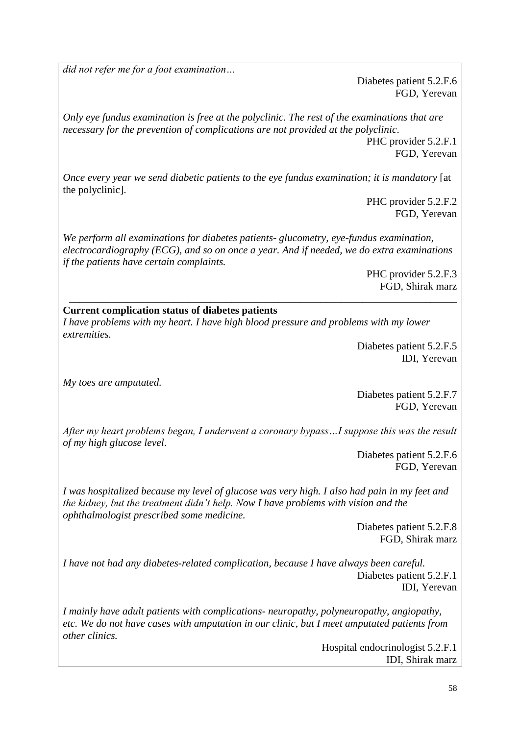*did not refer me for a foot examination…*

Diabetes patient 5.2.F.6
FGD, Yerevan

*Only eye fundus examination is free at the polyclinic. The rest of the examinations that are necessary for the prevention of complications are not provided at the polyclinic*.

PHC provider 5.2.F.1
FGD, Yerevan

*Once every year we send diabetic patients to the eye fundus examination; it is mandatory* [at the polyclinic].

PHC provider 5.2.F.2
FGD, Yerevan

*We perform all examinations for diabetes patients- glucometry, eye-fundus examination, electrocardiography (ECG), and so on once a year. And if needed, we do extra examinations if the patients have certain complaints.*

PHC provider 5.2.F.3
FGD, Shirak marz

---

**Current complication status of diabetes patients**

*I have problems with my heart. I have high blood pressure and problems with my lower extremities.*

Diabetes patient 5.2.F.5
IDI, Yerevan

*My toes are amputated.*

Diabetes patient 5.2.F.7
FGD, Yerevan

*After my heart problems began, I underwent a coronary bypass…I suppose this was the result of my high glucose level*.

Diabetes patient 5.2.F.6
FGD, Yerevan

*I was hospitalized because my level of glucose was very high. I also had pain in my feet and the kidney, but the treatment didn't help. Now I have problems with vision and the ophthalmologist prescribed some medicine.*

Diabetes patient 5.2.F.8
FGD, Shirak marz

*I have not had any diabetes-related complication, because I have always been careful.*

Diabetes patient 5.2.F.1
IDI, Yerevan

*I mainly have adult patients with complications- neuropathy, polyneuropathy, angiopathy, etc. We do not have cases with amputation in our clinic, but I meet amputated patients from other clinics.*

Hospital endocrinologist 5.2.F.1
IDI, Shirak marz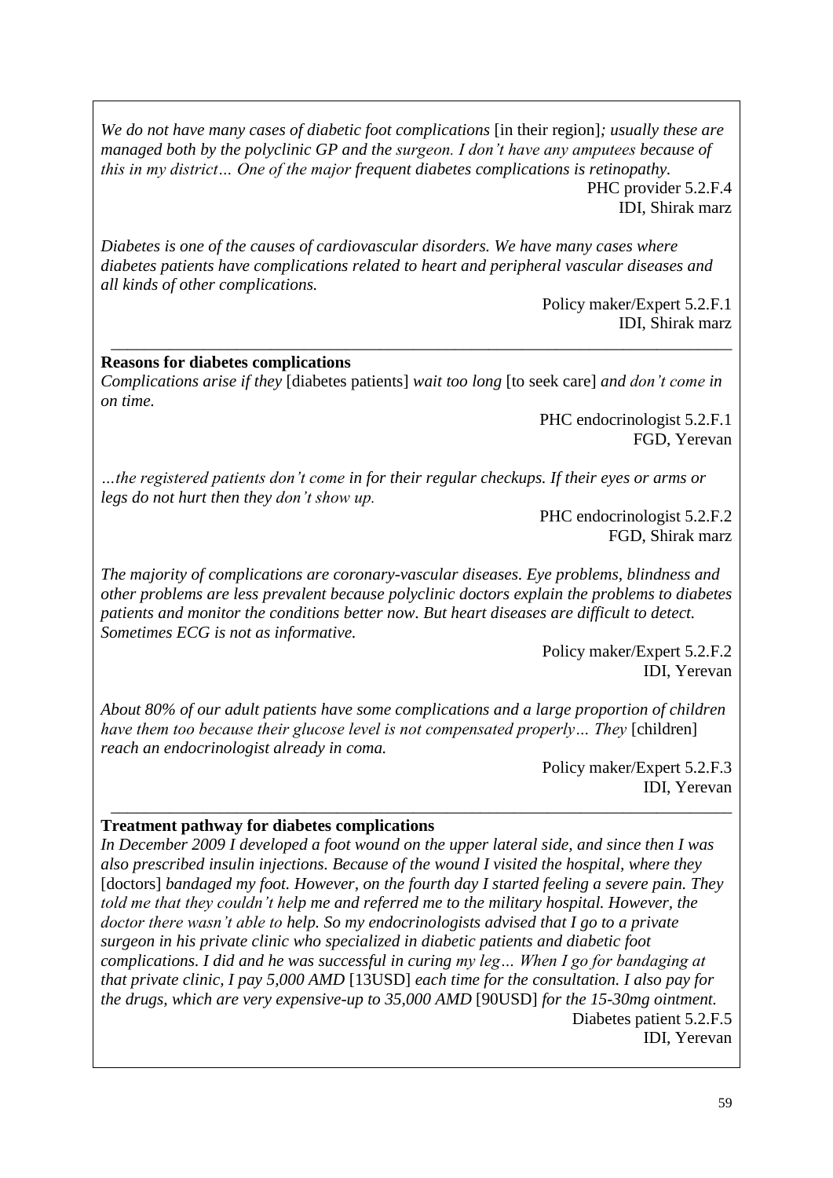*We do not have many cases of diabetic foot complications* [in their region]*; usually these are managed both by the polyclinic GP and the surgeon. I don't have any amputees because of this in my district… One of the major frequent diabetes complications is retinopathy.*

PHC provider 5.2.F.4
IDI, Shirak marz

*Diabetes is one of the causes of cardiovascular disorders. We have many cases where diabetes patients have complications related to heart and peripheral vascular diseases and all kinds of other complications.*

Policy maker/Expert 5.2.F.1
IDI, Shirak marz

---

**Reasons for diabetes complications**

*Complications arise if they* [diabetes patients] *wait too long* [to seek care] *and don't come in on time.*

PHC endocrinologist 5.2.F.1
FGD, Yerevan

*…the registered patients don't come in for their regular checkups. If their eyes or arms or legs do not hurt then they don't show up.*

PHC endocrinologist 5.2.F.2
FGD, Shirak marz

*The majority of complications are coronary-vascular diseases. Eye problems, blindness and other problems are less prevalent because polyclinic doctors explain the problems to diabetes patients and monitor the conditions better now. But heart diseases are difficult to detect. Sometimes ECG is not as informative.*

Policy maker/Expert 5.2.F.2
IDI, Yerevan

*About 80% of our adult patients have some complications and a large proportion of children have them too because their glucose level is not compensated properly… They* [children] *reach an endocrinologist already in coma.*

Policy maker/Expert 5.2.F.3
IDI, Yerevan

---

**Treatment pathway for diabetes complications**

*In December 2009 I developed a foot wound on the upper lateral side, and since then I was also prescribed insulin injections. Because of the wound I visited the hospital, where they* [doctors] *bandaged my foot. However, on the fourth day I started feeling a severe pain. They told me that they couldn't help me and referred me to the military hospital. However, the doctor there wasn't able to help. So my endocrinologists advised that I go to a private surgeon in his private clinic who specialized in diabetic patients and diabetic foot complications. I did and he was successful in curing my leg… When I go for bandaging at that private clinic, I pay 5,000 AMD* [13USD] *each time for the consultation. I also pay for the drugs, which are very expensive-up to 35,000 AMD* [90USD] *for the 15-30mg ointment.*

Diabetes patient 5.2.F.5
IDI, Yerevan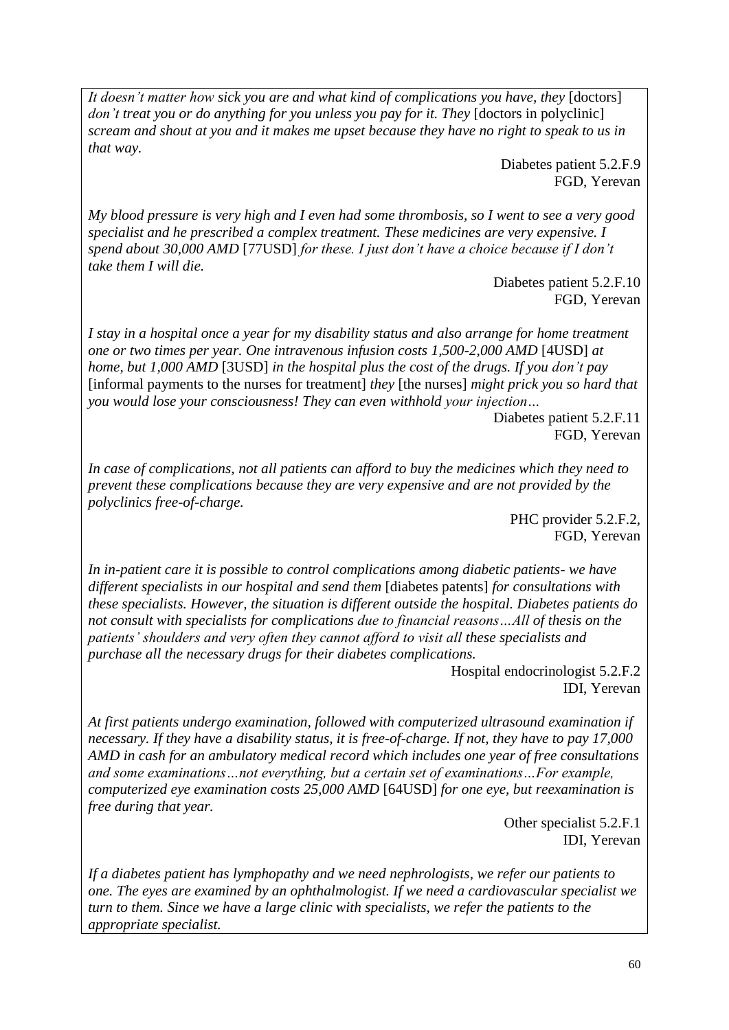*It doesn't matter how sick you are and what kind of complications you have, they* [doctors] *don't treat you or do anything for you unless you pay for it. They* [doctors in polyclinic] *scream and shout at you and it makes me upset because they have no right to speak to us in that way.*

Diabetes patient 5.2.F.9
FGD, Yerevan

*My blood pressure is very high and I even had some thrombosis, so I went to see a very good specialist and he prescribed a complex treatment. These medicines are very expensive. I spend about 30,000 AMD* [77USD] *for these. I just don't have a choice because if I don't take them I will die.*

Diabetes patient 5.2.F.10
FGD, Yerevan

*I stay in a hospital once a year for my disability status and also arrange for home treatment one or two times per year. One intravenous infusion costs 1,500-2,000 AMD* [4USD] *at home, but 1,000 AMD* [3USD] *in the hospital plus the cost of the drugs. If you don't pay* [informal payments to the nurses for treatment] *they* [the nurses] *might prick you so hard that you would lose your consciousness! They can even withhold your injection…*

Diabetes patient 5.2.F.11
FGD, Yerevan

*In case of complications, not all patients can afford to buy the medicines which they need to prevent these complications because they are very expensive and are not provided by the polyclinics free-of-charge.*

PHC provider 5.2.F.2,
FGD, Yerevan

*In in-patient care it is possible to control complications among diabetic patients- we have different specialists in our hospital and send them* [diabetes patents] *for consultations with these specialists. However, the situation is different outside the hospital. Diabetes patients do not consult with specialists for complications due to financial reasons…All of thesis on the patients' shoulders and very often they cannot afford to visit all these specialists and purchase all the necessary drugs for their diabetes complications.*

Hospital endocrinologist 5.2.F.2
IDI, Yerevan

*At first patients undergo examination, followed with computerized ultrasound examination if necessary. If they have a disability status, it is free-of-charge. If not, they have to pay 17,000 AMD in cash for an ambulatory medical record which includes one year of free consultations and some examinations…not everything, but a certain set of examinations…For example, computerized eye examination costs 25,000 AMD* [64USD] *for one eye, but reexamination is free during that year.*

Other specialist 5.2.F.1
IDI, Yerevan

*If a diabetes patient has lymphopathy and we need nephrologists, we refer our patients to one. The eyes are examined by an ophthalmologist. If we need a cardiovascular specialist we turn to them. Since we have a large clinic with specialists, we refer the patients to the appropriate specialist.*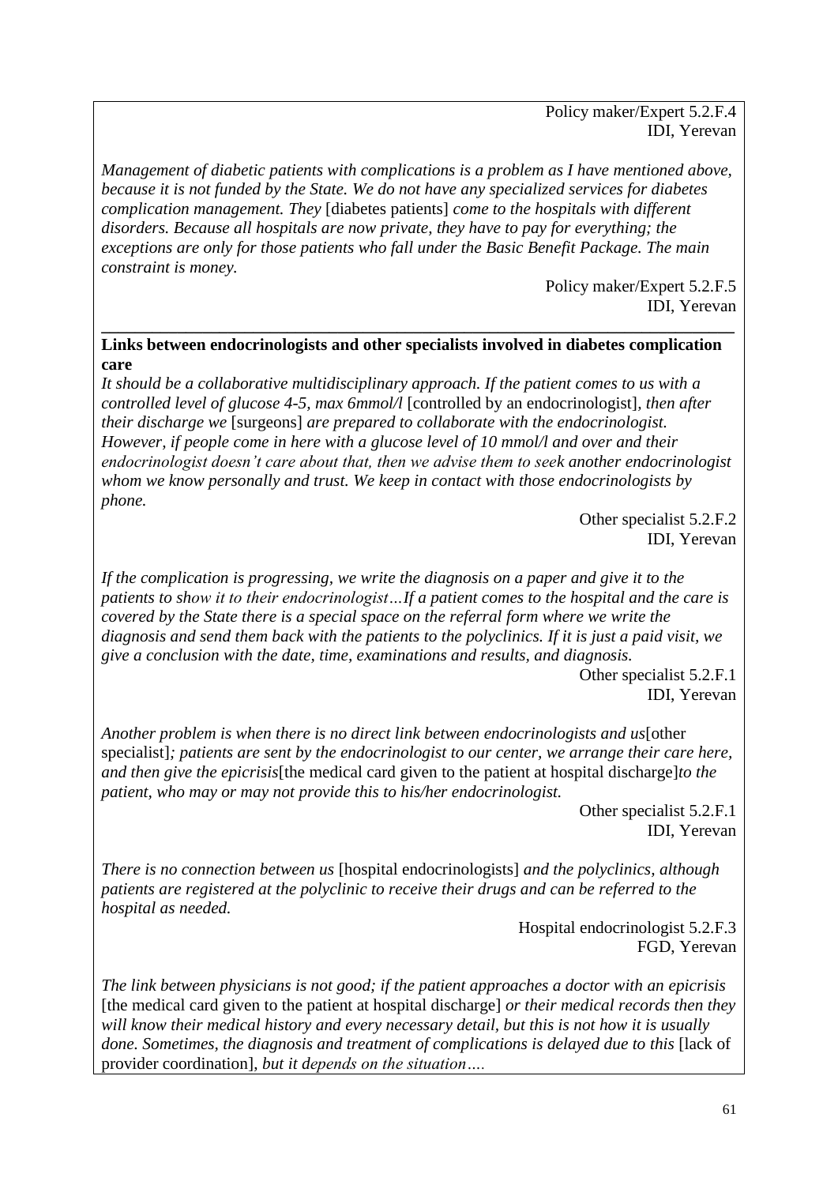Policy maker/Expert 5.2.F.4
IDI, Yerevan

*Management of diabetic patients with complications is a problem as I have mentioned above, because it is not funded by the State. We do not have any specialized services for diabetes complication management. They* [diabetes patients] *come to the hospitals with different disorders. Because all hospitals are now private, they have to pay for everything; the exceptions are only for those patients who fall under the Basic Benefit Package. The main constraint is money.*

Policy maker/Expert 5.2.F.5
IDI, Yerevan

---

**Links between endocrinologists and other specialists involved in diabetes complication care**

*It should be a collaborative multidisciplinary approach. If the patient comes to us with a controlled level of glucose 4-5, max 6mmol/l* [controlled by an endocrinologist], *then after their discharge we* [surgeons] *are prepared to collaborate with the endocrinologist. However, if people come in here with a glucose level of 10 mmol/l and over and their endocrinologist doesn't care about that, then we advise them to seek another endocrinologist whom we know personally and trust. We keep in contact with those endocrinologists by phone.*

Other specialist 5.2.F.2
IDI, Yerevan

*If the complication is progressing, we write the diagnosis on a paper and give it to the patients to show it to their endocrinologist…If a patient comes to the hospital and the care is covered by the State there is a special space on the referral form where we write the diagnosis and send them back with the patients to the polyclinics. If it is just a paid visit, we give a conclusion with the date, time, examinations and results, and diagnosis.*

Other specialist 5.2.F.1
IDI, Yerevan

*Another problem is when there is no direct link between endocrinologists and us*[other specialist]*; patients are sent by the endocrinologist to our center, we arrange their care here, and then give the epicrisis*[the medical card given to the patient at hospital discharge]*to the patient, who may or may not provide this to his/her endocrinologist.*

Other specialist 5.2.F.1
IDI, Yerevan

*There is no connection between us* [hospital endocrinologists] *and the polyclinics, although patients are registered at the polyclinic to receive their drugs and can be referred to the hospital as needed.*

Hospital endocrinologist 5.2.F.3
FGD, Yerevan

*The link between physicians is not good; if the patient approaches a doctor with an epicrisis* [the medical card given to the patient at hospital discharge] *or their medical records then they will know their medical history and every necessary detail, but this is not how it is usually done. Sometimes, the diagnosis and treatment of complications is delayed due to this* [lack of provider coordination], *but it depends on the situation….*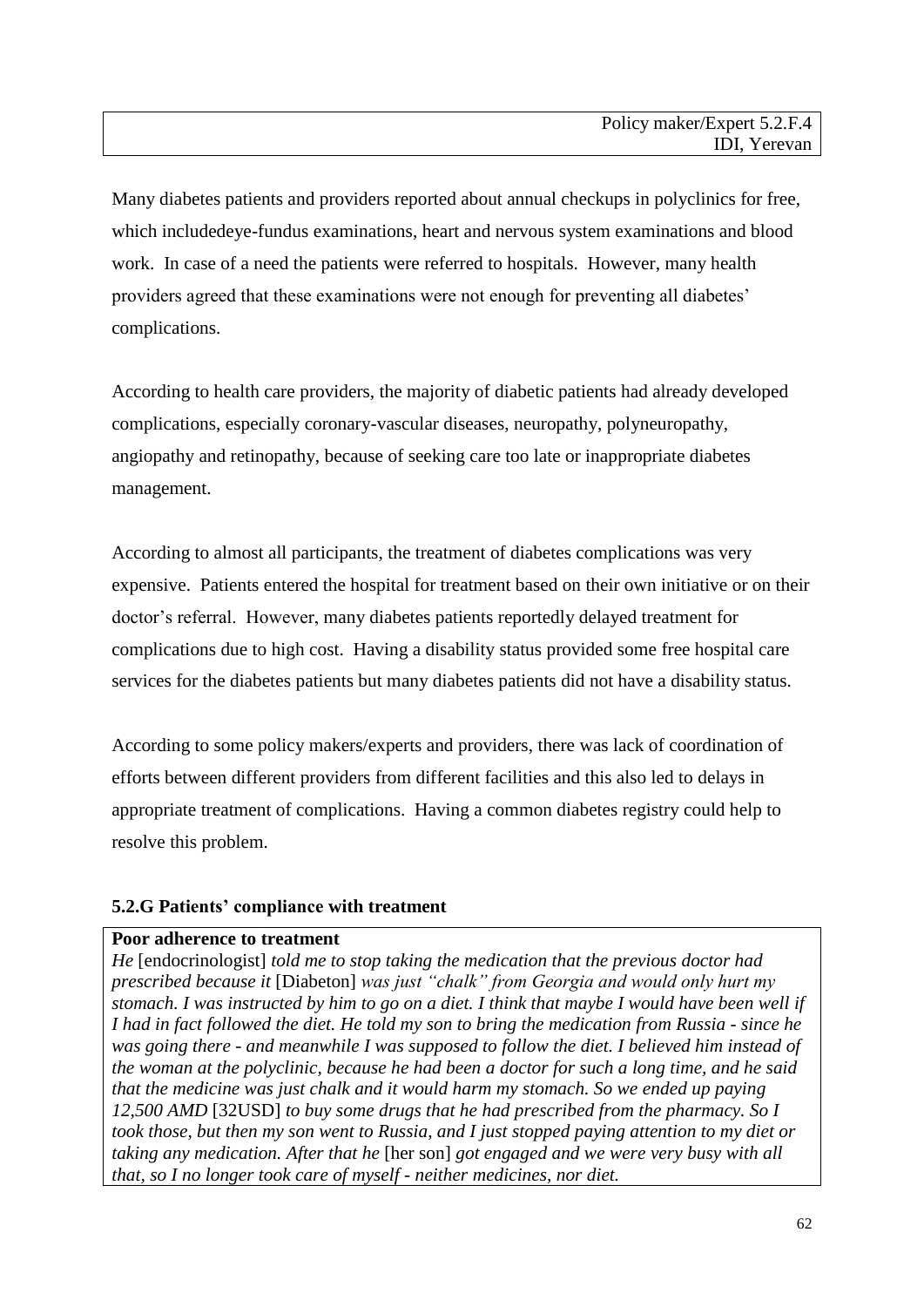Policy maker/Expert 5.2.F.4
IDI, Yerevan

Many diabetes patients and providers reported about annual checkups in polyclinics for free, which includedeye-fundus examinations, heart and nervous system examinations and blood work. In case of a need the patients were referred to hospitals. However, many health providers agreed that these examinations were not enough for preventing all diabetes' complications.

According to health care providers, the majority of diabetic patients had already developed complications, especially coronary-vascular diseases, neuropathy, polyneuropathy, angiopathy and retinopathy, because of seeking care too late or inappropriate diabetes management.

According to almost all participants, the treatment of diabetes complications was very expensive. Patients entered the hospital for treatment based on their own initiative or on their doctor's referral. However, many diabetes patients reportedly delayed treatment for complications due to high cost. Having a disability status provided some free hospital care services for the diabetes patients but many diabetes patients did not have a disability status.

According to some policy makers/experts and providers, there was lack of coordination of efforts between different providers from different facilities and this also led to delays in appropriate treatment of complications. Having a common diabetes registry could help to resolve this problem.

### 5.2.G Patients' compliance with treatment

**Poor adherence to treatment**

*He* [endocrinologist] *told me to stop taking the medication that the previous doctor had prescribed because it* [Diabeton] *was just "chalk" from Georgia and would only hurt my stomach. I was instructed by him to go on a diet. I think that maybe I would have been well if I had in fact followed the diet. He told my son to bring the medication from Russia - since he was going there - and meanwhile I was supposed to follow the diet. I believed him instead of the woman at the polyclinic, because he had been a doctor for such a long time, and he said that the medicine was just chalk and it would harm my stomach. So we ended up paying 12,500 AMD* [32USD] *to buy some drugs that he had prescribed from the pharmacy. So I took those, but then my son went to Russia, and I just stopped paying attention to my diet or taking any medication. After that he* [her son] *got engaged and we were very busy with all that, so I no longer took care of myself - neither medicines, nor diet.*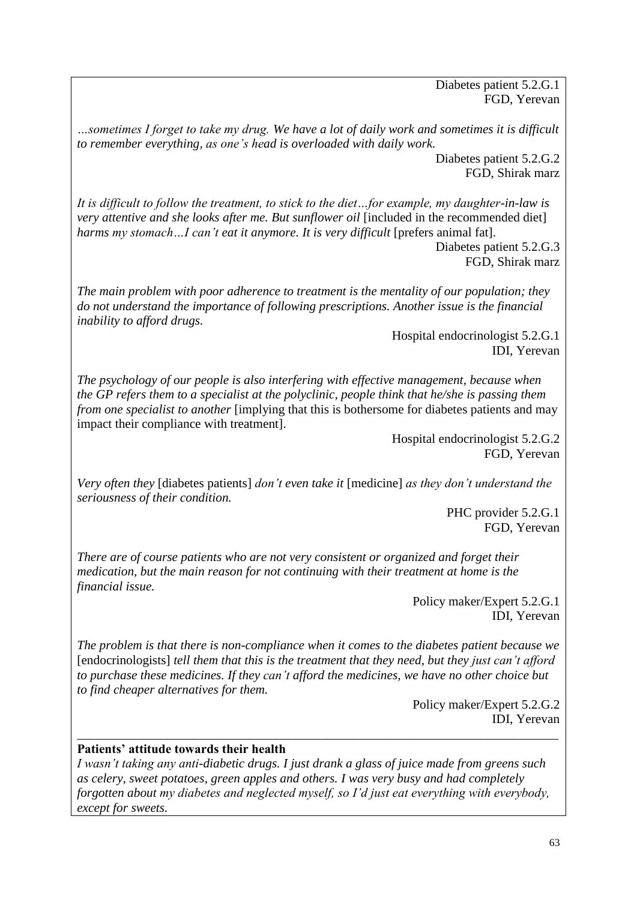Diabetes patient 5.2.G.1
FGD, Yerevan

*…sometimes I forget to take my drug. We have a lot of daily work and sometimes it is difficult to remember everything, as one's head is overloaded with daily work.*

Diabetes patient 5.2.G.2
FGD, Shirak marz

*It is difficult to follow the treatment, to stick to the diet…for example, my daughter-in-law is very attentive and she looks after me. But sunflower oil* [included in the recommended diet] *harms my stomach…I can't eat it anymore. It is very difficult* [prefers animal fat].

Diabetes patient 5.2.G.3
FGD, Shirak marz

*The main problem with poor adherence to treatment is the mentality of our population; they do not understand the importance of following prescriptions. Another issue is the financial inability to afford drugs.*

Hospital endocrinologist 5.2.G.1
IDI, Yerevan

*The psychology of our people is also interfering with effective management, because when the GP refers them to a specialist at the polyclinic, people think that he/she is passing them from one specialist to another* [implying that this is bothersome for diabetes patients and may impact their compliance with treatment].

Hospital endocrinologist 5.2.G.2
FGD, Yerevan

*Very often they* [diabetes patients] *don't even take it* [medicine] *as they don't understand the seriousness of their condition.*

PHC provider 5.2.G.1
FGD, Yerevan

*There are of course patients who are not very consistent or organized and forget their medication, but the main reason for not continuing with their treatment at home is the financial issue.*

Policy maker/Expert 5.2.G.1
IDI, Yerevan

*The problem is that there is non-compliance when it comes to the diabetes patient because we* [endocrinologists] *tell them that this is the treatment that they need, but they just can't afford to purchase these medicines. If they can't afford the medicines, we have no other choice but to find cheaper alternatives for them.*

Policy maker/Expert 5.2.G.2
IDI, Yerevan

---

**Patients' attitude towards their health**

*I wasn't taking any anti-diabetic drugs. I just drank a glass of juice made from greens such as celery, sweet potatoes, green apples and others. I was very busy and had completely forgotten about my diabetes and neglected myself, so I'd just eat everything with everybody, except for sweets.*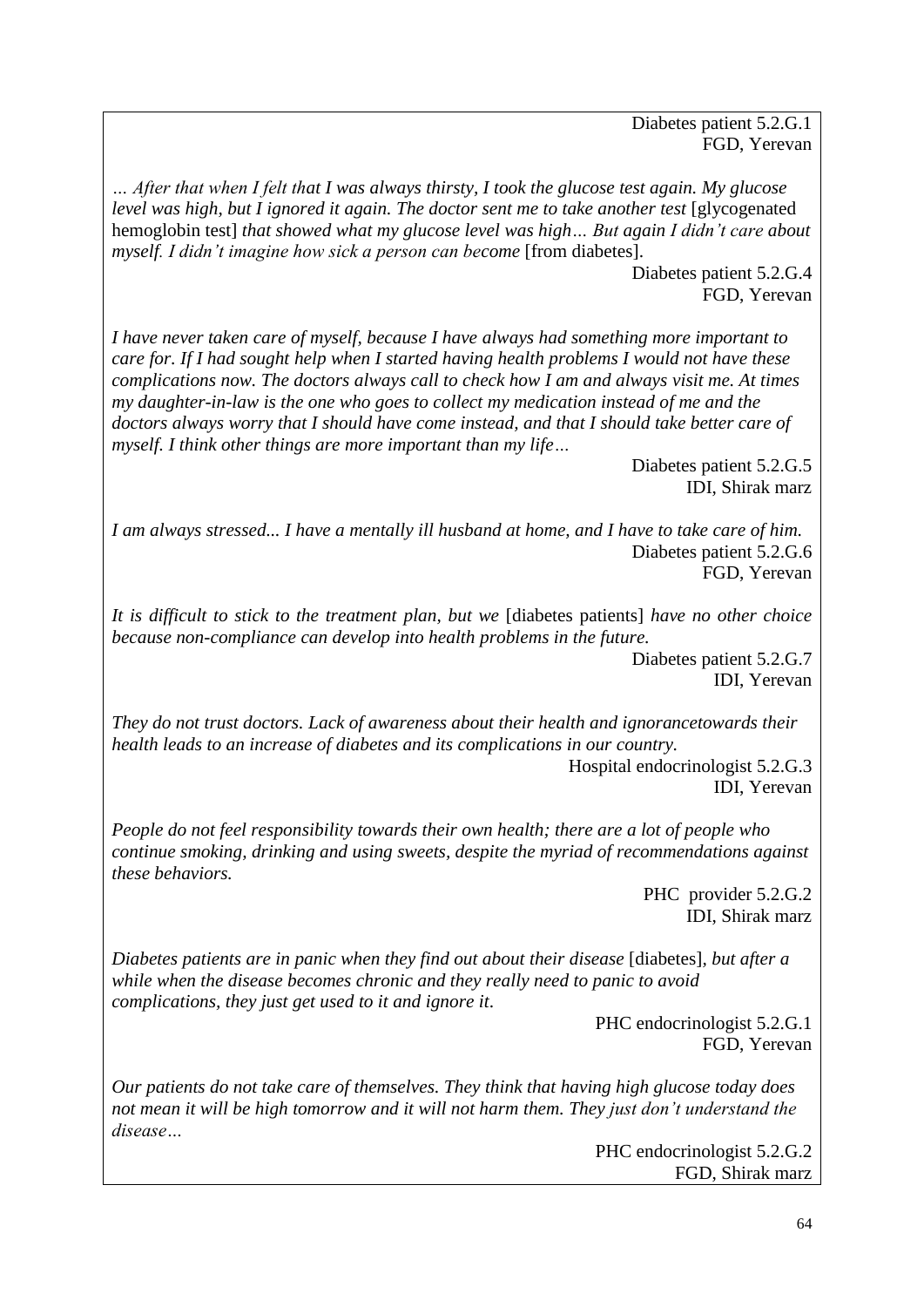Diabetes patient 5.2.G.1
FGD, Yerevan

*… After that when I felt that I was always thirsty, I took the glucose test again. My glucose level was high, but I ignored it again. The doctor sent me to take another test* [glycogenated hemoglobin test] *that showed what my glucose level was high… But again I didn't care about myself. I didn't imagine how sick a person can become* [from diabetes].

Diabetes patient 5.2.G.4
FGD, Yerevan

*I have never taken care of myself, because I have always had something more important to care for. If I had sought help when I started having health problems I would not have these complications now. The doctors always call to check how I am and always visit me. At times my daughter-in-law is the one who goes to collect my medication instead of me and the doctors always worry that I should have come instead, and that I should take better care of myself. I think other things are more important than my life…*

Diabetes patient 5.2.G.5
IDI, Shirak marz

*I am always stressed... I have a mentally ill husband at home, and I have to take care of him.*

Diabetes patient 5.2.G.6
FGD, Yerevan

*It is difficult to stick to the treatment plan, but we* [diabetes patients] *have no other choice because non-compliance can develop into health problems in the future.*

Diabetes patient 5.2.G.7
IDI, Yerevan

*They do not trust doctors. Lack of awareness about their health and ignorancetowards their health leads to an increase of diabetes and its complications in our country.*

Hospital endocrinologist 5.2.G.3
IDI, Yerevan

*People do not feel responsibility towards their own health; there are a lot of people who continue smoking, drinking and using sweets, despite the myriad of recommendations against these behaviors.*

PHC provider 5.2.G.2
IDI, Shirak marz

*Diabetes patients are in panic when they find out about their disease* [diabetes], *but after a while when the disease becomes chronic and they really need to panic to avoid complications, they just get used to it and ignore it.*

PHC endocrinologist 5.2.G.1
FGD, Yerevan

*Our patients do not take care of themselves. They think that having high glucose today does not mean it will be high tomorrow and it will not harm them. They just don't understand the disease…*

PHC endocrinologist 5.2.G.2
FGD, Shirak marz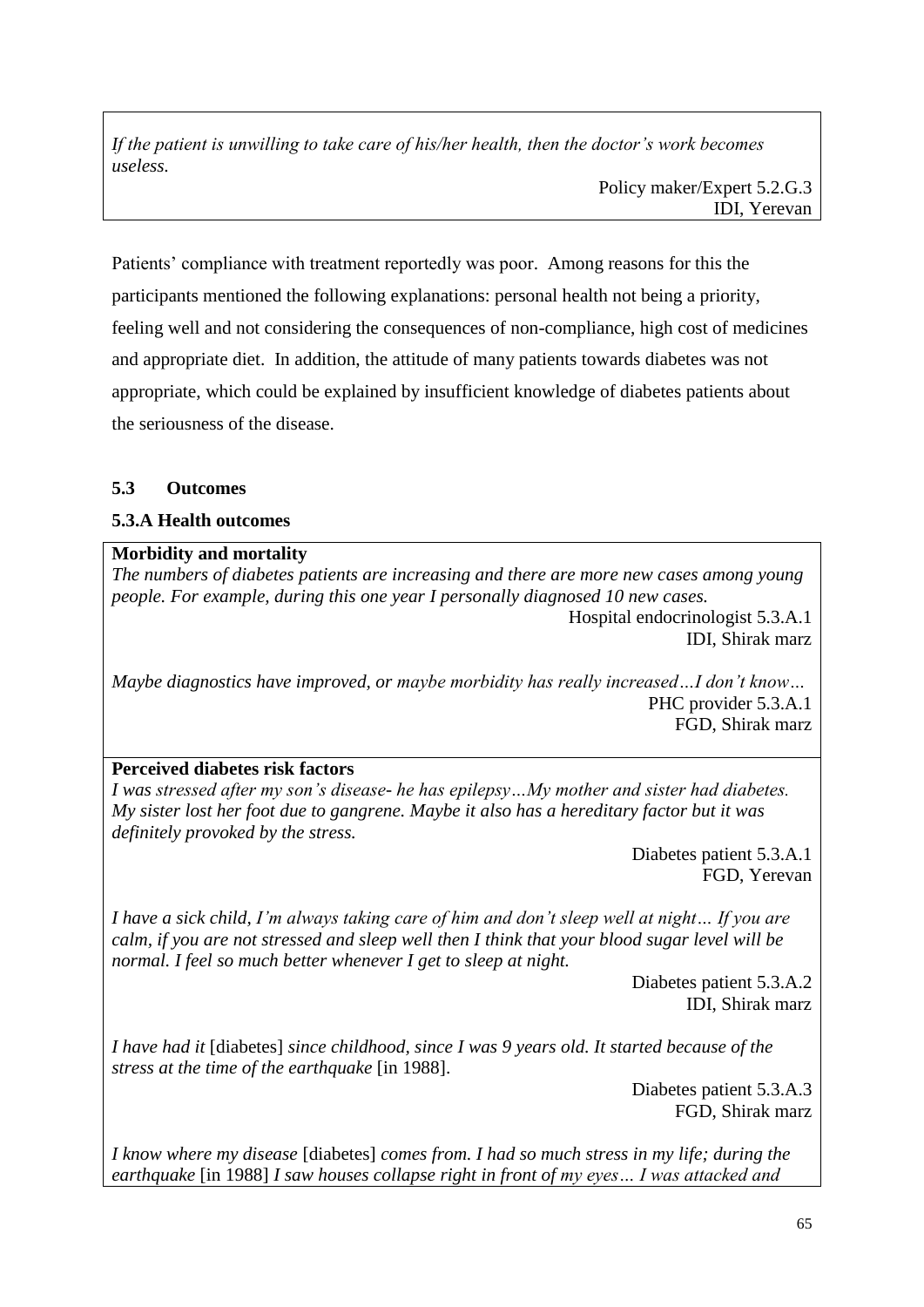*If the patient is unwilling to take care of his/her health, then the doctor's work becomes useless.*

Policy maker/Expert 5.2.G.3
IDI, Yerevan

Patients' compliance with treatment reportedly was poor. Among reasons for this the participants mentioned the following explanations: personal health not being a priority, feeling well and not considering the consequences of non-compliance, high cost of medicines and appropriate diet. In addition, the attitude of many patients towards diabetes was not appropriate, which could be explained by insufficient knowledge of diabetes patients about the seriousness of the disease.

## 5.3 Outcomes

### 5.3.A Health outcomes

**Morbidity and mortality**

*The numbers of diabetes patients are increasing and there are more new cases among young people. For example, during this one year I personally diagnosed 10 new cases.*

Hospital endocrinologist 5.3.A.1
IDI, Shirak marz

*Maybe diagnostics have improved, or maybe morbidity has really increased…I don't know…*

PHC provider 5.3.A.1
FGD, Shirak marz

**Perceived diabetes risk factors**

*I was stressed after my son's disease- he has epilepsy…My mother and sister had diabetes. My sister lost her foot due to gangrene. Maybe it also has a hereditary factor but it was definitely provoked by the stress.*

Diabetes patient 5.3.A.1
FGD, Yerevan

*I have a sick child, I'm always taking care of him and don't sleep well at night… If you are calm, if you are not stressed and sleep well then I think that your blood sugar level will be normal. I feel so much better whenever I get to sleep at night.*

Diabetes patient 5.3.A.2
IDI, Shirak marz

*I have had it* [diabetes] *since childhood, since I was 9 years old. It started because of the stress at the time of the earthquake* [in 1988].

Diabetes patient 5.3.A.3
FGD, Shirak marz

*I know where my disease* [diabetes] *comes from. I had so much stress in my life; during the earthquake* [in 1988] *I saw houses collapse right in front of my eyes… I was attacked and*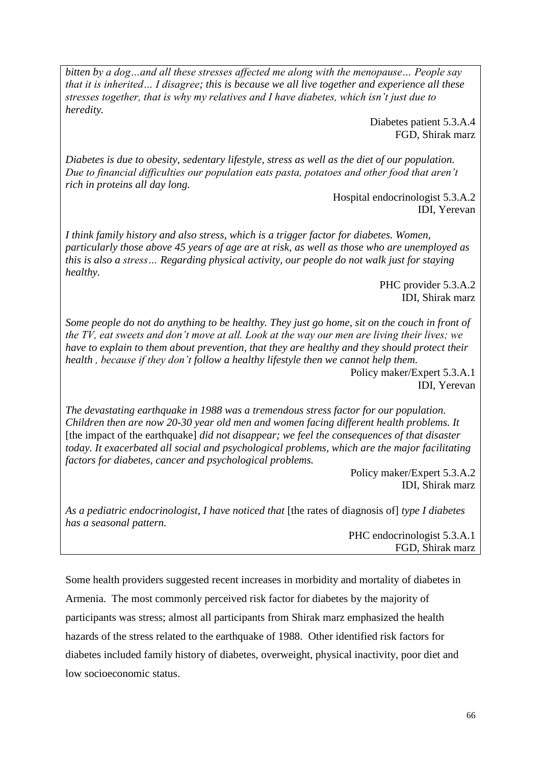*bitten by a dog…and all these stresses affected me along with the menopause… People say that it is inherited… I disagree; this is because we all live together and experience all these stresses together, that is why my relatives and I have diabetes, which isn't just due to heredity.*

Diabetes patient 5.3.A.4
FGD, Shirak marz

*Diabetes is due to obesity, sedentary lifestyle, stress as well as the diet of our population. Due to financial difficulties our population eats pasta, potatoes and other food that aren't rich in proteins all day long.*

Hospital endocrinologist 5.3.A.2
IDI, Yerevan

*I think family history and also stress, which is a trigger factor for diabetes. Women, particularly those above 45 years of age are at risk, as well as those who are unemployed as this is also a stress… Regarding physical activity, our people do not walk just for staying healthy.*

PHC provider 5.3.A.2
IDI, Shirak marz

*Some people do not do anything to be healthy. They just go home, sit on the couch in front of the TV, eat sweets and don't move at all. Look at the way our men are living their lives; we have to explain to them about prevention, that they are healthy and they should protect their health , because if they don't follow a healthy lifestyle then we cannot help them.*

Policy maker/Expert 5.3.A.1
IDI, Yerevan

*The devastating earthquake in 1988 was a tremendous stress factor for our population. Children then are now 20-30 year old men and women facing different health problems. It* [the impact of the earthquake] *did not disappear; we feel the consequences of that disaster today. It exacerbated all social and psychological problems, which are the major facilitating factors for diabetes, cancer and psychological problems.*

Policy maker/Expert 5.3.A.2
IDI, Shirak marz

*As a pediatric endocrinologist, I have noticed that* [the rates of diagnosis of] *type I diabetes has a seasonal pattern.*

PHC endocrinologist 5.3.A.1
FGD, Shirak marz

Some health providers suggested recent increases in morbidity and mortality of diabetes in Armenia. The most commonly perceived risk factor for diabetes by the majority of participants was stress; almost all participants from Shirak marz emphasized the health hazards of the stress related to the earthquake of 1988. Other identified risk factors for diabetes included family history of diabetes, overweight, physical inactivity, poor diet and low socioeconomic status.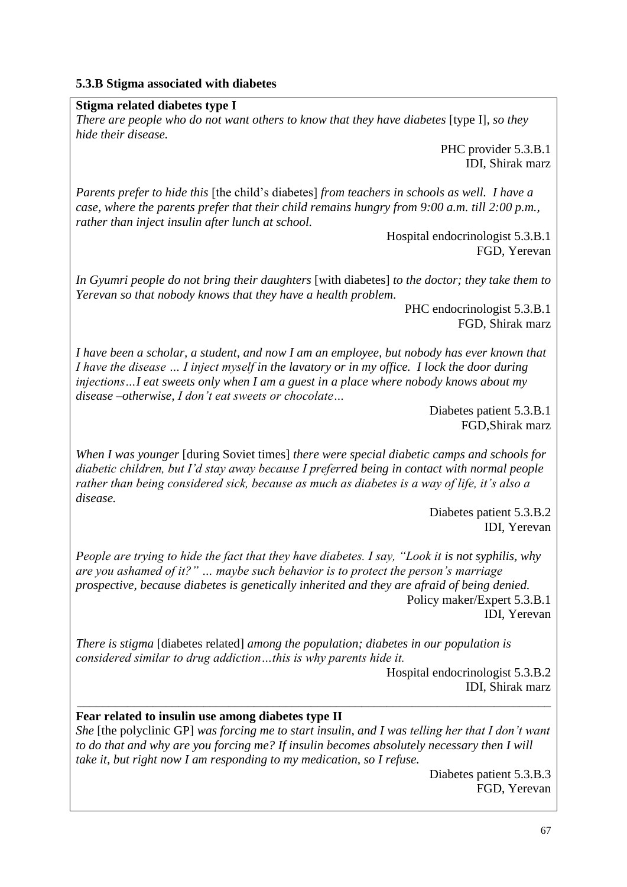### 5.3.B Stigma associated with diabetes

**Stigma related diabetes type I**

*There are people who do not want others to know that they have diabetes* [type I], *so they hide their disease.*

PHC provider 5.3.B.1
IDI, Shirak marz

*Parents prefer to hide this* [the child's diabetes] *from teachers in schools as well. I have a case, where the parents prefer that their child remains hungry from 9:00 a.m. till 2:00 p.m., rather than inject insulin after lunch at school.*

Hospital endocrinologist 5.3.B.1
FGD, Yerevan

*In Gyumri people do not bring their daughters* [with diabetes] *to the doctor; they take them to Yerevan so that nobody knows that they have a health problem.*

PHC endocrinologist 5.3.B.1
FGD, Shirak marz

*I have been a scholar, a student, and now I am an employee, but nobody has ever known that I have the disease … I inject myself in the lavatory or in my office. I lock the door during injections…I eat sweets only when I am a guest in a place where nobody knows about my disease –otherwise, I don't eat sweets or chocolate…*

Diabetes patient 5.3.B.1
FGD,Shirak marz

*When I was younger* [during Soviet times] *there were special diabetic camps and schools for diabetic children, but I'd stay away because I preferred being in contact with normal people rather than being considered sick, because as much as diabetes is a way of life, it's also a disease.*

Diabetes patient 5.3.B.2
IDI, Yerevan

*People are trying to hide the fact that they have diabetes. I say, "Look it is not syphilis, why are you ashamed of it?" … maybe such behavior is to protect the person's marriage prospective, because diabetes is genetically inherited and they are afraid of being denied.*

Policy maker/Expert 5.3.B.1
IDI, Yerevan

*There is stigma* [diabetes related] *among the population; diabetes in our population is considered similar to drug addiction…this is why parents hide it.*

Hospital endocrinologist 5.3.B.2
IDI, Shirak marz

---

**Fear related to insulin use among diabetes type II**

*She* [the polyclinic GP] *was forcing me to start insulin, and I was telling her that I don't want to do that and why are you forcing me? If insulin becomes absolutely necessary then I will take it, but right now I am responding to my medication, so I refuse.*

Diabetes patient 5.3.B.3
FGD, Yerevan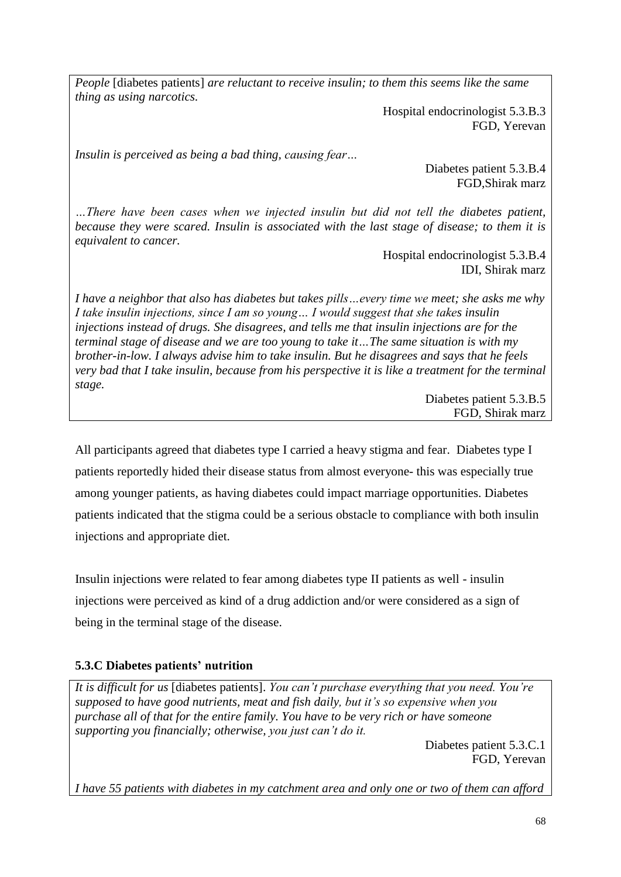*People* [diabetes patients] *are reluctant to receive insulin; to them this seems like the same thing as using narcotics.*

Hospital endocrinologist 5.3.B.3
FGD, Yerevan

*Insulin is perceived as being a bad thing, causing fear…*

Diabetes patient 5.3.B.4
FGD,Shirak marz

*…There have been cases when we injected insulin but did not tell the diabetes patient, because they were scared. Insulin is associated with the last stage of disease; to them it is equivalent to cancer.*

Hospital endocrinologist 5.3.B.4
IDI, Shirak marz

*I have a neighbor that also has diabetes but takes pills…every time we meet; she asks me why I take insulin injections, since I am so young… I would suggest that she takes insulin injections instead of drugs. She disagrees, and tells me that insulin injections are for the terminal stage of disease and we are too young to take it…The same situation is with my brother-in-low. I always advise him to take insulin. But he disagrees and says that he feels very bad that I take insulin, because from his perspective it is like a treatment for the terminal stage.*

Diabetes patient 5.3.B.5
FGD, Shirak marz

All participants agreed that diabetes type I carried a heavy stigma and fear. Diabetes type I patients reportedly hided their disease status from almost everyone- this was especially true among younger patients, as having diabetes could impact marriage opportunities. Diabetes patients indicated that the stigma could be a serious obstacle to compliance with both insulin injections and appropriate diet.

Insulin injections were related to fear among diabetes type II patients as well - insulin injections were perceived as kind of a drug addiction and/or were considered as a sign of being in the terminal stage of the disease.

### 5.3.C Diabetes patients' nutrition

*It is difficult for us* [diabetes patients]. *You can't purchase everything that you need. You're supposed to have good nutrients, meat and fish daily, but it's so expensive when you purchase all of that for the entire family. You have to be very rich or have someone supporting you financially; otherwise, you just can't do it.*

Diabetes patient 5.3.C.1
FGD, Yerevan

*I have 55 patients with diabetes in my catchment area and only one or two of them can afford*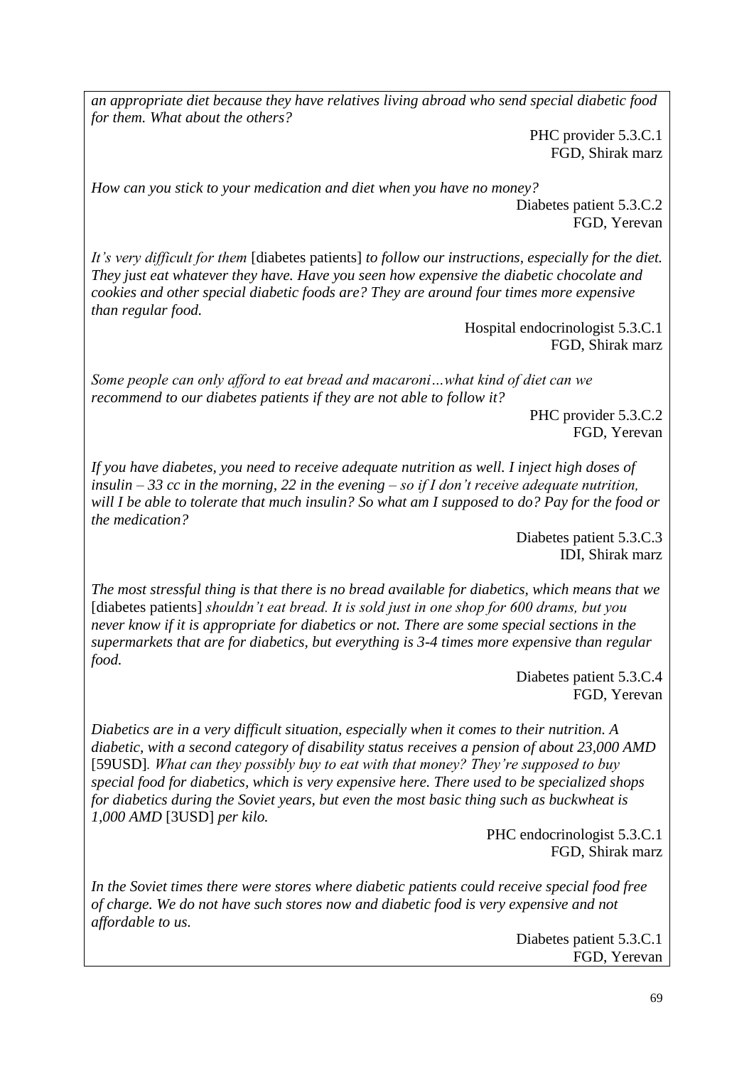*an appropriate diet because they have relatives living abroad who send special diabetic food for them. What about the others?*

PHC provider 5.3.C.1
FGD, Shirak marz

*How can you stick to your medication and diet when you have no money?*

Diabetes patient 5.3.C.2
FGD, Yerevan

*It's very difficult for them* [diabetes patients] *to follow our instructions, especially for the diet. They just eat whatever they have. Have you seen how expensive the diabetic chocolate and cookies and other special diabetic foods are? They are around four times more expensive than regular food.*

Hospital endocrinologist 5.3.C.1
FGD, Shirak marz

*Some people can only afford to eat bread and macaroni…what kind of diet can we recommend to our diabetes patients if they are not able to follow it?*

PHC provider 5.3.C.2
FGD, Yerevan

*If you have diabetes, you need to receive adequate nutrition as well. I inject high doses of insulin – 33 cc in the morning, 22 in the evening – so if I don't receive adequate nutrition, will I be able to tolerate that much insulin? So what am I supposed to do? Pay for the food or the medication?*

Diabetes patient 5.3.C.3
IDI, Shirak marz

*The most stressful thing is that there is no bread available for diabetics, which means that we* [diabetes patients] *shouldn't eat bread. It is sold just in one shop for 600 drams, but you never know if it is appropriate for diabetics or not. There are some special sections in the supermarkets that are for diabetics, but everything is 3-4 times more expensive than regular food.*

Diabetes patient 5.3.C.4
FGD, Yerevan

*Diabetics are in a very difficult situation, especially when it comes to their nutrition. A diabetic, with a second category of disability status receives a pension of about 23,000 AMD* [59USD]*. What can they possibly buy to eat with that money? They're supposed to buy special food for diabetics, which is very expensive here. There used to be specialized shops for diabetics during the Soviet years, but even the most basic thing such as buckwheat is 1,000 AMD* [3USD] *per kilo.*

PHC endocrinologist 5.3.C.1
FGD, Shirak marz

*In the Soviet times there were stores where diabetic patients could receive special food free of charge. We do not have such stores now and diabetic food is very expensive and not affordable to us.*

Diabetes patient 5.3.C.1
FGD, Yerevan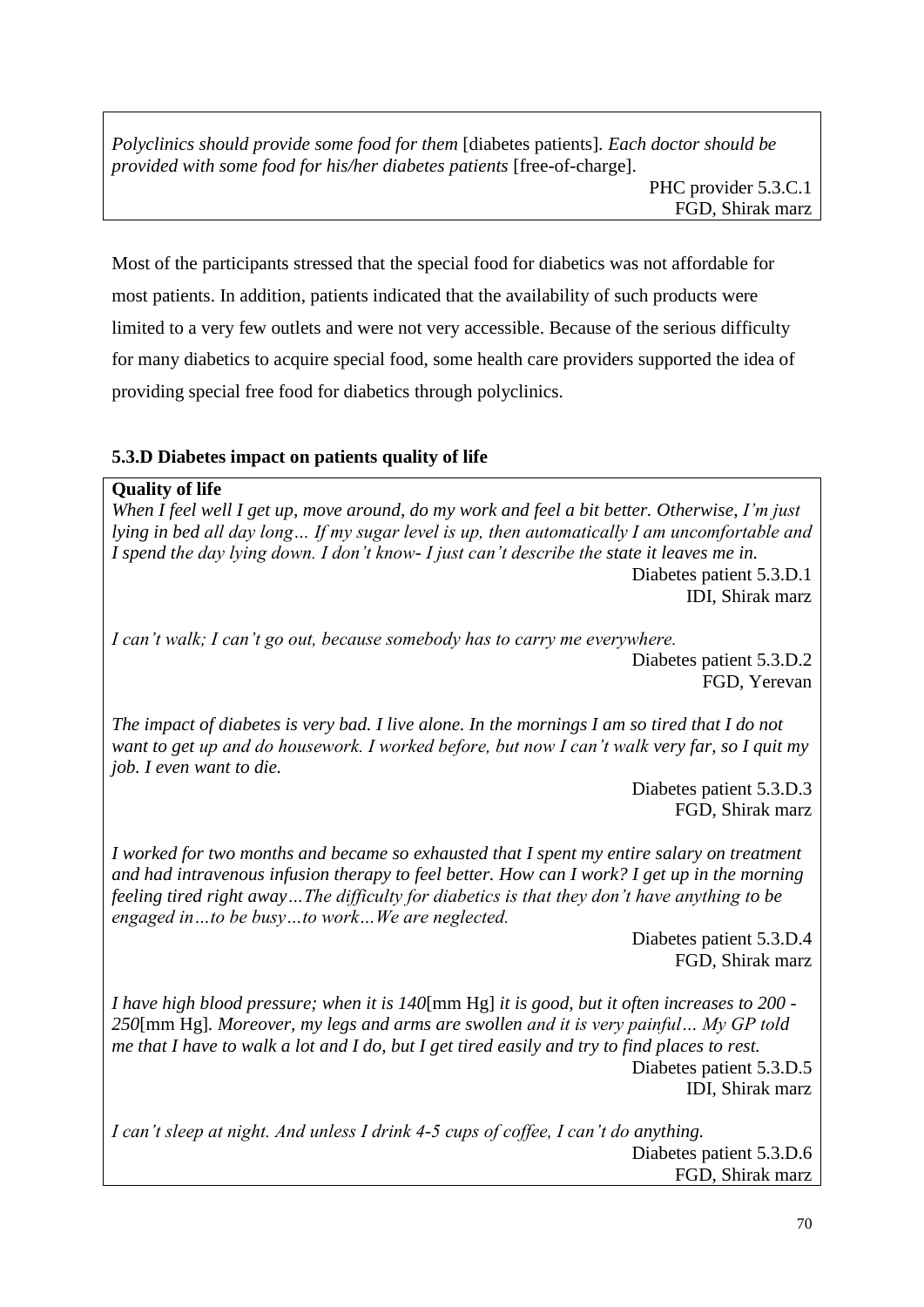*Polyclinics should provide some food for them* [diabetes patients]. *Each doctor should be provided with some food for his/her diabetes patients* [free-of-charge].

PHC provider 5.3.C.1
FGD, Shirak marz

Most of the participants stressed that the special food for diabetics was not affordable for most patients. In addition, patients indicated that the availability of such products were limited to a very few outlets and were not very accessible. Because of the serious difficulty for many diabetics to acquire special food, some health care providers supported the idea of providing special free food for diabetics through polyclinics.

### 5.3.D Diabetes impact on patients quality of life

**Quality of life**

*When I feel well I get up, move around, do my work and feel a bit better. Otherwise, I'm just lying in bed all day long… If my sugar level is up, then automatically I am uncomfortable and I spend the day lying down. I don't know- I just can't describe the state it leaves me in.*

Diabetes patient 5.3.D.1
IDI, Shirak marz

*I can't walk; I can't go out, because somebody has to carry me everywhere.*

Diabetes patient 5.3.D.2
FGD, Yerevan

*The impact of diabetes is very bad. I live alone. In the mornings I am so tired that I do not want to get up and do housework. I worked before, but now I can't walk very far, so I quit my job. I even want to die.*

Diabetes patient 5.3.D.3
FGD, Shirak marz

*I worked for two months and became so exhausted that I spent my entire salary on treatment and had intravenous infusion therapy to feel better. How can I work? I get up in the morning feeling tired right away…The difficulty for diabetics is that they don't have anything to be engaged in…to be busy…to work…We are neglected.*

Diabetes patient 5.3.D.4
FGD, Shirak marz

*I have high blood pressure; when it is 140*[mm Hg] *it is good, but it often increases to 200 - 250*[mm Hg]*. Moreover, my legs and arms are swollen and it is very painful… My GP told me that I have to walk a lot and I do, but I get tired easily and try to find places to rest.*

Diabetes patient 5.3.D.5
IDI, Shirak marz

*I can't sleep at night. And unless I drink 4-5 cups of coffee, I can't do anything.*

Diabetes patient 5.3.D.6
FGD, Shirak marz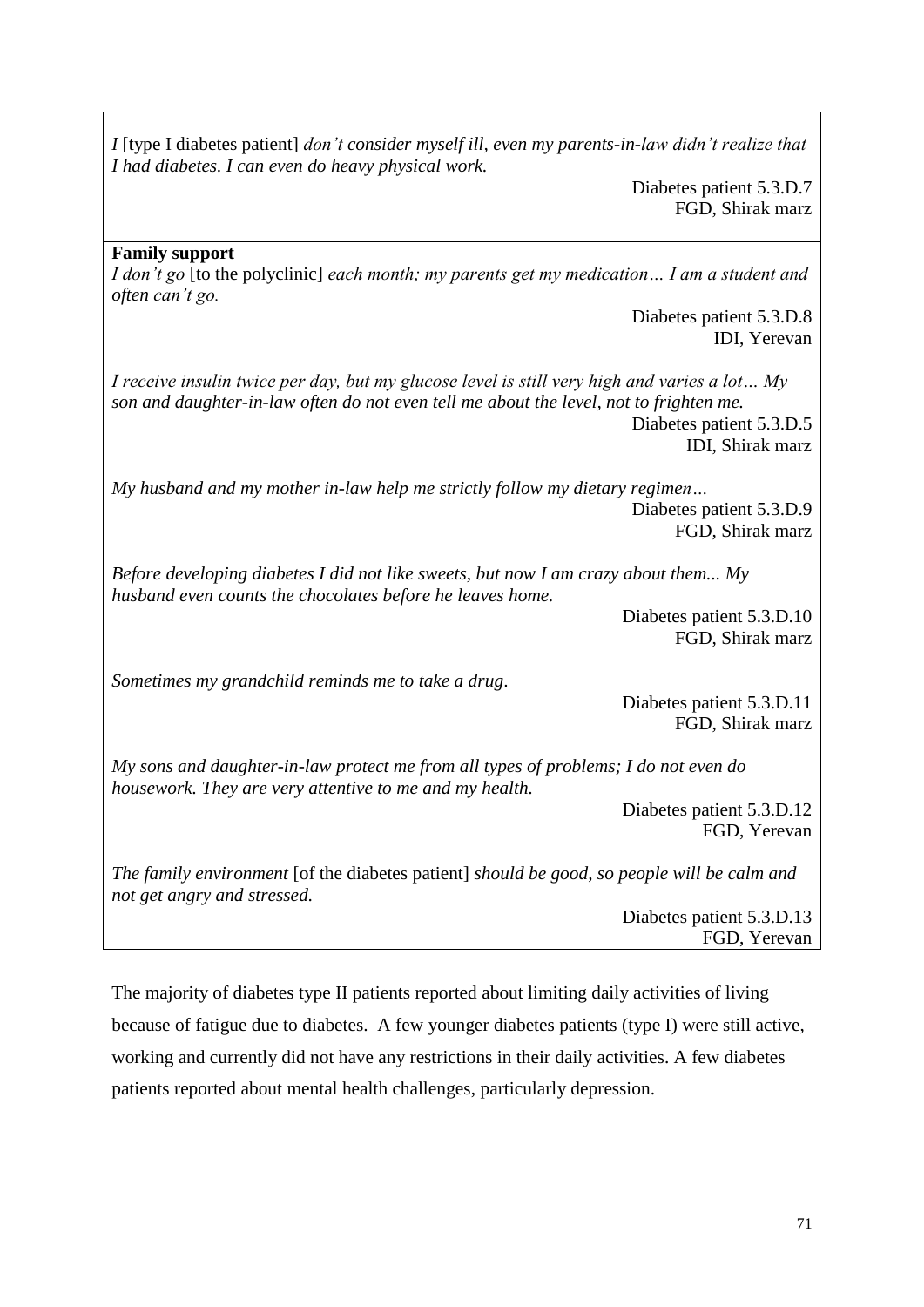*I* [type I diabetes patient] *don't consider myself ill, even my parents-in-law didn't realize that I had diabetes. I can even do heavy physical work.*

Diabetes patient 5.3.D.7
FGD, Shirak marz

**Family support**

*I don't go* [to the polyclinic] *each month; my parents get my medication… I am a student and often can't go.*

Diabetes patient 5.3.D.8
IDI, Yerevan

*I receive insulin twice per day, but my glucose level is still very high and varies a lot… My son and daughter-in-law often do not even tell me about the level, not to frighten me.*

Diabetes patient 5.3.D.5
IDI, Shirak marz

*My husband and my mother in-law help me strictly follow my dietary regimen…*

Diabetes patient 5.3.D.9
FGD, Shirak marz

*Before developing diabetes I did not like sweets, but now I am crazy about them... My husband even counts the chocolates before he leaves home.*

Diabetes patient 5.3.D.10
FGD, Shirak marz

*Sometimes my grandchild reminds me to take a drug.*

Diabetes patient 5.3.D.11
FGD, Shirak marz

*My sons and daughter-in-law protect me from all types of problems; I do not even do housework. They are very attentive to me and my health.*

Diabetes patient 5.3.D.12
FGD, Yerevan

*The family environment* [of the diabetes patient] *should be good, so people will be calm and not get angry and stressed.*

Diabetes patient 5.3.D.13
FGD, Yerevan

The majority of diabetes type II patients reported about limiting daily activities of living because of fatigue due to diabetes. A few younger diabetes patients (type I) were still active, working and currently did not have any restrictions in their daily activities. A few diabetes patients reported about mental health challenges, particularly depression.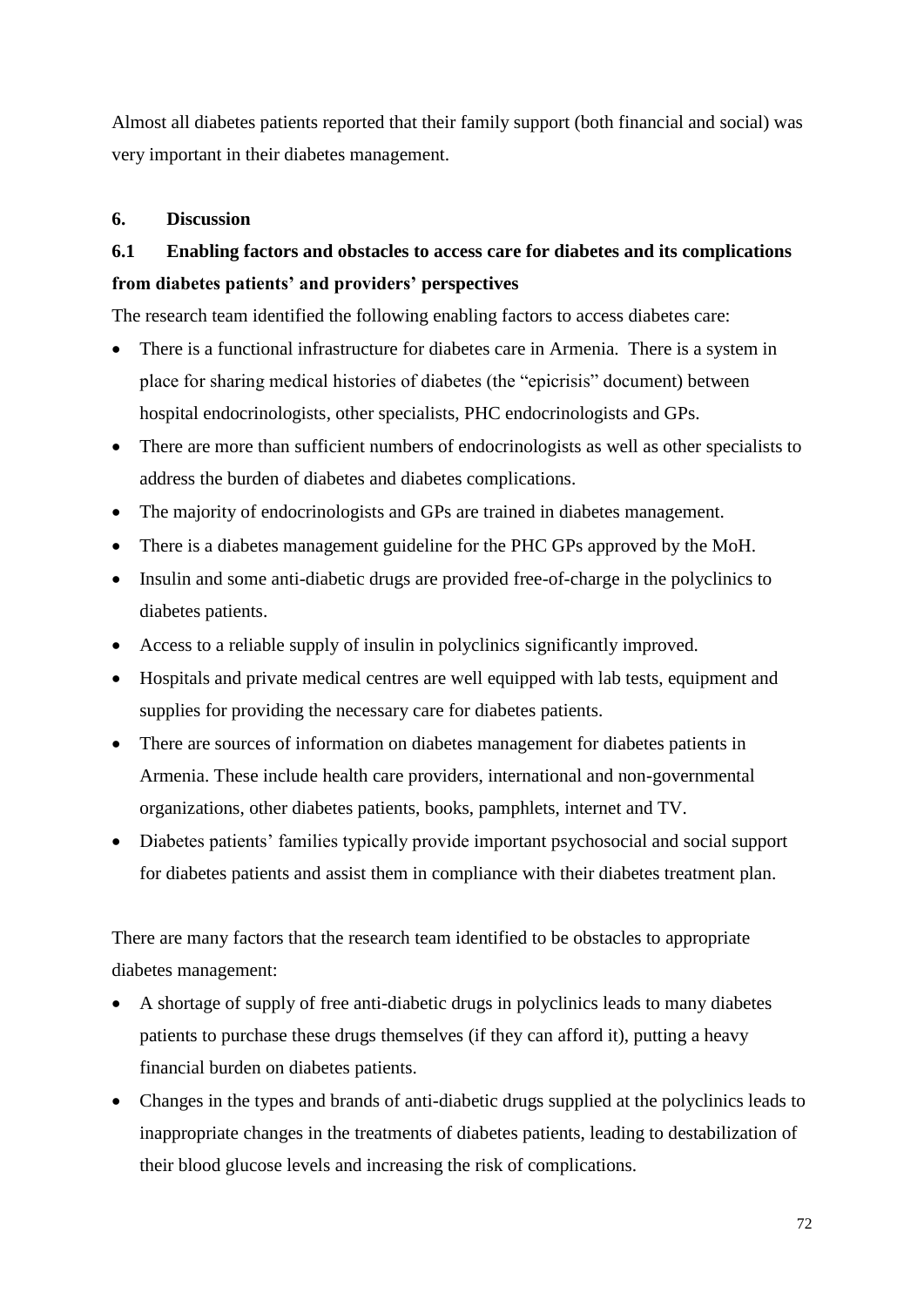Almost all diabetes patients reported that their family support (both financial and social) was very important in their diabetes management.

## 6. Discussion

### 6.1 Enabling factors and obstacles to access care for diabetes and its complications from diabetes patients' and providers' perspectives

The research team identified the following enabling factors to access diabetes care:

- There is a functional infrastructure for diabetes care in Armenia. There is a system in place for sharing medical histories of diabetes (the "epicrisis" document) between hospital endocrinologists, other specialists, PHC endocrinologists and GPs.
- There are more than sufficient numbers of endocrinologists as well as other specialists to address the burden of diabetes and diabetes complications.
- The majority of endocrinologists and GPs are trained in diabetes management.
- There is a diabetes management guideline for the PHC GPs approved by the MoH.
- Insulin and some anti-diabetic drugs are provided free-of-charge in the polyclinics to diabetes patients.
- Access to a reliable supply of insulin in polyclinics significantly improved.
- Hospitals and private medical centres are well equipped with lab tests, equipment and supplies for providing the necessary care for diabetes patients.
- There are sources of information on diabetes management for diabetes patients in Armenia. These include health care providers, international and non-governmental organizations, other diabetes patients, books, pamphlets, internet and TV.
- Diabetes patients' families typically provide important psychosocial and social support for diabetes patients and assist them in compliance with their diabetes treatment plan.

There are many factors that the research team identified to be obstacles to appropriate diabetes management:

- A shortage of supply of free anti-diabetic drugs in polyclinics leads to many diabetes patients to purchase these drugs themselves (if they can afford it), putting a heavy financial burden on diabetes patients.
- Changes in the types and brands of anti-diabetic drugs supplied at the polyclinics leads to inappropriate changes in the treatments of diabetes patients, leading to destabilization of their blood glucose levels and increasing the risk of complications.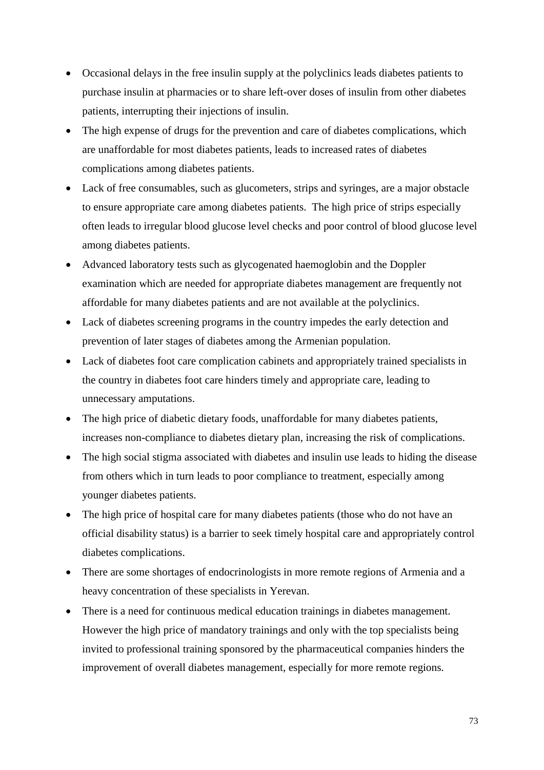- Occasional delays in the free insulin supply at the polyclinics leads diabetes patients to purchase insulin at pharmacies or to share left-over doses of insulin from other diabetes patients, interrupting their injections of insulin.
- The high expense of drugs for the prevention and care of diabetes complications, which are unaffordable for most diabetes patients, leads to increased rates of diabetes complications among diabetes patients.
- Lack of free consumables, such as glucometers, strips and syringes, are a major obstacle to ensure appropriate care among diabetes patients. The high price of strips especially often leads to irregular blood glucose level checks and poor control of blood glucose level among diabetes patients.
- Advanced laboratory tests such as glycogenated haemoglobin and the Doppler examination which are needed for appropriate diabetes management are frequently not affordable for many diabetes patients and are not available at the polyclinics.
- Lack of diabetes screening programs in the country impedes the early detection and prevention of later stages of diabetes among the Armenian population.
- Lack of diabetes foot care complication cabinets and appropriately trained specialists in the country in diabetes foot care hinders timely and appropriate care, leading to unnecessary amputations.
- The high price of diabetic dietary foods, unaffordable for many diabetes patients, increases non-compliance to diabetes dietary plan, increasing the risk of complications.
- The high social stigma associated with diabetes and insulin use leads to hiding the disease from others which in turn leads to poor compliance to treatment, especially among younger diabetes patients.
- The high price of hospital care for many diabetes patients (those who do not have an official disability status) is a barrier to seek timely hospital care and appropriately control diabetes complications.
- There are some shortages of endocrinologists in more remote regions of Armenia and a heavy concentration of these specialists in Yerevan.
- There is a need for continuous medical education trainings in diabetes management. However the high price of mandatory trainings and only with the top specialists being invited to professional training sponsored by the pharmaceutical companies hinders the improvement of overall diabetes management, especially for more remote regions.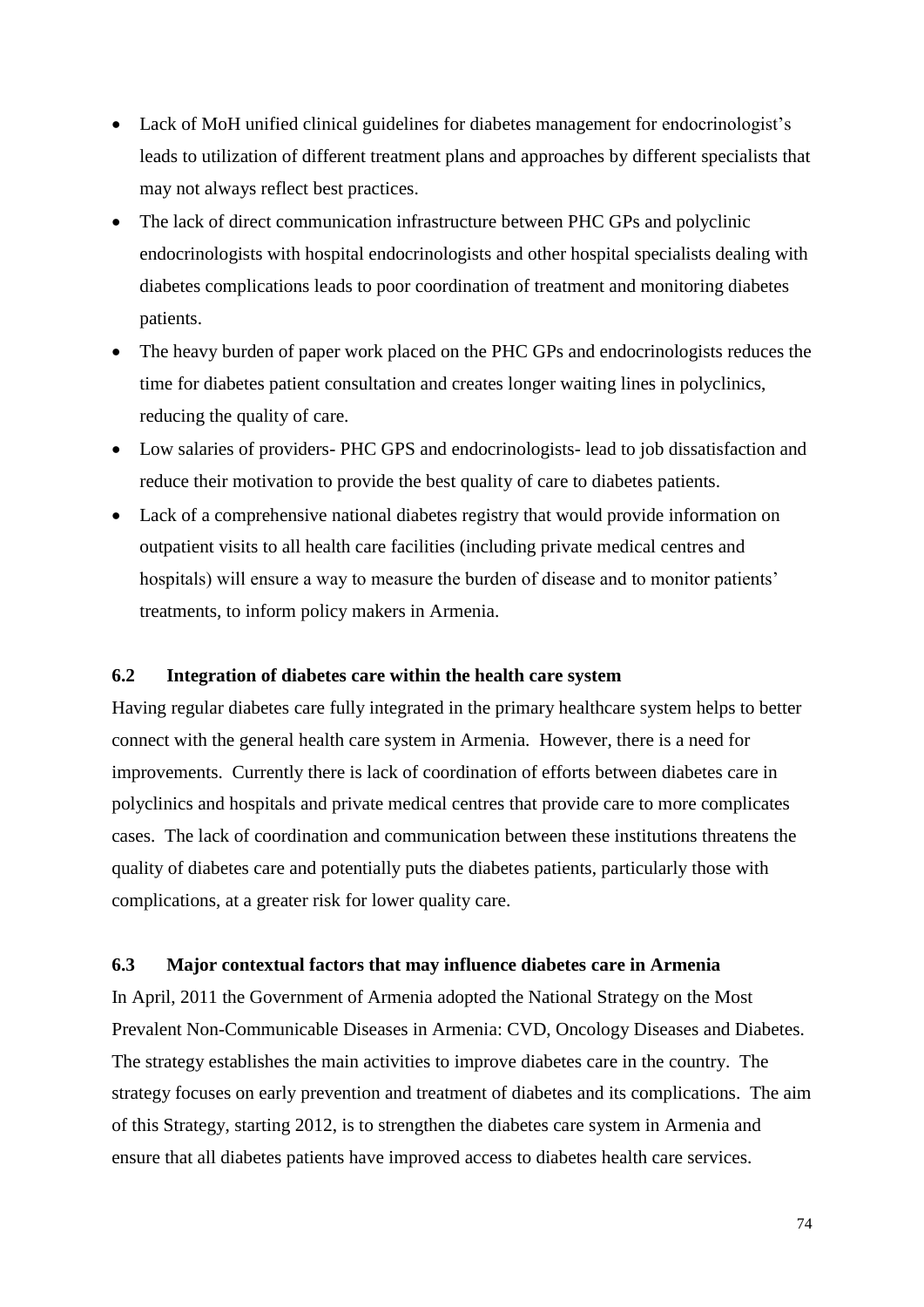- Lack of MoH unified clinical guidelines for diabetes management for endocrinologist's leads to utilization of different treatment plans and approaches by different specialists that may not always reflect best practices.
- The lack of direct communication infrastructure between PHC GPs and polyclinic endocrinologists with hospital endocrinologists and other hospital specialists dealing with diabetes complications leads to poor coordination of treatment and monitoring diabetes patients.
- The heavy burden of paper work placed on the PHC GPs and endocrinologists reduces the time for diabetes patient consultation and creates longer waiting lines in polyclinics, reducing the quality of care.
- Low salaries of providers- PHC GPS and endocrinologists- lead to job dissatisfaction and reduce their motivation to provide the best quality of care to diabetes patients.
- Lack of a comprehensive national diabetes registry that would provide information on outpatient visits to all health care facilities (including private medical centres and hospitals) will ensure a way to measure the burden of disease and to monitor patients' treatments, to inform policy makers in Armenia.

### 6.2 Integration of diabetes care within the health care system

Having regular diabetes care fully integrated in the primary healthcare system helps to better connect with the general health care system in Armenia. However, there is a need for improvements. Currently there is lack of coordination of efforts between diabetes care in polyclinics and hospitals and private medical centres that provide care to more complicates cases. The lack of coordination and communication between these institutions threatens the quality of diabetes care and potentially puts the diabetes patients, particularly those with complications, at a greater risk for lower quality care.

### 6.3 Major contextual factors that may influence diabetes care in Armenia

In April, 2011 the Government of Armenia adopted the National Strategy on the Most Prevalent Non-Communicable Diseases in Armenia: CVD, Oncology Diseases and Diabetes. The strategy establishes the main activities to improve diabetes care in the country. The strategy focuses on early prevention and treatment of diabetes and its complications. The aim of this Strategy, starting 2012, is to strengthen the diabetes care system in Armenia and ensure that all diabetes patients have improved access to diabetes health care services.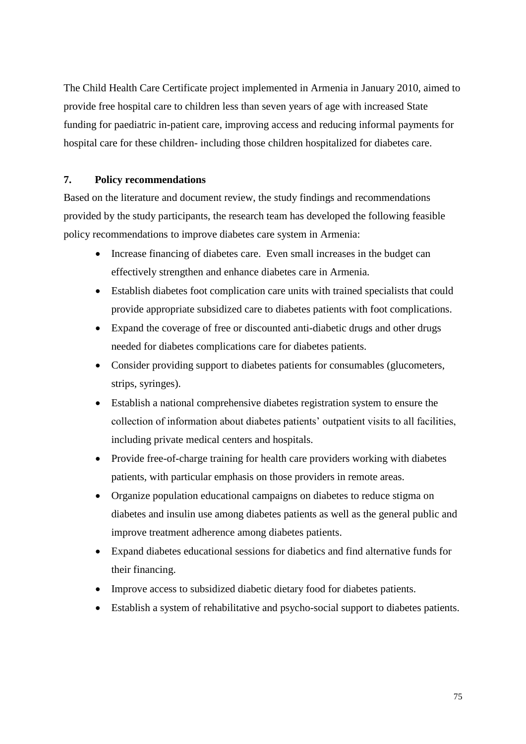The Child Health Care Certificate project implemented in Armenia in January 2010, aimed to provide free hospital care to children less than seven years of age with increased State funding for paediatric in-patient care, improving access and reducing informal payments for hospital care for these children- including those children hospitalized for diabetes care.

## 7. Policy recommendations

Based on the literature and document review, the study findings and recommendations provided by the study participants, the research team has developed the following feasible policy recommendations to improve diabetes care system in Armenia:

- Increase financing of diabetes care. Even small increases in the budget can effectively strengthen and enhance diabetes care in Armenia.
- Establish diabetes foot complication care units with trained specialists that could provide appropriate subsidized care to diabetes patients with foot complications.
- Expand the coverage of free or discounted anti-diabetic drugs and other drugs needed for diabetes complications care for diabetes patients.
- Consider providing support to diabetes patients for consumables (glucometers, strips, syringes).
- Establish a national comprehensive diabetes registration system to ensure the collection of information about diabetes patients' outpatient visits to all facilities, including private medical centers and hospitals.
- Provide free-of-charge training for health care providers working with diabetes patients, with particular emphasis on those providers in remote areas.
- Organize population educational campaigns on diabetes to reduce stigma on diabetes and insulin use among diabetes patients as well as the general public and improve treatment adherence among diabetes patients.
- Expand diabetes educational sessions for diabetics and find alternative funds for their financing.
- Improve access to subsidized diabetic dietary food for diabetes patients.
- Establish a system of rehabilitative and psycho-social support to diabetes patients.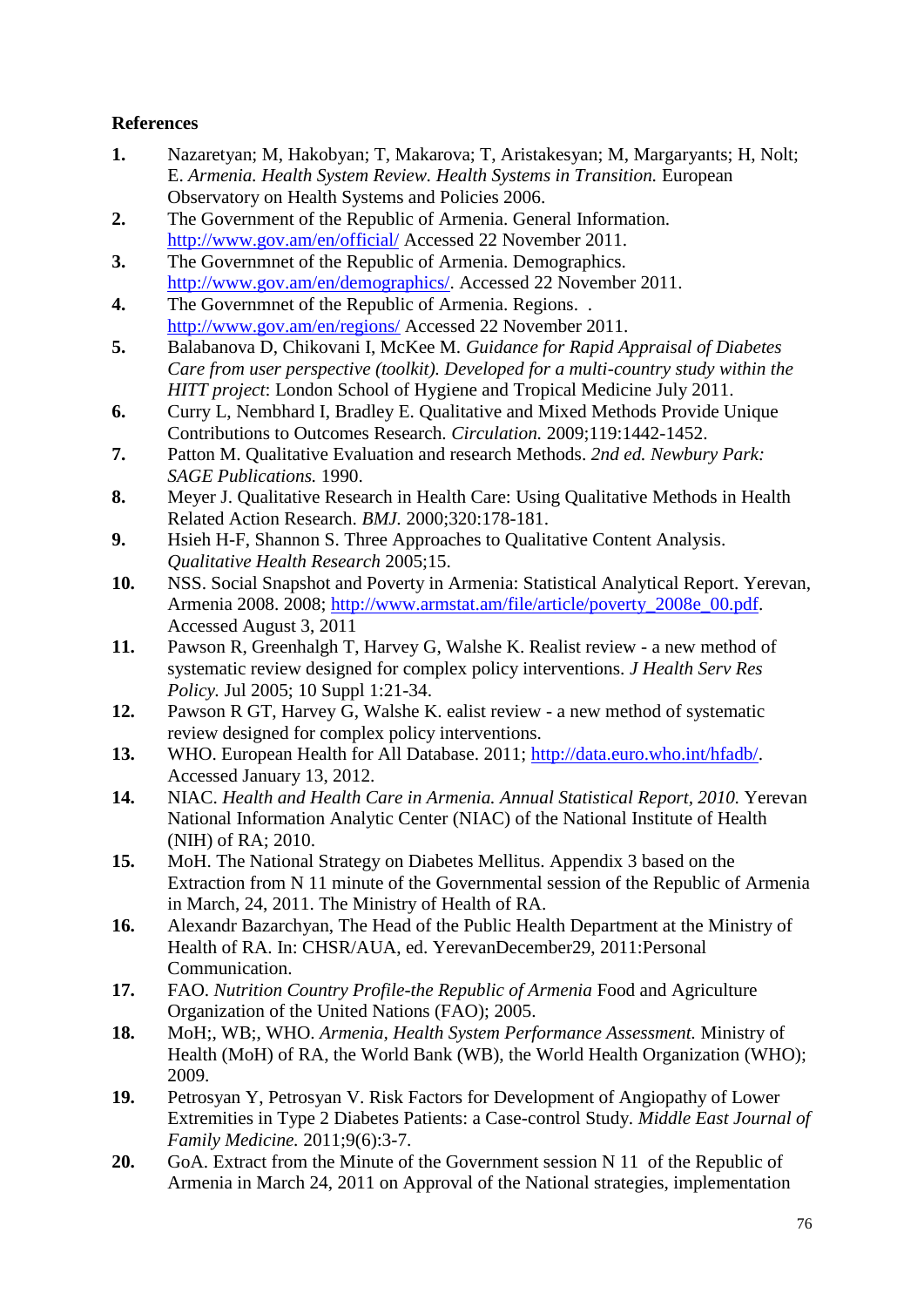**References**

1. Nazaretyan; M, Hakobyan; T, Makarova; T, Aristakesyan; M, Margaryants; H, Nolt; E. *Armenia. Health System Review. Health Systems in Transition.* European Observatory on Health Systems and Policies 2006.
2. The Government of the Republic of Armenia. General Information. http://www.gov.am/en/official/ Accessed 22 November 2011.
3. The Governmnet of the Republic of Armenia. Demographics. http://www.gov.am/en/demographics/. Accessed 22 November 2011.
4. The Governmnet of the Republic of Armenia. Regions. . http://www.gov.am/en/regions/ Accessed 22 November 2011.
5. Balabanova D, Chikovani I, McKee M. *Guidance for Rapid Appraisal of Diabetes Care from user perspective (toolkit). Developed for a multi-country study within the HITT project*: London School of Hygiene and Tropical Medicine July 2011.
6. Curry L, Nembhard I, Bradley E. Qualitative and Mixed Methods Provide Unique Contributions to Outcomes Research. *Circulation.* 2009;119:1442-1452.
7. Patton M. Qualitative Evaluation and research Methods. *2nd ed. Newbury Park: SAGE Publications.* 1990.
8. Meyer J. Qualitative Research in Health Care: Using Qualitative Methods in Health Related Action Research. *BMJ.* 2000;320:178-181.
9. Hsieh H-F, Shannon S. Three Approaches to Qualitative Content Analysis. *Qualitative Health Research* 2005;15.
10. NSS. Social Snapshot and Poverty in Armenia: Statistical Analytical Report. Yerevan, Armenia 2008. 2008; http://www.armstat.am/file/article/poverty_2008e_00.pdf. Accessed August 3, 2011
11. Pawson R, Greenhalgh T, Harvey G, Walshe K. Realist review - a new method of systematic review designed for complex policy interventions. *J Health Serv Res Policy.* Jul 2005; 10 Suppl 1:21-34.
12. Pawson R GT, Harvey G, Walshe K. ealist review - a new method of systematic review designed for complex policy interventions.
13. WHO. European Health for All Database. 2011; http://data.euro.who.int/hfadb/. Accessed January 13, 2012.
14. NIAC. *Health and Health Care in Armenia. Annual Statistical Report, 2010.* Yerevan National Information Analytic Center (NIAC) of the National Institute of Health (NIH) of RA; 2010.
15. MoH. The National Strategy on Diabetes Mellitus. Appendix 3 based on the Extraction from N 11 minute of the Governmental session of the Republic of Armenia in March, 24, 2011. The Ministry of Health of RA.
16. Alexandr Bazarchyan, The Head of the Public Health Department at the Ministry of Health of RA. In: CHSR/AUA, ed. YerevanDecember29, 2011:Personal Communication.
17. FAO. *Nutrition Country Profile-the Republic of Armenia* Food and Agriculture Organization of the United Nations (FAO); 2005.
18. MoH;, WB;, WHO. *Armenia, Health System Performance Assessment.* Ministry of Health (MoH) of RA, the World Bank (WB), the World Health Organization (WHO); 2009.
19. Petrosyan Y, Petrosyan V. Risk Factors for Development of Angiopathy of Lower Extremities in Type 2 Diabetes Patients: a Case-control Study. *Middle East Journal of Family Medicine.* 2011;9(6):3-7.
20. GoA. Extract from the Minute of the Government session N 11 of the Republic of Armenia in March 24, 2011 on Approval of the National strategies, implementation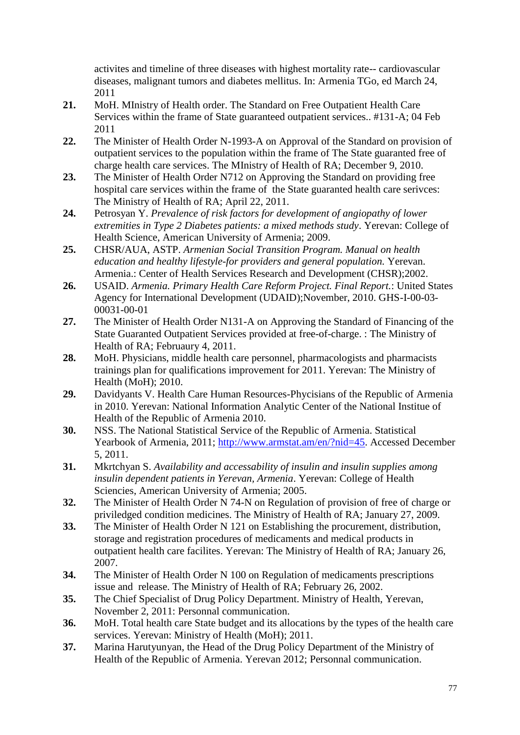activites and timeline of three diseases with highest mortality rate-- cardiovascular diseases, malignant tumors and diabetes mellitus. In: Armenia TGo, ed March 24, 2011

**21.** MoH. MInistry of Health order. The Standard on Free Outpatient Health Care Services within the frame of State guaranteed outpatient services.. #131-A; 04 Feb 2011

**22.** The Minister of Health Order N-1993-A on Approval of the Standard on provision of outpatient services to the population within the frame of The State guaranted free of charge health care services. The MInistry of Health of RA; December 9, 2010.

**23.** The Minister of Health Order N712 on Approving the Standard on providing free hospital care services within the frame of the State guaranted health care serivces: The Ministry of Health of RA; April 22, 2011.

**24.** Petrosyan Y. *Prevalence of risk factors for development of angiopathy of lower extremities in Type 2 Diabetes patients: a mixed methods study*. Yerevan: College of Health Science, American University of Armenia; 2009.

**25.** CHSR/AUA, ASTP. *Armenian Social Transition Program. Manual on health education and healthy lifestyle-for providers and general population.* Yerevan. Armenia.: Center of Health Services Research and Development (CHSR);2002.

**26.** USAID. *Armenia. Primary Health Care Reform Project. Final Report.*: United States Agency for International Development (UDAID);November, 2010. GHS-I-00-03-00031-00-01

**27.** The Minister of Health Order N131-A on Approving the Standard of Financing of the State Guaranted Outpatient Services provided at free-of-charge. : The Ministry of Health of RA; Februaury 4, 2011.

**28.** MoH. Physicians, middle health care personnel, pharmacologists and pharmacists trainings plan for qualifications improvement for 2011. Yerevan: The Ministry of Health (MoH); 2010.

**29.** Davidyants V. Health Care Human Resources-Phycisians of the Republic of Armenia in 2010. Yerevan: National Information Analytic Center of the National Institue of Health of the Republic of Armenia 2010.

**30.** NSS. The National Statistical Service of the Republic of Armenia. Statistical Yearbook of Armenia, 2011; http://www.armstat.am/en/?nid=45. Accessed December 5, 2011.

**31.** Mkrtchyan S. *Availability and accessability of insulin and insulin supplies among insulin dependent patients in Yerevan, Armenia*. Yerevan: College of Health Sciencies, American University of Armenia; 2005.

**32.** The Minister of Health Order N 74-N on Regulation of provision of free of charge or priviledged condition medicines. The Ministry of Health of RA; January 27, 2009.

**33.** The Minister of Health Order N 121 on Establishing the procurement, distribution, storage and registration procedures of medicaments and medical products in outpatient health care facilites. Yerevan: The Ministry of Health of RA; January 26, 2007.

**34.** The Minister of Health Order N 100 on Regulation of medicaments prescriptions issue and release. The Ministry of Health of RA; February 26, 2002.

**35.** The Chief Specialist of Drug Policy Department. Ministry of Health, Yerevan, November 2, 2011: Personnal communication.

**36.** MoH. Total health care State budget and its allocations by the types of the health care services. Yerevan: Ministry of Health (MoH); 2011.

**37.** Marina Harutyunyan, the Head of the Drug Policy Department of the Ministry of Health of the Republic of Armenia. Yerevan 2012; Personnal communication.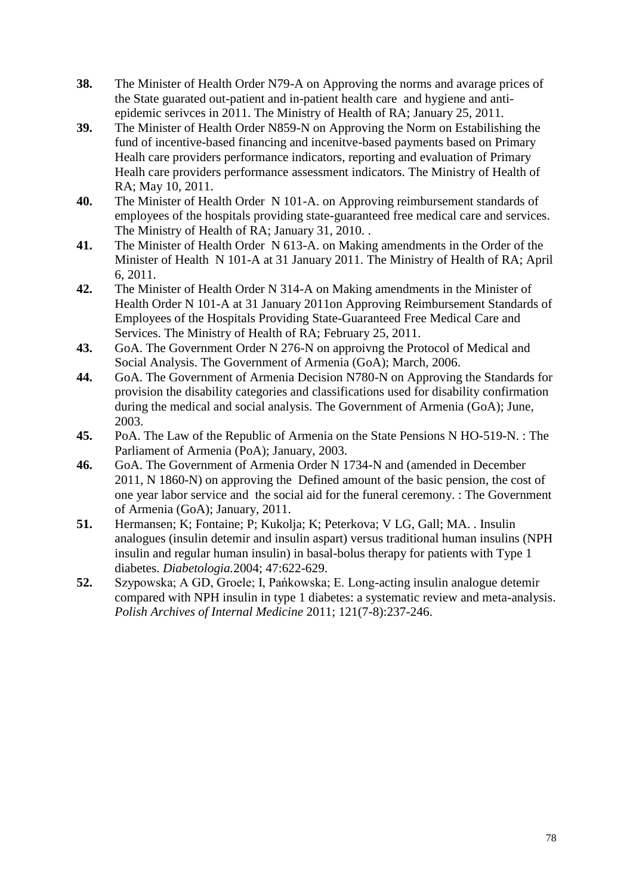**38.** The Minister of Health Order N79-A on Approving the norms and avarage prices of the State guarated out-patient and in-patient health care and hygiene and anti-epidemic serivces in 2011. The Ministry of Health of RA; January 25, 2011.

**39.** The Minister of Health Order N859-N on Approving the Norm on Estabilishing the fund of incentive-based financing and incenitve-based payments based on Primary Healh care providers performance indicators, reporting and evaluation of Primary Healh care providers performance assessment indicators. The Ministry of Health of RA; May 10, 2011.

**40.** The Minister of Health Order N 101-A. on Approving reimbursement standards of employees of the hospitals providing state-guaranteed free medical care and services. The Ministry of Health of RA; January 31, 2010. .

**41.** The Minister of Health Order N 613-A. on Making amendments in the Order of the Minister of Health N 101-A at 31 January 2011. The Ministry of Health of RA; April 6, 2011.

**42.** The Minister of Health Order N 314-A on Making amendments in the Minister of Health Order N 101-A at 31 January 2011on Approving Reimbursement Standards of Employees of the Hospitals Providing State-Guaranteed Free Medical Care and Services. The Ministry of Health of RA; February 25, 2011.

**43.** GoA. The Government Order N 276-N on approivng the Protocol of Medical and Social Analysis. The Government of Armenia (GoA); March, 2006.

**44.** GoA. The Government of Armenia Decision N780-N on Approving the Standards for provision the disability categories and classifications used for disability confirmation during the medical and social analysis. The Government of Armenia (GoA); June, 2003.

**45.** PoA. The Law of the Republic of Armenia on the State Pensions N HO-519-N. : The Parliament of Armenia (PoA); January, 2003.

**46.** GoA. The Government of Armenia Order N 1734-N and (amended in December 2011, N 1860-N) on approving the Defined amount of the basic pension, the cost of one year labor service and the social aid for the funeral ceremony. : The Government of Armenia (GoA); January, 2011.

**51.** Hermansen; K; Fontaine; P; Kukolja; K; Peterkova; V LG, Gall; MA. . Insulin analogues (insulin detemir and insulin aspart) versus traditional human insulins (NPH insulin and regular human insulin) in basal-bolus therapy for patients with Type 1 diabetes. *Diabetologia.*2004; 47:622-629.

**52.** Szypowska; A GD, Groele; I, Pańkowska; E. Long-acting insulin analogue detemir compared with NPH insulin in type 1 diabetes: a systematic review and meta-analysis. *Polish Archives of Internal Medicine* 2011; 121(7-8):237-246.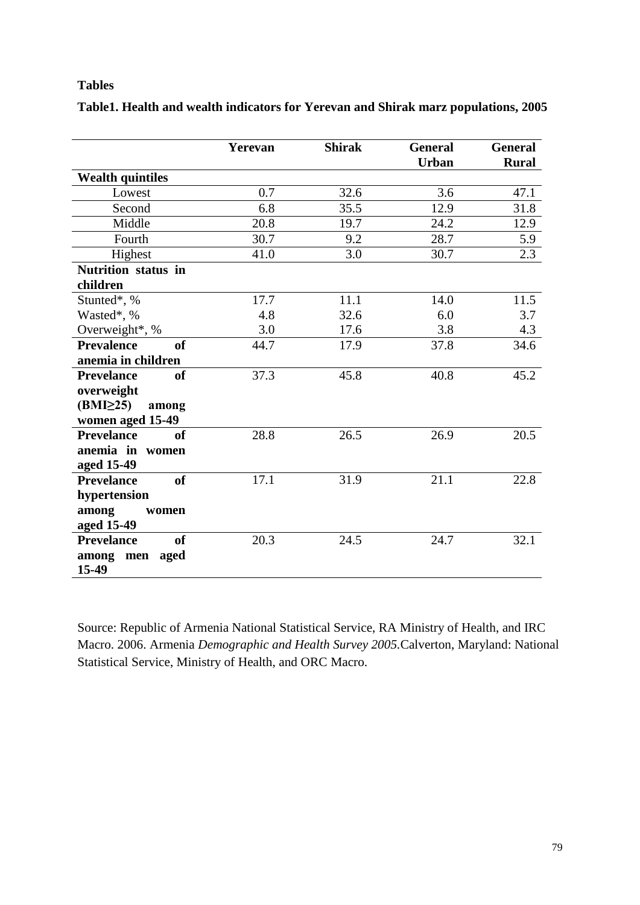**Tables**

**Table1. Health and wealth indicators for Yerevan and Shirak marz populations, 2005**

| | Yerevan | Shirak | General Urban | General Rural |
|---|---|---|---|---|
| **Wealth quintiles** | | | | |
| Lowest | 0.7 | 32.6 | 3.6 | 47.1 |
| Second | 6.8 | 35.5 | 12.9 | 31.8 |
| Middle | 20.8 | 19.7 | 24.2 | 12.9 |
| Fourth | 30.7 | 9.2 | 28.7 | 5.9 |
| Highest | 41.0 | 3.0 | 30.7 | 2.3 |
| **Nutrition status in children** | | | | |
| Stunted*, % | 17.7 | 11.1 | 14.0 | 11.5 |
| Wasted*, % | 4.8 | 32.6 | 6.0 | 3.7 |
| Overweight*, % | 3.0 | 17.6 | 3.8 | 4.3 |
| **Prevelance of anemia in children** | 44.7 | 17.9 | 37.8 | 34.6 |
| **Prevelance of overweight (BMI≥25) among women aged 15-49** | 37.3 | 45.8 | 40.8 | 45.2 |
| **Prevelance of anemia in women aged 15-49** | 28.8 | 26.5 | 26.9 | 20.5 |
| **Prevelance of hypertension among women aged 15-49** | 17.1 | 31.9 | 21.1 | 22.8 |
| **Prevelance of among men aged 15-49** | 20.3 | 24.5 | 24.7 | 32.1 |

Source: Republic of Armenia National Statistical Service, RA Ministry of Health, and IRC Macro. 2006. Armenia *Demographic and Health Survey 2005.*Calverton, Maryland: National Statistical Service, Ministry of Health, and ORC Macro.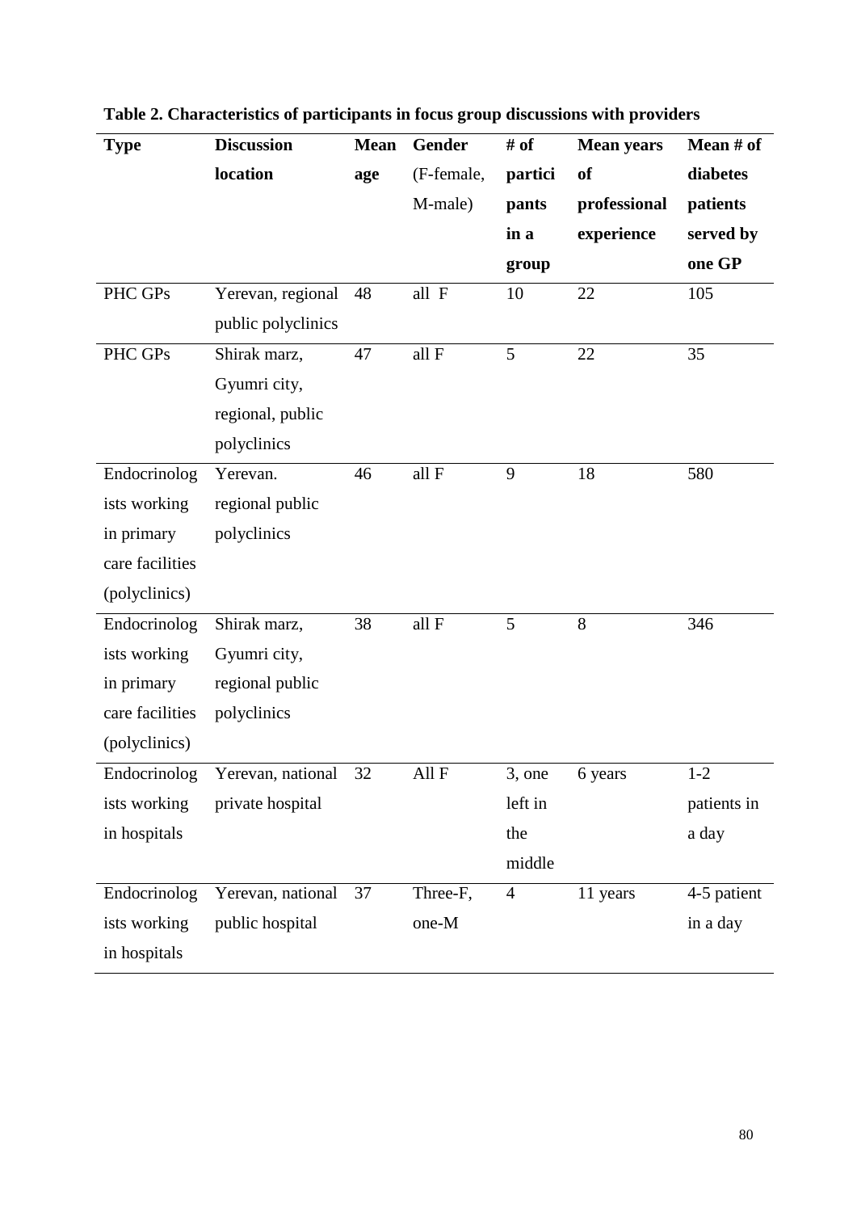**Table 2. Characteristics of participants in focus group discussions with providers**

| Type | Discussion location | Mean age | Gender (F-female, M-male) | # of participants in a group | Mean years of professional experience | Mean # of diabetes patients served by one GP |
|---|---|---|---|---|---|---|
| PHC GPs | Yerevan, regional public polyclinics | 48 | all F | 10 | 22 | 105 |
| PHC GPs | Shirak marz, Gyumri city, regional, public polyclinics | 47 | all F | 5 | 22 | 35 |
| Endocrinologists working in primary care facilities (polyclinics) | Yerevan. regional public polyclinics | 46 | all F | 9 | 18 | 580 |
| Endocrinologists working in primary care facilities (polyclinics) | Shirak marz, Gyumri city, regional public polyclinics | 38 | all F | 5 | 8 | 346 |
| Endocrinologists working in hospitals | Yerevan, national private hospital | 32 | All F | 3, one left in the middle | 6 years | 1-2 patients in a day |
| Endocrinologists working in hospitals | Yerevan, national public hospital | 37 | Three-F, one-M | 4 | 11 years | 4-5 patient in a day |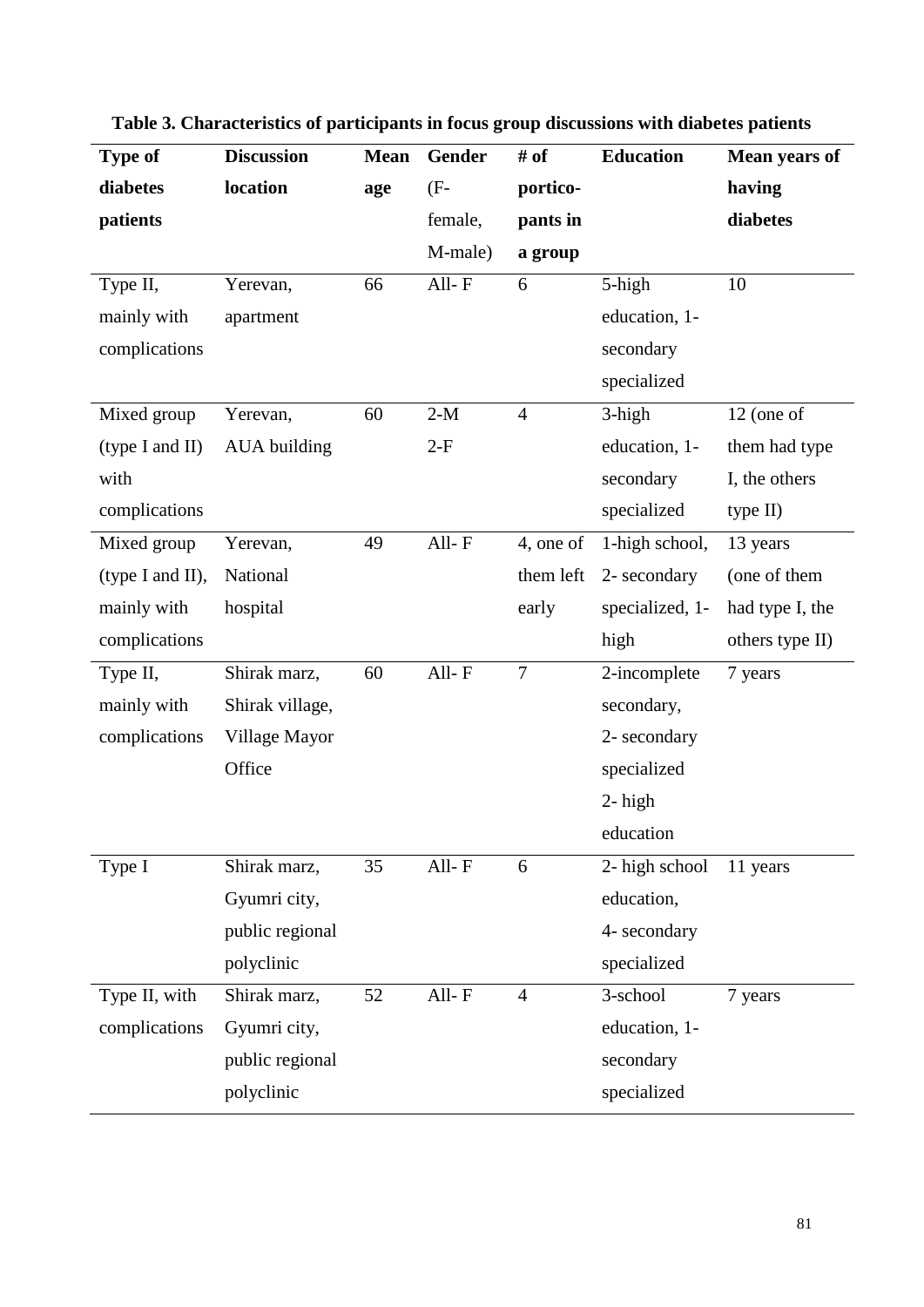**Table 3. Characteristics of participants in focus group discussions with diabetes patients**

| Type of diabetes patients | Discussion location | Mean age | Gender (F-female, M-male) | # of porticopants in a group | Education | Mean years of having diabetes |
|---|---|---|---|---|---|---|
| Type II, mainly with complications | Yerevan, apartment | 66 | All- F | 6 | 5-high education, 1-secondary specialized | 10 |
| Mixed group (type I and II) with complications | Yerevan, AUA building | 60 | 2-M 2-F | 4 | 3-high education, 1-secondary specialized | 12 (one of them had type I, the others type II) |
| Mixed group (type I and II), mainly with complications | Yerevan, National hospital | 49 | All- F | 4, one of them left early | 1-high school, 2- secondary specialized, 1-high | 13 years (one of them had type I, the others type II) |
| Type II, mainly with complications | Shirak marz, Shirak village, Village Mayor Office | 60 | All- F | 7 | 2-incomplete secondary, 2- secondary specialized 2- high education | 7 years |
| Type I | Shirak marz, Gyumri city, public regional polyclinic | 35 | All- F | 6 | 2- high school education, 4- secondary specialized | 11 years |
| Type II, with complications | Shirak marz, Gyumri city, public regional polyclinic | 52 | All- F | 4 | 3-school education, 1-secondary specialized | 7 years |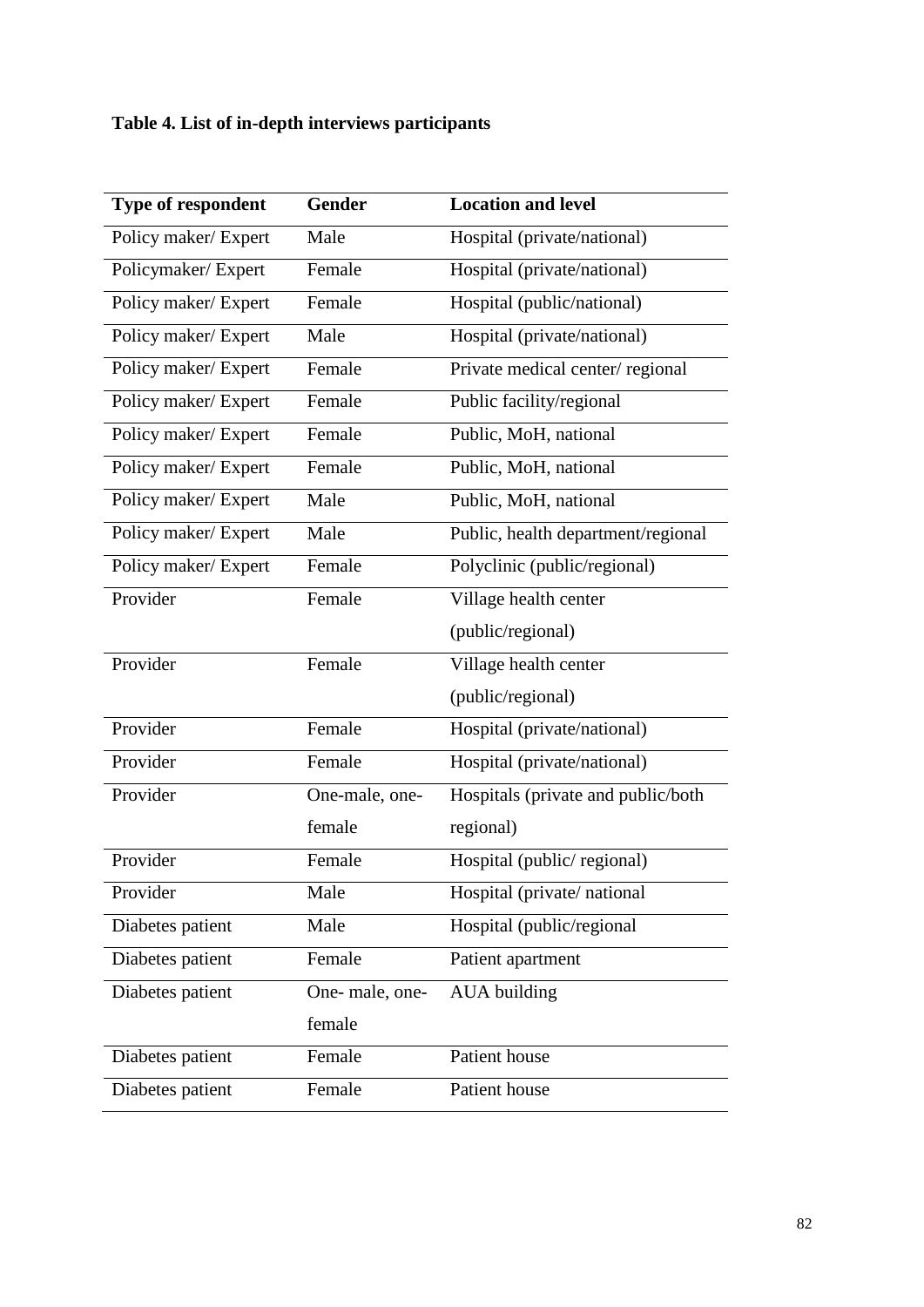**Table 4. List of in-depth interviews participants**

| Type of respondent | Gender | Location and level |
|---|---|---|
| Policy maker/ Expert | Male | Hospital (private/national) |
| Policymaker/ Expert | Female | Hospital (private/national) |
| Policy maker/ Expert | Female | Hospital (public/national) |
| Policy maker/ Expert | Male | Hospital (private/national) |
| Policy maker/ Expert | Female | Private medical center/ regional |
| Policy maker/ Expert | Female | Public facility/regional |
| Policy maker/ Expert | Female | Public, MoH, national |
| Policy maker/ Expert | Female | Public, MoH, national |
| Policy maker/ Expert | Male | Public, MoH, national |
| Policy maker/ Expert | Male | Public, health department/regional |
| Policy maker/ Expert | Female | Polyclinic (public/regional) |
| Provider | Female | Village health center (public/regional) |
| Provider | Female | Village health center (public/regional) |
| Provider | Female | Hospital (private/national) |
| Provider | Female | Hospital (private/national) |
| Provider | One-male, one-female | Hospitals (private and public/both regional) |
| Provider | Female | Hospital (public/ regional) |
| Provider | Male | Hospital (private/ national |
| Diabetes patient | Male | Hospital (public/regional |
| Diabetes patient | Female | Patient apartment |
| Diabetes patient | One- male, one-female | AUA building |
| Diabetes patient | Female | Patient house |
| Diabetes patient | Female | Patient house |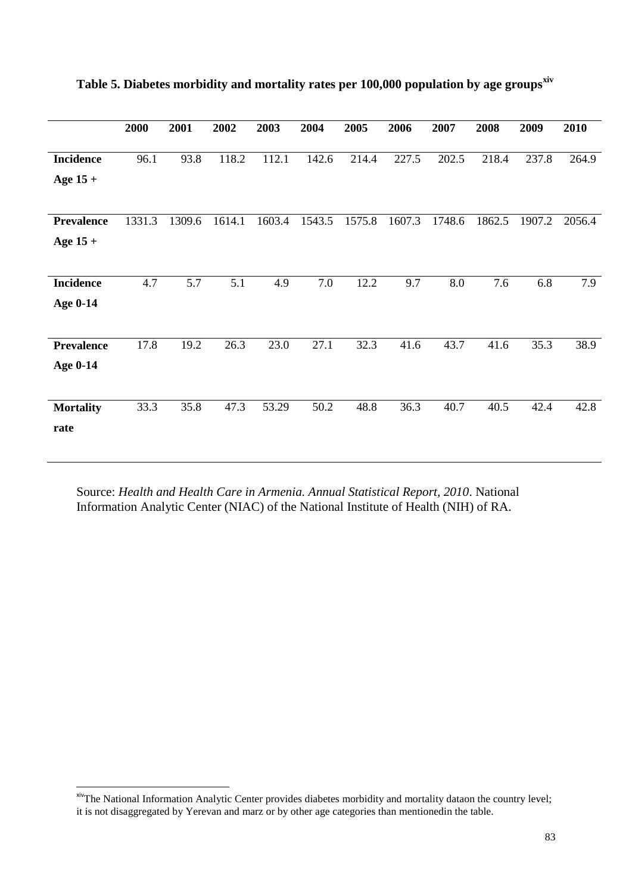**Table 5. Diabetes morbidity and mortality rates per 100,000 population by age groups[xiv]**

| | 2000 | 2001 | 2002 | 2003 | 2004 | 2005 | 2006 | 2007 | 2008 | 2009 | 2010 |
|---|---|---|---|---|---|---|---|---|---|---|---|
| **Incidence Age 15 +** | 96.1 | 93.8 | 118.2 | 112.1 | 142.6 | 214.4 | 227.5 | 202.5 | 218.4 | 237.8 | 264.9 |
| **Prevalence Age 15 +** | 1331.3 | 1309.6 | 1614.1 | 1603.4 | 1543.5 | 1575.8 | 1607.3 | 1748.6 | 1862.5 | 1907.2 | 2056.4 |
| **Incidence Age 0-14** | 4.7 | 5.7 | 5.1 | 4.9 | 7.0 | 12.2 | 9.7 | 8.0 | 7.6 | 6.8 | 7.9 |
| **Prevalence Age 0-14** | 17.8 | 19.2 | 26.3 | 23.0 | 27.1 | 32.3 | 41.6 | 43.7 | 41.6 | 35.3 | 38.9 |
| **Mortality rate** | 33.3 | 35.8 | 47.3 | 53.29 | 50.2 | 48.8 | 36.3 | 40.7 | 40.5 | 42.4 | 42.8 |

Source: *Health and Health Care in Armenia. Annual Statistical Report, 2010*. National Information Analytic Center (NIAC) of the National Institute of Health (NIH) of RA.

[xiv]The National Information Analytic Center provides diabetes morbidity and mortality dataon the country level; it is not disaggregated by Yerevan and marz or by other age categories than mentionedin the table.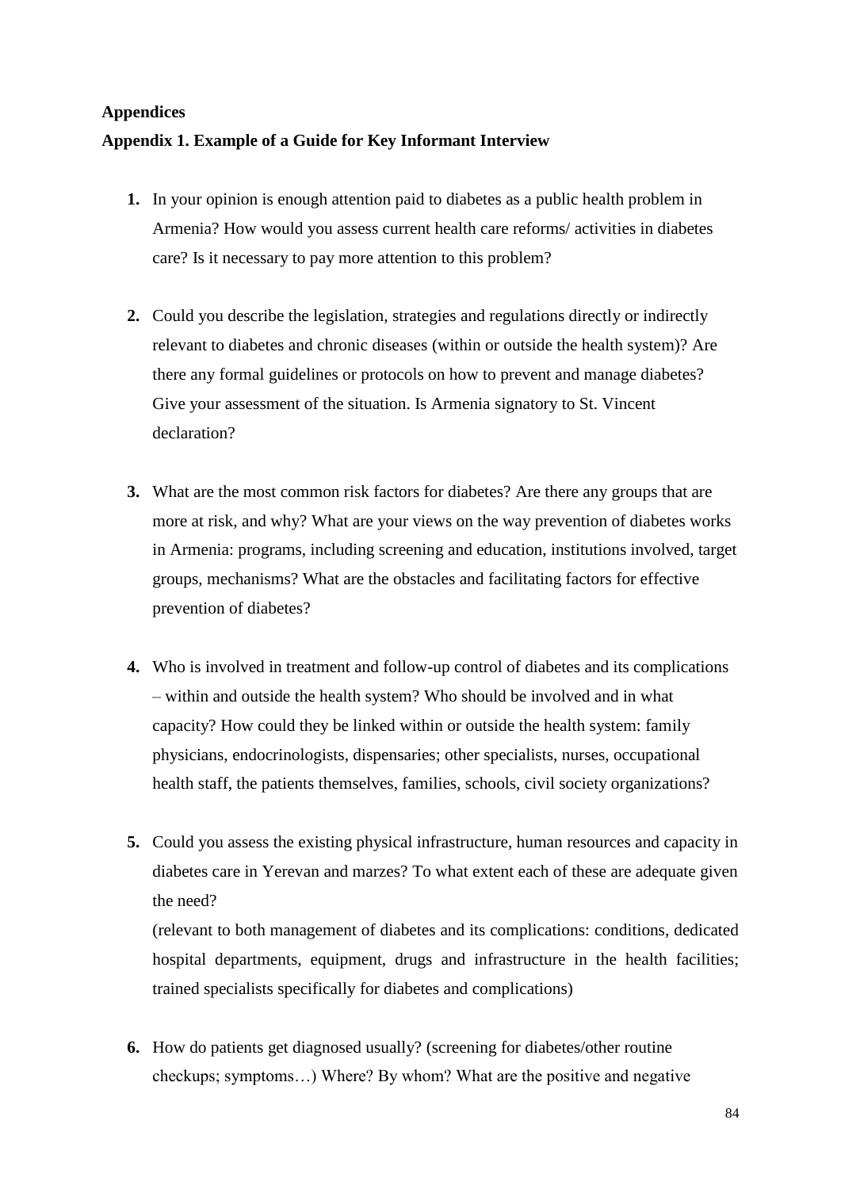## Appendices

### Appendix 1. Example of a Guide for Key Informant Interview

1. In your opinion is enough attention paid to diabetes as a public health problem in Armenia? How would you assess current health care reforms/ activities in diabetes care? Is it necessary to pay more attention to this problem?

2. Could you describe the legislation, strategies and regulations directly or indirectly relevant to diabetes and chronic diseases (within or outside the health system)? Are there any formal guidelines or protocols on how to prevent and manage diabetes? Give your assessment of the situation. Is Armenia signatory to St. Vincent declaration?

3. What are the most common risk factors for diabetes? Are there any groups that are more at risk, and why? What are your views on the way prevention of diabetes works in Armenia: programs, including screening and education, institutions involved, target groups, mechanisms? What are the obstacles and facilitating factors for effective prevention of diabetes?

4. Who is involved in treatment and follow-up control of diabetes and its complications – within and outside the health system? Who should be involved and in what capacity? How could they be linked within or outside the health system: family physicians, endocrinologists, dispensaries; other specialists, nurses, occupational health staff, the patients themselves, families, schools, civil society organizations?

5. Could you assess the existing physical infrastructure, human resources and capacity in diabetes care in Yerevan and marzes? To what extent each of these are adequate given the need?
(relevant to both management of diabetes and its complications: conditions, dedicated hospital departments, equipment, drugs and infrastructure in the health facilities; trained specialists specifically for diabetes and complications)

6. How do patients get diagnosed usually? (screening for diabetes/other routine checkups; symptoms…) Where? By whom? What are the positive and negative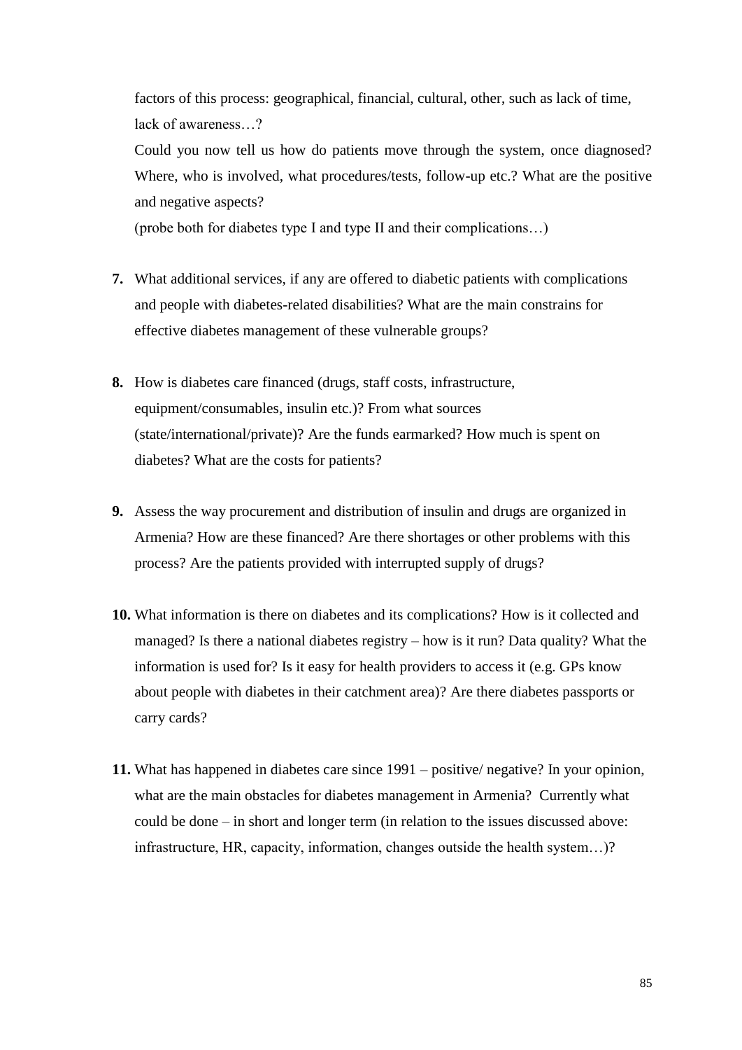factors of this process: geographical, financial, cultural, other, such as lack of time, lack of awareness…?

Could you now tell us how do patients move through the system, once diagnosed? Where, who is involved, what procedures/tests, follow-up etc.? What are the positive and negative aspects?

(probe both for diabetes type I and type II and their complications…)

7. What additional services, if any are offered to diabetic patients with complications and people with diabetes-related disabilities? What are the main constrains for effective diabetes management of these vulnerable groups?

8. How is diabetes care financed (drugs, staff costs, infrastructure, equipment/consumables, insulin etc.)? From what sources (state/international/private)? Are the funds earmarked? How much is spent on diabetes? What are the costs for patients?

9. Assess the way procurement and distribution of insulin and drugs are organized in Armenia? How are these financed? Are there shortages or other problems with this process? Are the patients provided with interrupted supply of drugs?

10. What information is there on diabetes and its complications? How is it collected and managed? Is there a national diabetes registry – how is it run? Data quality? What the information is used for? Is it easy for health providers to access it (e.g. GPs know about people with diabetes in their catchment area)? Are there diabetes passports or carry cards?

11. What has happened in diabetes care since 1991 – positive/ negative? In your opinion, what are the main obstacles for diabetes management in Armenia? Currently what could be done – in short and longer term (in relation to the issues discussed above: infrastructure, HR, capacity, information, changes outside the health system…)?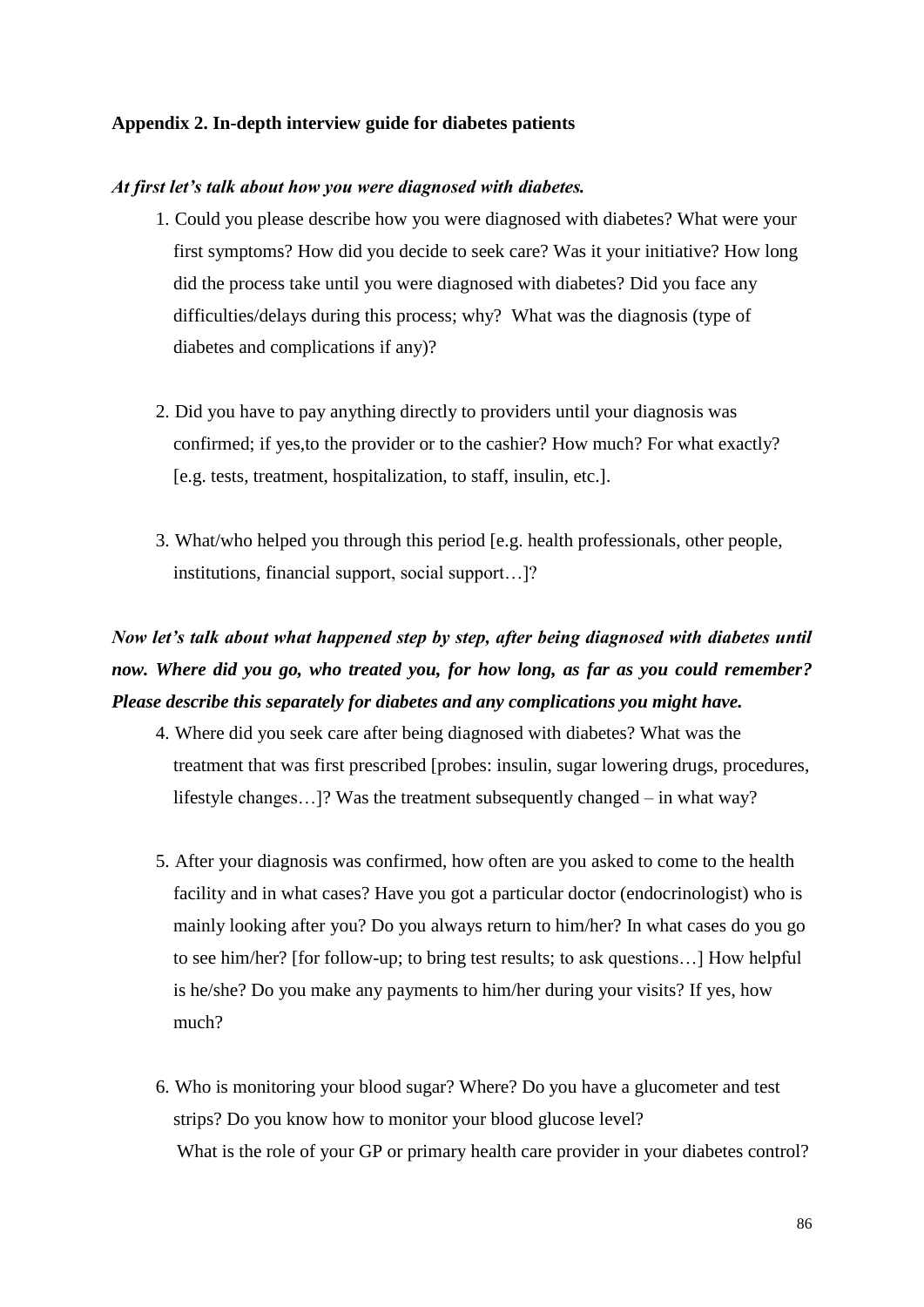**Appendix 2. In-depth interview guide for diabetes patients**

***At first let's talk about how you were diagnosed with diabetes.***

1. Could you please describe how you were diagnosed with diabetes? What were your first symptoms? How did you decide to seek care? Was it your initiative? How long did the process take until you were diagnosed with diabetes? Did you face any difficulties/delays during this process; why? What was the diagnosis (type of diabetes and complications if any)?

2. Did you have to pay anything directly to providers until your diagnosis was confirmed; if yes,to the provider or to the cashier? How much? For what exactly? [e.g. tests, treatment, hospitalization, to staff, insulin, etc.].

3. What/who helped you through this period [e.g. health professionals, other people, institutions, financial support, social support…]?

***Now let's talk about what happened step by step, after being diagnosed with diabetes until now. Where did you go, who treated you, for how long, as far as you could remember? Please describe this separately for diabetes and any complications you might have.***

4. Where did you seek care after being diagnosed with diabetes? What was the treatment that was first prescribed [probes: insulin, sugar lowering drugs, procedures, lifestyle changes…]? Was the treatment subsequently changed – in what way?

5. After your diagnosis was confirmed, how often are you asked to come to the health facility and in what cases? Have you got a particular doctor (endocrinologist) who is mainly looking after you? Do you always return to him/her? In what cases do you go to see him/her? [for follow-up; to bring test results; to ask questions…] How helpful is he/she? Do you make any payments to him/her during your visits? If yes, how much?

6. Who is monitoring your blood sugar? Where? Do you have a glucometer and test strips? Do you know how to monitor your blood glucose level?
   What is the role of your GP or primary health care provider in your diabetes control?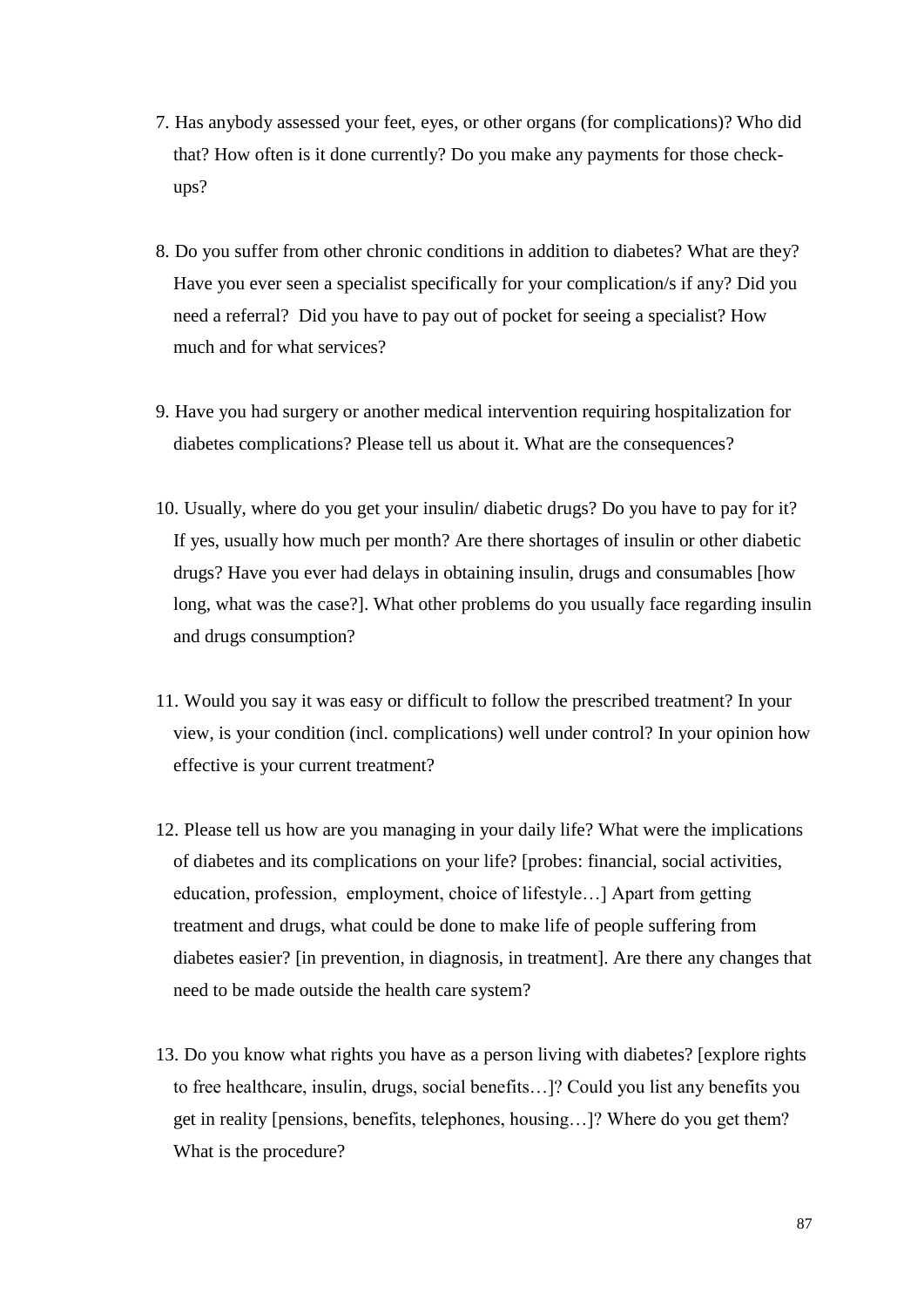7. Has anybody assessed your feet, eyes, or other organs (for complications)? Who did that? How often is it done currently? Do you make any payments for those check-ups?

8. Do you suffer from other chronic conditions in addition to diabetes? What are they? Have you ever seen a specialist specifically for your complication/s if any? Did you need a referral? Did you have to pay out of pocket for seeing a specialist? How much and for what services?

9. Have you had surgery or another medical intervention requiring hospitalization for diabetes complications? Please tell us about it. What are the consequences?

10. Usually, where do you get your insulin/ diabetic drugs? Do you have to pay for it? If yes, usually how much per month? Are there shortages of insulin or other diabetic drugs? Have you ever had delays in obtaining insulin, drugs and consumables [how long, what was the case?]. What other problems do you usually face regarding insulin and drugs consumption?

11. Would you say it was easy or difficult to follow the prescribed treatment? In your view, is your condition (incl. complications) well under control? In your opinion how effective is your current treatment?

12. Please tell us how are you managing in your daily life? What were the implications of diabetes and its complications on your life? [probes: financial, social activities, education, profession, employment, choice of lifestyle…] Apart from getting treatment and drugs, what could be done to make life of people suffering from diabetes easier? [in prevention, in diagnosis, in treatment]. Are there any changes that need to be made outside the health care system?

13. Do you know what rights you have as a person living with diabetes? [explore rights to free healthcare, insulin, drugs, social benefits…]? Could you list any benefits you get in reality [pensions, benefits, telephones, housing…]? Where do you get them? What is the procedure?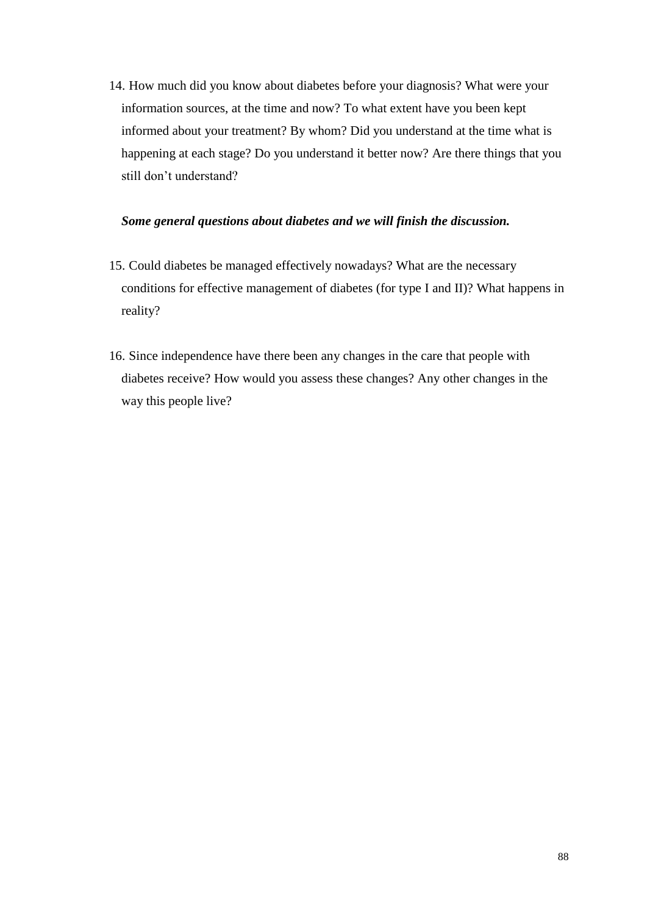14. How much did you know about diabetes before your diagnosis? What were your information sources, at the time and now? To what extent have you been kept informed about your treatment? By whom? Did you understand at the time what is happening at each stage? Do you understand it better now? Are there things that you still don't understand?

***Some general questions about diabetes and we will finish the discussion.***

15. Could diabetes be managed effectively nowadays? What are the necessary conditions for effective management of diabetes (for type I and II)? What happens in reality?

16. Since independence have there been any changes in the care that people with diabetes receive? How would you assess these changes? Any other changes in the way this people live?